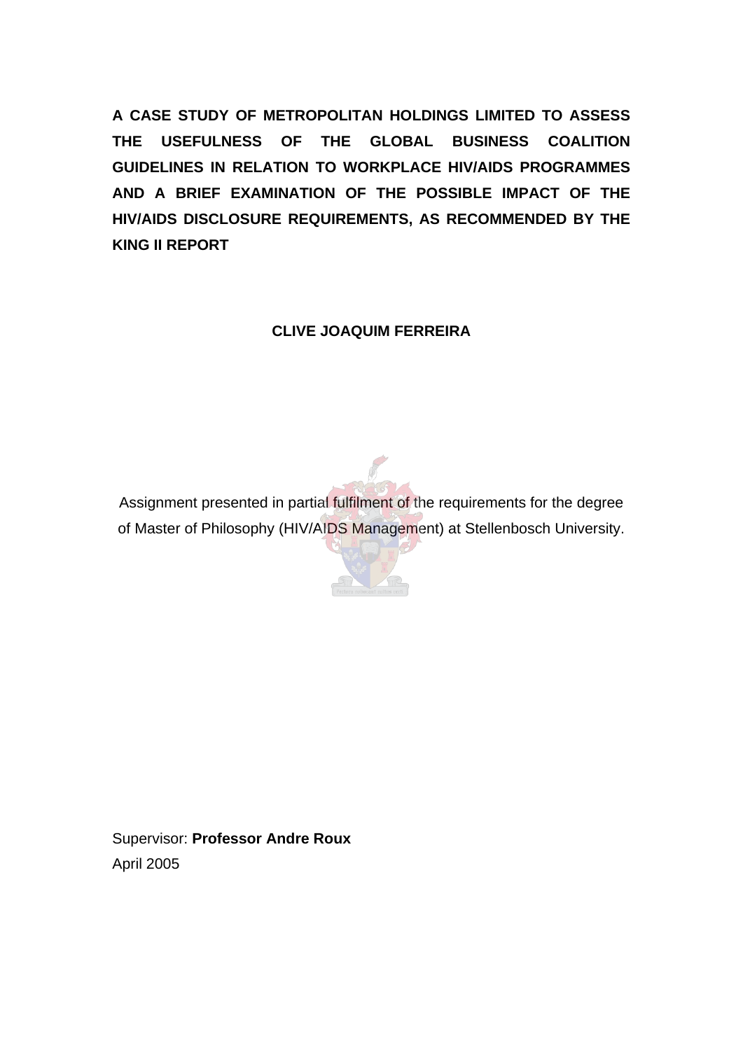# A CASE STUDY OF METROPOLITAN HOLDINGS LIMITED TO ASSESS THE USEFULNESS OF THE GLOBAL BUSINESS COALITION GUIDELINES IN RELATION TO WORKPLACE HIV/AIDS PROGRAMMES AND A BRIEF EXAMINATION OF THE POSSIBLE IMPACT OF THE HIV/AIDS DISCLOSURE REQUIREMENTS, AS RECOMMENDED BY THE KING II REPORT

**CLIVE JOAQUIM FERREIRA**

Assignment presented in partial fulfilment of the requirements for the degree of Master of Philosophy (HIV/AIDS Management) at Stellenbosch University.

Supervisor: **Professor Andre Roux**

April 2005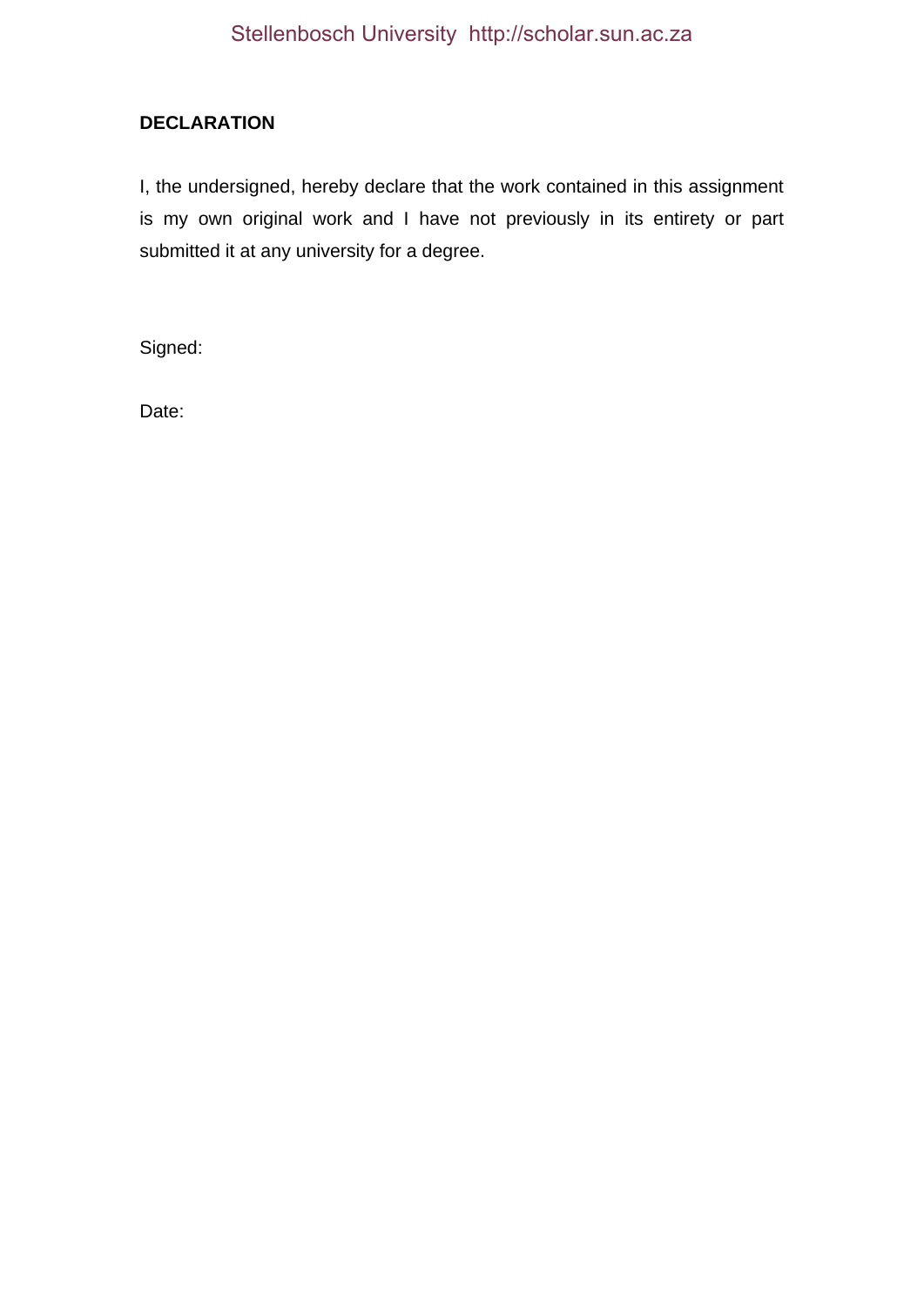**DECLARATION**

I, the undersigned, hereby declare that the work contained in this assignment is my own original work and I have not previously in its entirety or part submitted it at any university for a degree.

Signed:

Date: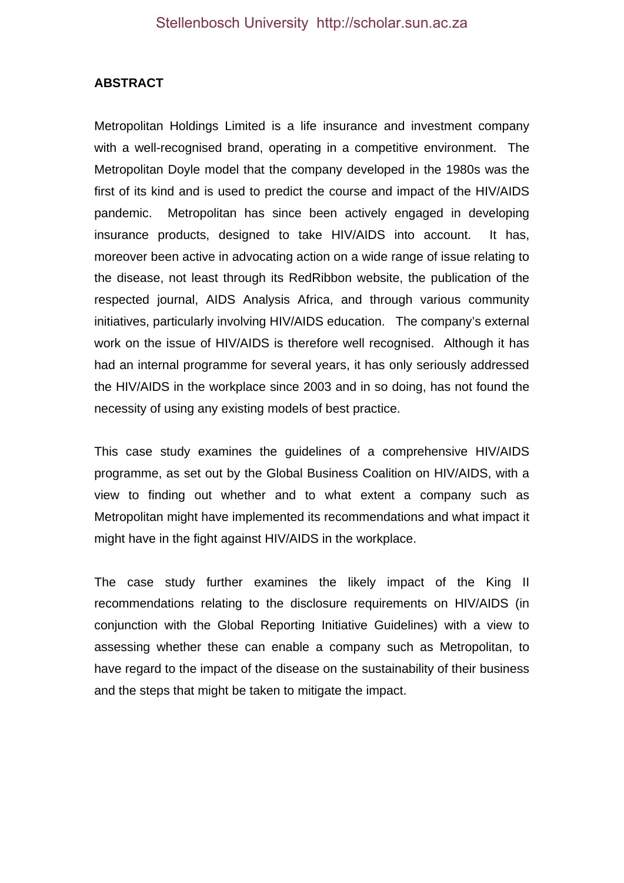## ABSTRACT

Metropolitan Holdings Limited is a life insurance and investment company with a well-recognised brand, operating in a competitive environment. The Metropolitan Doyle model that the company developed in the 1980s was the first of its kind and is used to predict the course and impact of the HIV/AIDS pandemic. Metropolitan has since been actively engaged in developing insurance products, designed to take HIV/AIDS into account. It has, moreover been active in advocating action on a wide range of issue relating to the disease, not least through its RedRibbon website, the publication of the respected journal, AIDS Analysis Africa, and through various community initiatives, particularly involving HIV/AIDS education. The company's external work on the issue of HIV/AIDS is therefore well recognised. Although it has had an internal programme for several years, it has only seriously addressed the HIV/AIDS in the workplace since 2003 and in so doing, has not found the necessity of using any existing models of best practice.

This case study examines the guidelines of a comprehensive HIV/AIDS programme, as set out by the Global Business Coalition on HIV/AIDS, with a view to finding out whether and to what extent a company such as Metropolitan might have implemented its recommendations and what impact it might have in the fight against HIV/AIDS in the workplace.

The case study further examines the likely impact of the King II recommendations relating to the disclosure requirements on HIV/AIDS (in conjunction with the Global Reporting Initiative Guidelines) with a view to assessing whether these can enable a company such as Metropolitan, to have regard to the impact of the disease on the sustainability of their business and the steps that might be taken to mitigate the impact.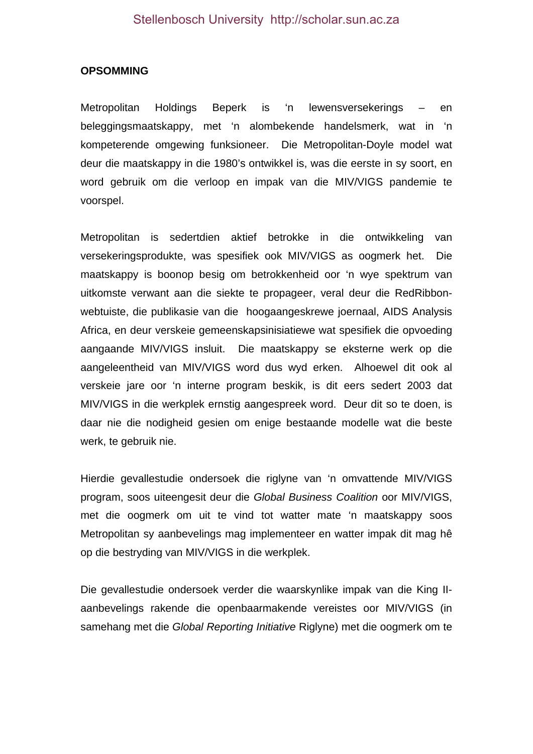**OPSOMMING**

Metropolitan Holdings Beperk is 'n lewensversekerings – en beleggingsmaatskappy, met 'n alombekende handelsmerk, wat in 'n kompeterende omgewing funksioneer. Die Metropolitan-Doyle model wat deur die maatskappy in die 1980's ontwikkel is, was die eerste in sy soort, en word gebruik om die verloop en impak van die MIV/VIGS pandemie te voorspel.

Metropolitan is sedertdien aktief betrokke in die ontwikkeling van versekeringsprodukte, was spesifiek ook MIV/VIGS as oogmerk het. Die maatskappy is boonop besig om betrokkenheid oor 'n wye spektrum van uitkomste verwant aan die siekte te propageer, veral deur die RedRibbon-webtuiste, die publikasie van die hoogaangeskrewe joernaal, AIDS Analysis Africa, en deur verskeie gemeenskapsinisiatiewe wat spesifiek die opvoeding aangaande MIV/VIGS insluit. Die maatskappy se eksterne werk op die aangeleentheid van MIV/VIGS word dus wyd erken. Alhoewel dit ook al verskeie jare oor 'n interne program beskik, is dit eers sedert 2003 dat MIV/VIGS in die werkplek ernstig aangespreek word. Deur dit so te doen, is daar nie die nodigheid gesien om enige bestaande modelle wat die beste werk, te gebruik nie.

Hierdie gevallestudie ondersoek die riglyne van 'n omvattende MIV/VIGS program, soos uiteengesit deur die *Global Business Coalition* oor MIV/VIGS, met die oogmerk om uit te vind tot watter mate 'n maatskappy soos Metropolitan sy aanbevelings mag implementeer en watter impak dit mag hê op die bestryding van MIV/VIGS in die werkplek.

Die gevallestudie ondersoek verder die waarskynlike impak van die King II-aanbevelings rakende die openbaarmakende vereistes oor MIV/VIGS (in samehang met die *Global Reporting Initiative* Riglyne) met die oogmerk om te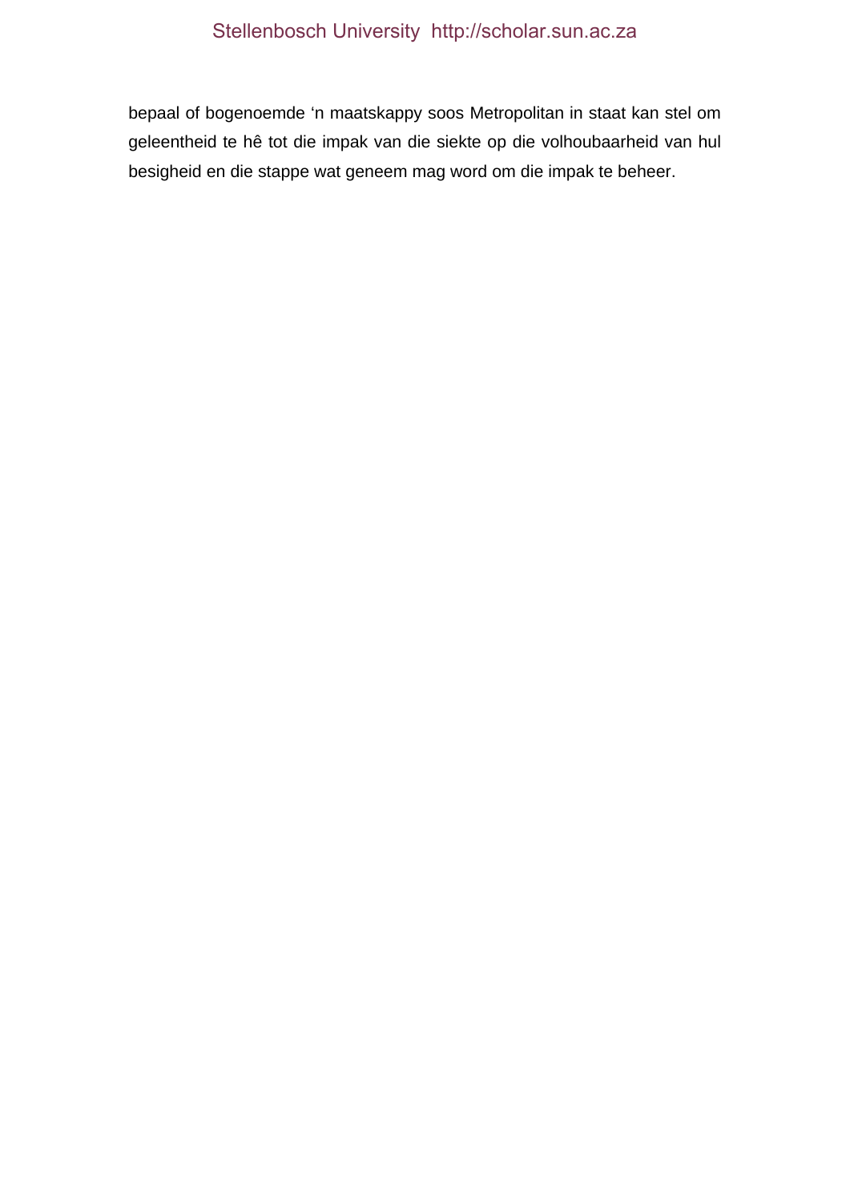bepaal of bogenoemde ‘n maatskappy soos Metropolitan in staat kan stel om geleentheid te hê tot die impak van die siekte op die volhoubaarheid van hul besigheid en die stappe wat geneem mag word om die impak te beheer.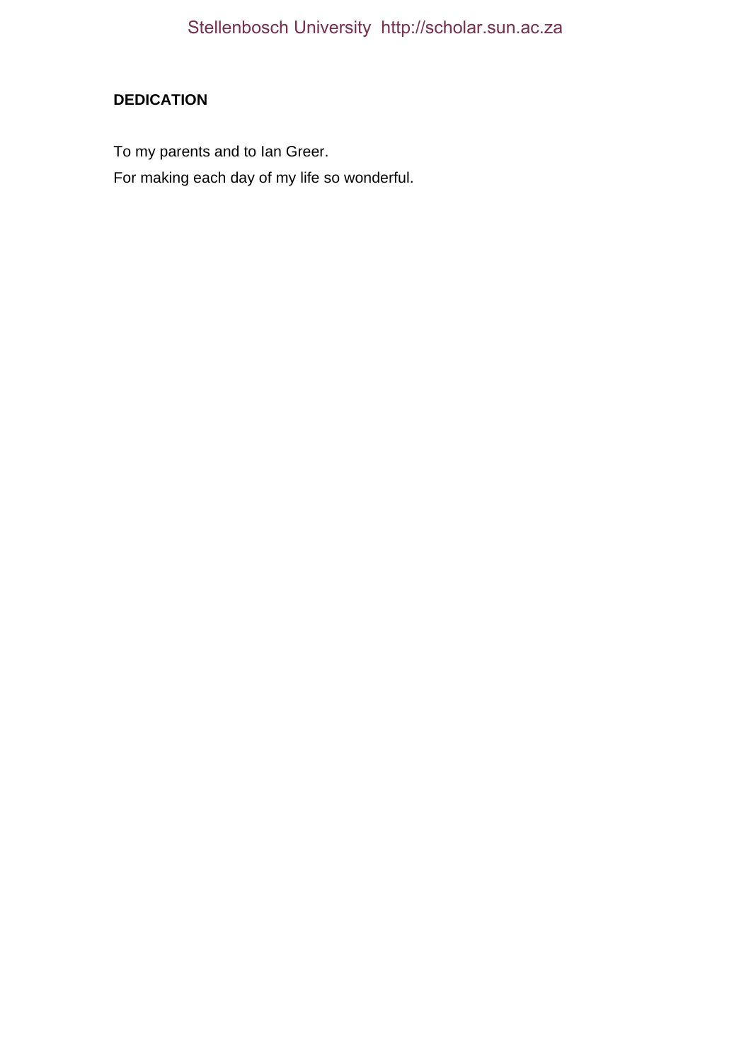## DEDICATION

To my parents and to Ian Greer.

For making each day of my life so wonderful.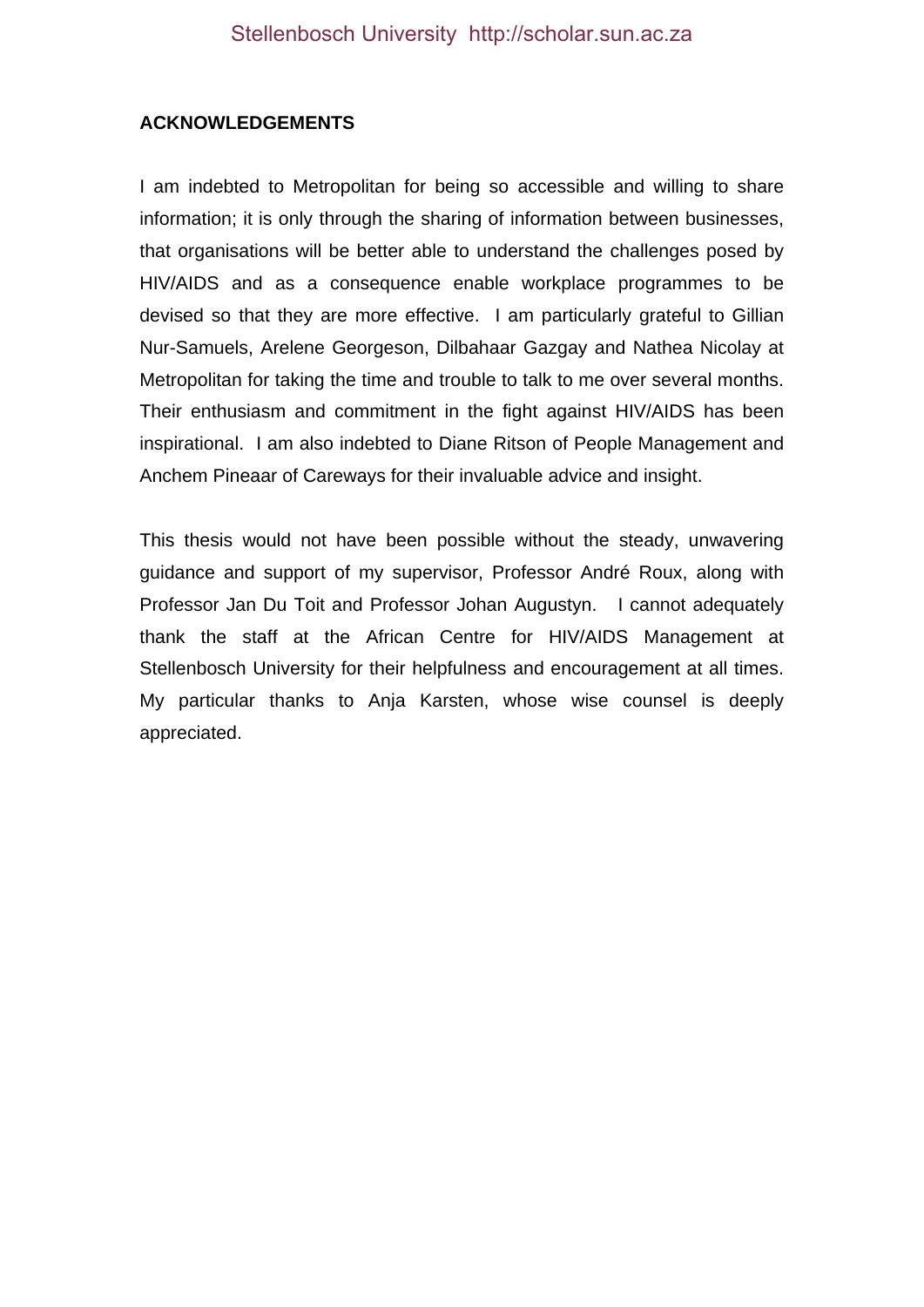## ACKNOWLEDGEMENTS

I am indebted to Metropolitan for being so accessible and willing to share information; it is only through the sharing of information between businesses, that organisations will be better able to understand the challenges posed by HIV/AIDS and as a consequence enable workplace programmes to be devised so that they are more effective. I am particularly grateful to Gillian Nur-Samuels, Arelene Georgeson, Dilbahaar Gazgay and Nathea Nicolay at Metropolitan for taking the time and trouble to talk to me over several months. Their enthusiasm and commitment in the fight against HIV/AIDS has been inspirational. I am also indebted to Diane Ritson of People Management and Anchem Pineaar of Careways for their invaluable advice and insight.

This thesis would not have been possible without the steady, unwavering guidance and support of my supervisor, Professor André Roux, along with Professor Jan Du Toit and Professor Johan Augustyn. I cannot adequately thank the staff at the African Centre for HIV/AIDS Management at Stellenbosch University for their helpfulness and encouragement at all times. My particular thanks to Anja Karsten, whose wise counsel is deeply appreciated.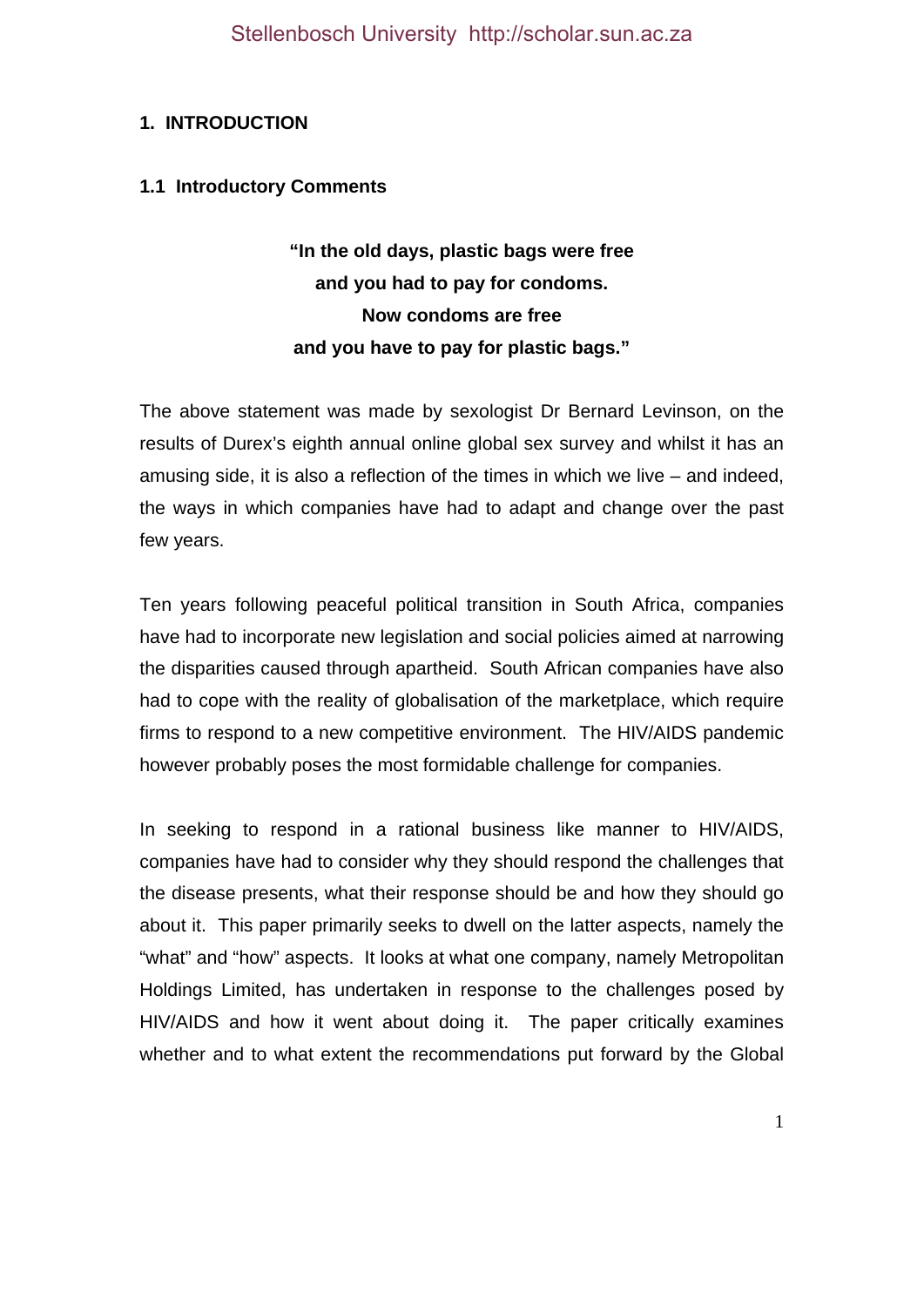# 1. INTRODUCTION

## 1.1 Introductory Comments

**"In the old days, plastic bags were free and you had to pay for condoms. Now condoms are free and you have to pay for plastic bags."**

The above statement was made by sexologist Dr Bernard Levinson, on the results of Durex's eighth annual online global sex survey and whilst it has an amusing side, it is also a reflection of the times in which we live – and indeed, the ways in which companies have had to adapt and change over the past few years.

Ten years following peaceful political transition in South Africa, companies have had to incorporate new legislation and social policies aimed at narrowing the disparities caused through apartheid. South African companies have also had to cope with the reality of globalisation of the marketplace, which require firms to respond to a new competitive environment. The HIV/AIDS pandemic however probably poses the most formidable challenge for companies.

In seeking to respond in a rational business like manner to HIV/AIDS, companies have had to consider why they should respond the challenges that the disease presents, what their response should be and how they should go about it. This paper primarily seeks to dwell on the latter aspects, namely the "what" and "how" aspects. It looks at what one company, namely Metropolitan Holdings Limited, has undertaken in response to the challenges posed by HIV/AIDS and how it went about doing it. The paper critically examines whether and to what extent the recommendations put forward by the Global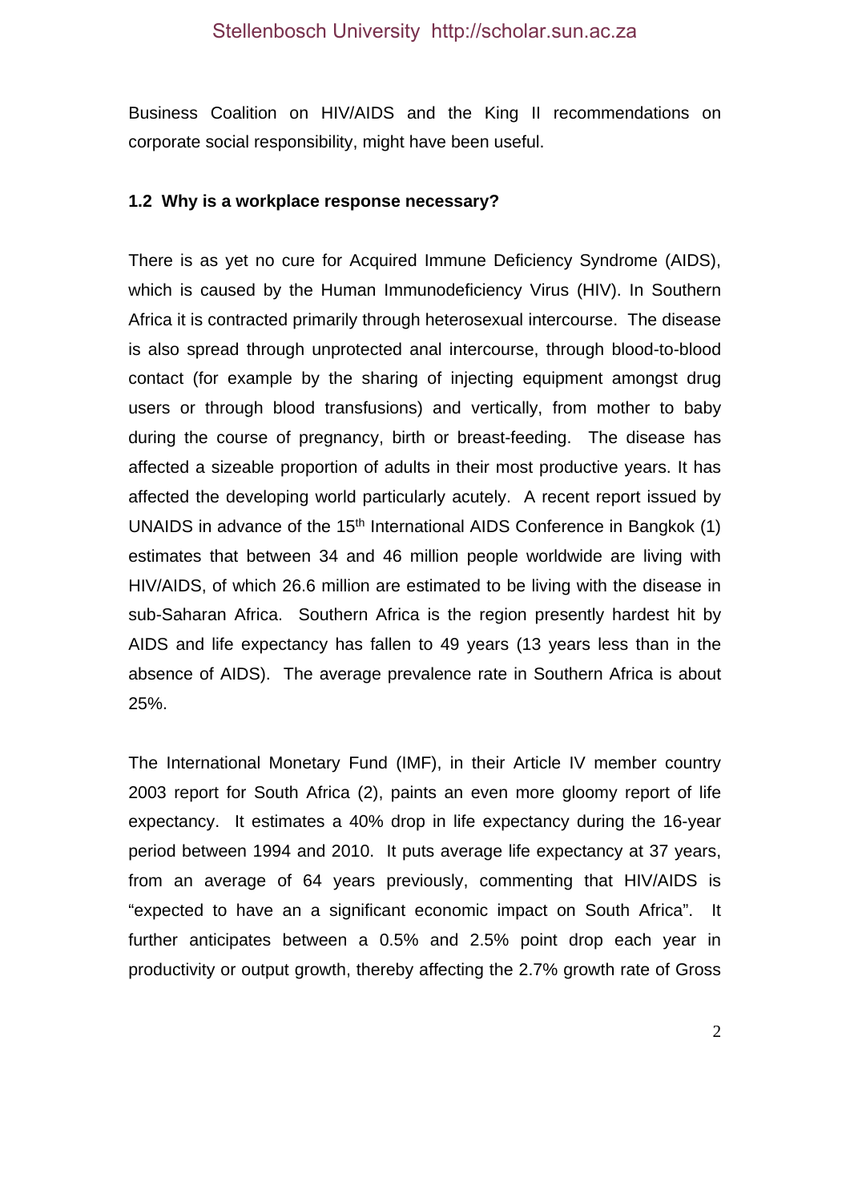Business Coalition on HIV/AIDS and the King II recommendations on corporate social responsibility, might have been useful.

### 1.2 Why is a workplace response necessary?

There is as yet no cure for Acquired Immune Deficiency Syndrome (AIDS), which is caused by the Human Immunodeficiency Virus (HIV). In Southern Africa it is contracted primarily through heterosexual intercourse. The disease is also spread through unprotected anal intercourse, through blood-to-blood contact (for example by the sharing of injecting equipment amongst drug users or through blood transfusions) and vertically, from mother to baby during the course of pregnancy, birth or breast-feeding. The disease has affected a sizeable proportion of adults in their most productive years. It has affected the developing world particularly acutely. A recent report issued by UNAIDS in advance of the 15th International AIDS Conference in Bangkok (1) estimates that between 34 and 46 million people worldwide are living with HIV/AIDS, of which 26.6 million are estimated to be living with the disease in sub-Saharan Africa. Southern Africa is the region presently hardest hit by AIDS and life expectancy has fallen to 49 years (13 years less than in the absence of AIDS). The average prevalence rate in Southern Africa is about 25%.

The International Monetary Fund (IMF), in their Article IV member country 2003 report for South Africa (2), paints an even more gloomy report of life expectancy. It estimates a 40% drop in life expectancy during the 16-year period between 1994 and 2010. It puts average life expectancy at 37 years, from an average of 64 years previously, commenting that HIV/AIDS is "expected to have an a significant economic impact on South Africa". It further anticipates between a 0.5% and 2.5% point drop each year in productivity or output growth, thereby affecting the 2.7% growth rate of Gross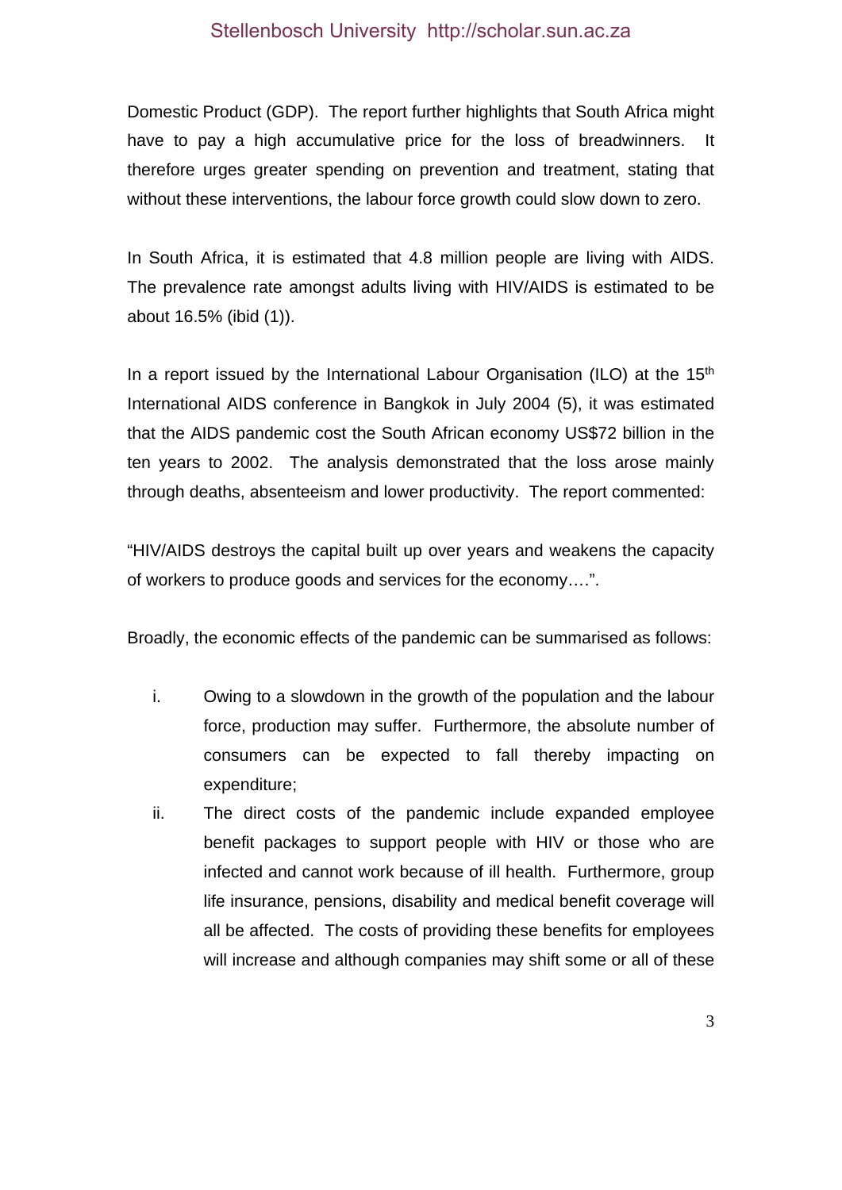Domestic Product (GDP). The report further highlights that South Africa might have to pay a high accumulative price for the loss of breadwinners. It therefore urges greater spending on prevention and treatment, stating that without these interventions, the labour force growth could slow down to zero.

In South Africa, it is estimated that 4.8 million people are living with AIDS. The prevalence rate amongst adults living with HIV/AIDS is estimated to be about 16.5% (ibid (1)).

In a report issued by the International Labour Organisation (ILO) at the 15th International AIDS conference in Bangkok in July 2004 (5), it was estimated that the AIDS pandemic cost the South African economy US$72 billion in the ten years to 2002. The analysis demonstrated that the loss arose mainly through deaths, absenteeism and lower productivity. The report commented:

"HIV/AIDS destroys the capital built up over years and weakens the capacity of workers to produce goods and services for the economy….".

Broadly, the economic effects of the pandemic can be summarised as follows:

i. Owing to a slowdown in the growth of the population and the labour force, production may suffer. Furthermore, the absolute number of consumers can be expected to fall thereby impacting on expenditure;

ii. The direct costs of the pandemic include expanded employee benefit packages to support people with HIV or those who are infected and cannot work because of ill health. Furthermore, group life insurance, pensions, disability and medical benefit coverage will all be affected. The costs of providing these benefits for employees will increase and although companies may shift some or all of these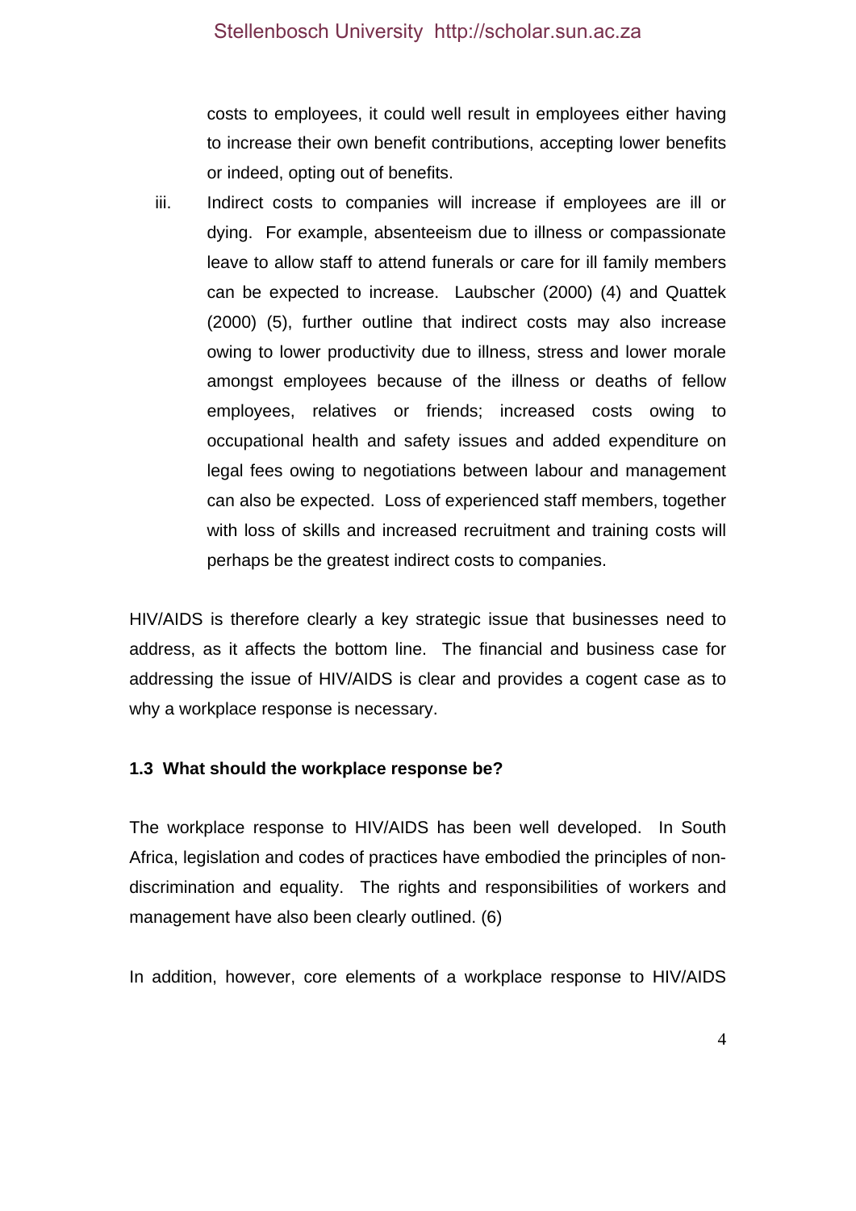costs to employees, it could well result in employees either having to increase their own benefit contributions, accepting lower benefits or indeed, opting out of benefits.

iii. Indirect costs to companies will increase if employees are ill or dying. For example, absenteeism due to illness or compassionate leave to allow staff to attend funerals or care for ill family members can be expected to increase. Laubscher (2000) (4) and Quattek (2000) (5), further outline that indirect costs may also increase owing to lower productivity due to illness, stress and lower morale amongst employees because of the illness or deaths of fellow employees, relatives or friends; increased costs owing to occupational health and safety issues and added expenditure on legal fees owing to negotiations between labour and management can also be expected. Loss of experienced staff members, together with loss of skills and increased recruitment and training costs will perhaps be the greatest indirect costs to companies.

HIV/AIDS is therefore clearly a key strategic issue that businesses need to address, as it affects the bottom line. The financial and business case for addressing the issue of HIV/AIDS is clear and provides a cogent case as to why a workplace response is necessary.

### 1.3 What should the workplace response be?

The workplace response to HIV/AIDS has been well developed. In South Africa, legislation and codes of practices have embodied the principles of non-discrimination and equality. The rights and responsibilities of workers and management have also been clearly outlined. (6)

In addition, however, core elements of a workplace response to HIV/AIDS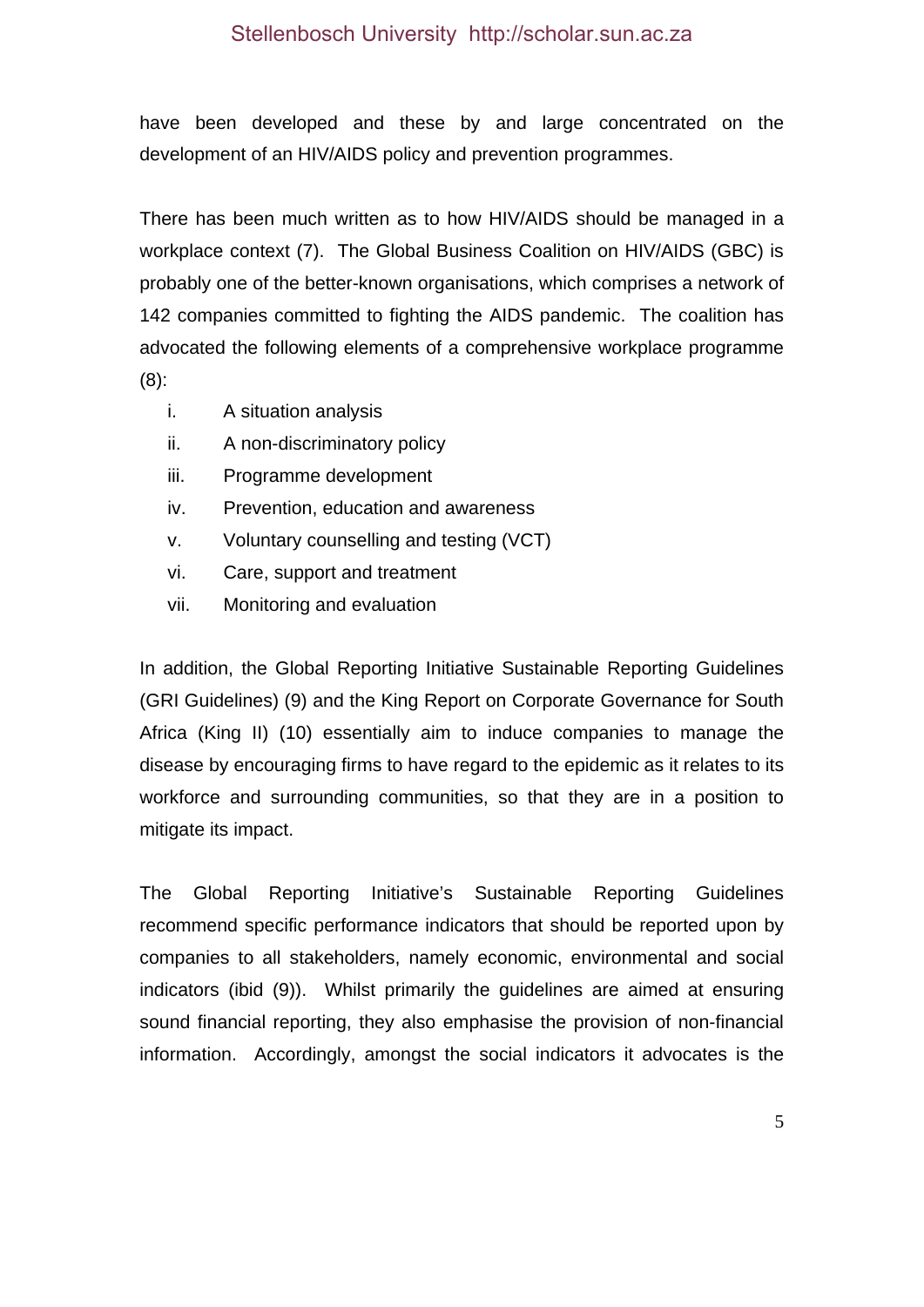have been developed and these by and large concentrated on the development of an HIV/AIDS policy and prevention programmes.

There has been much written as to how HIV/AIDS should be managed in a workplace context (7). The Global Business Coalition on HIV/AIDS (GBC) is probably one of the better-known organisations, which comprises a network of 142 companies committed to fighting the AIDS pandemic. The coalition has advocated the following elements of a comprehensive workplace programme (8):

i. A situation analysis
ii. A non-discriminatory policy
iii. Programme development
iv. Prevention, education and awareness
v. Voluntary counselling and testing (VCT)
vi. Care, support and treatment
vii. Monitoring and evaluation

In addition, the Global Reporting Initiative Sustainable Reporting Guidelines (GRI Guidelines) (9) and the King Report on Corporate Governance for South Africa (King II) (10) essentially aim to induce companies to manage the disease by encouraging firms to have regard to the epidemic as it relates to its workforce and surrounding communities, so that they are in a position to mitigate its impact.

The Global Reporting Initiative's Sustainable Reporting Guidelines recommend specific performance indicators that should be reported upon by companies to all stakeholders, namely economic, environmental and social indicators (ibid (9)). Whilst primarily the guidelines are aimed at ensuring sound financial reporting, they also emphasise the provision of non-financial information. Accordingly, amongst the social indicators it advocates is the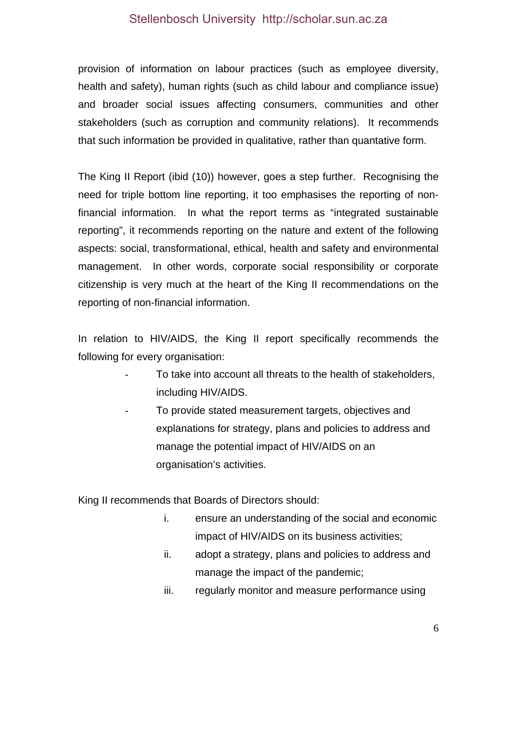provision of information on labour practices (such as employee diversity, health and safety), human rights (such as child labour and compliance issue) and broader social issues affecting consumers, communities and other stakeholders (such as corruption and community relations). It recommends that such information be provided in qualitative, rather than quantative form.

The King II Report (ibid (10)) however, goes a step further. Recognising the need for triple bottom line reporting, it too emphasises the reporting of non-financial information. In what the report terms as "integrated sustainable reporting", it recommends reporting on the nature and extent of the following aspects: social, transformational, ethical, health and safety and environmental management. In other words, corporate social responsibility or corporate citizenship is very much at the heart of the King II recommendations on the reporting of non-financial information.

In relation to HIV/AIDS, the King II report specifically recommends the following for every organisation:

- To take into account all threats to the health of stakeholders, including HIV/AIDS.
- To provide stated measurement targets, objectives and explanations for strategy, plans and policies to address and manage the potential impact of HIV/AIDS on an organisation's activities.

King II recommends that Boards of Directors should:

i. ensure an understanding of the social and economic impact of HIV/AIDS on its business activities;
ii. adopt a strategy, plans and policies to address and manage the impact of the pandemic;
iii. regularly monitor and measure performance using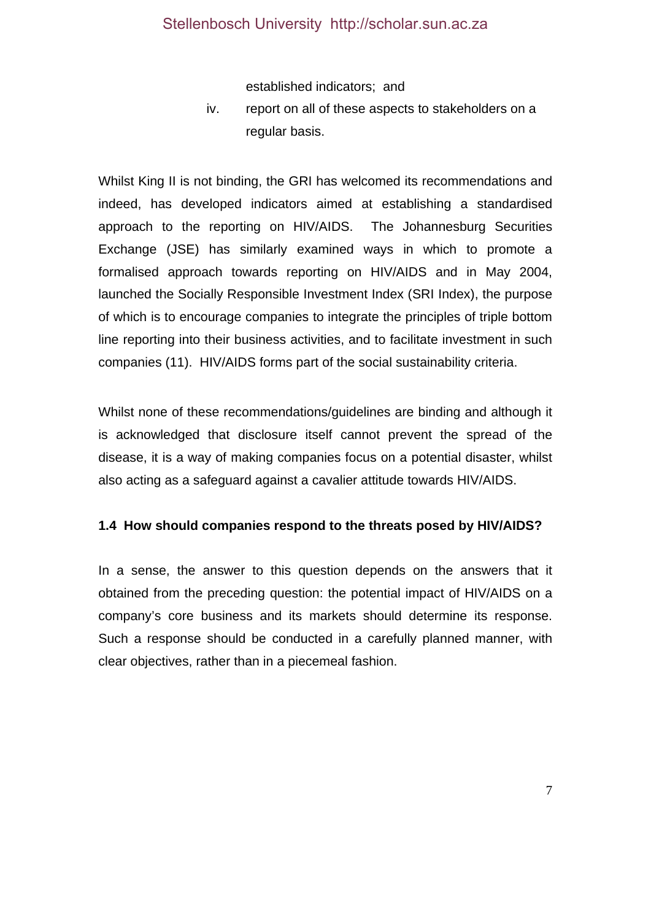established indicators; and

iv. report on all of these aspects to stakeholders on a regular basis.

Whilst King II is not binding, the GRI has welcomed its recommendations and indeed, has developed indicators aimed at establishing a standardised approach to the reporting on HIV/AIDS. The Johannesburg Securities Exchange (JSE) has similarly examined ways in which to promote a formalised approach towards reporting on HIV/AIDS and in May 2004, launched the Socially Responsible Investment Index (SRI Index), the purpose of which is to encourage companies to integrate the principles of triple bottom line reporting into their business activities, and to facilitate investment in such companies (11). HIV/AIDS forms part of the social sustainability criteria.

Whilst none of these recommendations/guidelines are binding and although it is acknowledged that disclosure itself cannot prevent the spread of the disease, it is a way of making companies focus on a potential disaster, whilst also acting as a safeguard against a cavalier attitude towards HIV/AIDS.

### 1.4 How should companies respond to the threats posed by HIV/AIDS?

In a sense, the answer to this question depends on the answers that it obtained from the preceding question: the potential impact of HIV/AIDS on a company's core business and its markets should determine its response. Such a response should be conducted in a carefully planned manner, with clear objectives, rather than in a piecemeal fashion.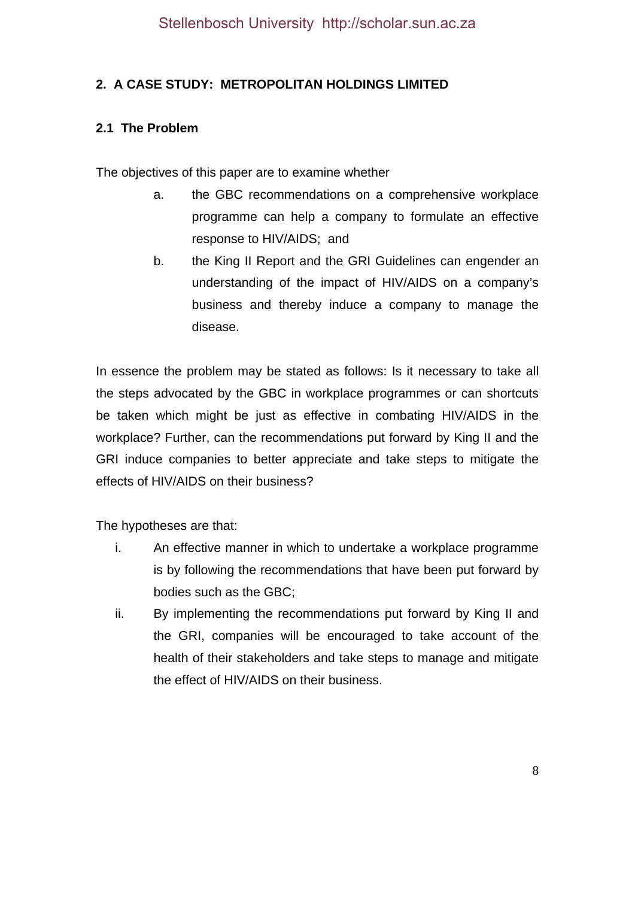## 2. A CASE STUDY: METROPOLITAN HOLDINGS LIMITED

### 2.1 The Problem

The objectives of this paper are to examine whether

a. the GBC recommendations on a comprehensive workplace programme can help a company to formulate an effective response to HIV/AIDS; and

b. the King II Report and the GRI Guidelines can engender an understanding of the impact of HIV/AIDS on a company's business and thereby induce a company to manage the disease.

In essence the problem may be stated as follows: Is it necessary to take all the steps advocated by the GBC in workplace programmes or can shortcuts be taken which might be just as effective in combating HIV/AIDS in the workplace? Further, can the recommendations put forward by King II and the GRI induce companies to better appreciate and take steps to mitigate the effects of HIV/AIDS on their business?

The hypotheses are that:

i. An effective manner in which to undertake a workplace programme is by following the recommendations that have been put forward by bodies such as the GBC;

ii. By implementing the recommendations put forward by King II and the GRI, companies will be encouraged to take account of the health of their stakeholders and take steps to manage and mitigate the effect of HIV/AIDS on their business.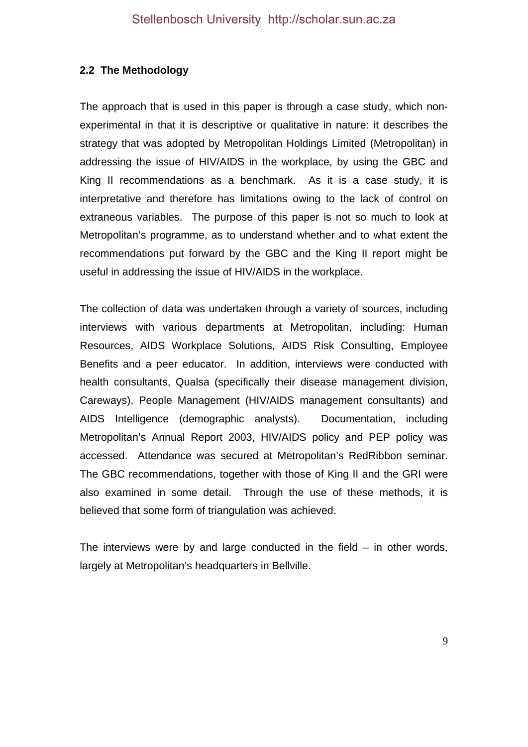## 2.2 The Methodology

The approach that is used in this paper is through a case study, which non-experimental in that it is descriptive or qualitative in nature: it describes the strategy that was adopted by Metropolitan Holdings Limited (Metropolitan) in addressing the issue of HIV/AIDS in the workplace, by using the GBC and King II recommendations as a benchmark. As it is a case study, it is interpretative and therefore has limitations owing to the lack of control on extraneous variables. The purpose of this paper is not so much to look at Metropolitan's programme, as to understand whether and to what extent the recommendations put forward by the GBC and the King II report might be useful in addressing the issue of HIV/AIDS in the workplace.

The collection of data was undertaken through a variety of sources, including interviews with various departments at Metropolitan, including: Human Resources, AIDS Workplace Solutions, AIDS Risk Consulting, Employee Benefits and a peer educator. In addition, interviews were conducted with health consultants, Qualsa (specifically their disease management division, Careways), People Management (HIV/AIDS management consultants) and AIDS Intelligence (demographic analysts). Documentation, including Metropolitan's Annual Report 2003, HIV/AIDS policy and PEP policy was accessed. Attendance was secured at Metropolitan's RedRibbon seminar. The GBC recommendations, together with those of King II and the GRI were also examined in some detail. Through the use of these methods, it is believed that some form of triangulation was achieved.

The interviews were by and large conducted in the field – in other words, largely at Metropolitan's headquarters in Bellville.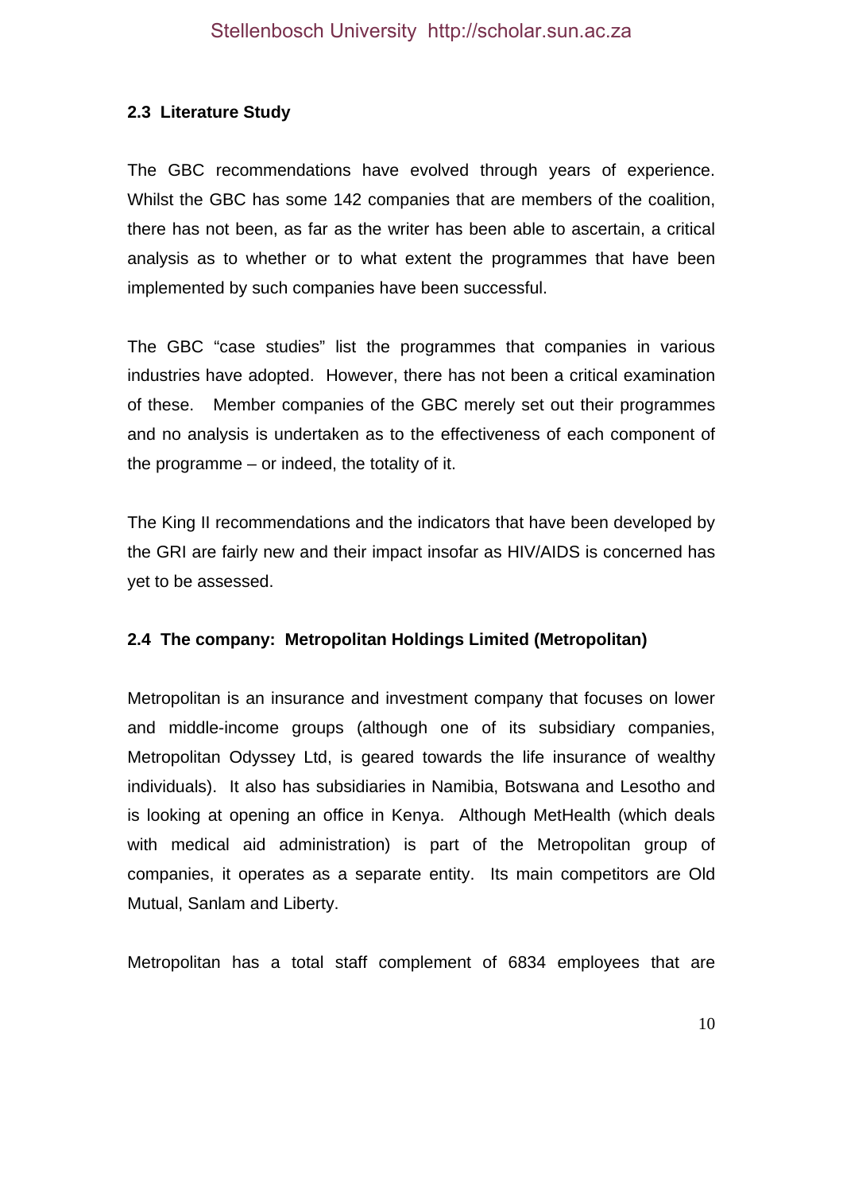## 2.3 Literature Study

The GBC recommendations have evolved through years of experience. Whilst the GBC has some 142 companies that are members of the coalition, there has not been, as far as the writer has been able to ascertain, a critical analysis as to whether or to what extent the programmes that have been implemented by such companies have been successful.

The GBC "case studies" list the programmes that companies in various industries have adopted. However, there has not been a critical examination of these. Member companies of the GBC merely set out their programmes and no analysis is undertaken as to the effectiveness of each component of the programme – or indeed, the totality of it.

The King II recommendations and the indicators that have been developed by the GRI are fairly new and their impact insofar as HIV/AIDS is concerned has yet to be assessed.

## 2.4 The company: Metropolitan Holdings Limited (Metropolitan)

Metropolitan is an insurance and investment company that focuses on lower and middle-income groups (although one of its subsidiary companies, Metropolitan Odyssey Ltd, is geared towards the life insurance of wealthy individuals). It also has subsidiaries in Namibia, Botswana and Lesotho and is looking at opening an office in Kenya. Although MetHealth (which deals with medical aid administration) is part of the Metropolitan group of companies, it operates as a separate entity. Its main competitors are Old Mutual, Sanlam and Liberty.

Metropolitan has a total staff complement of 6834 employees that are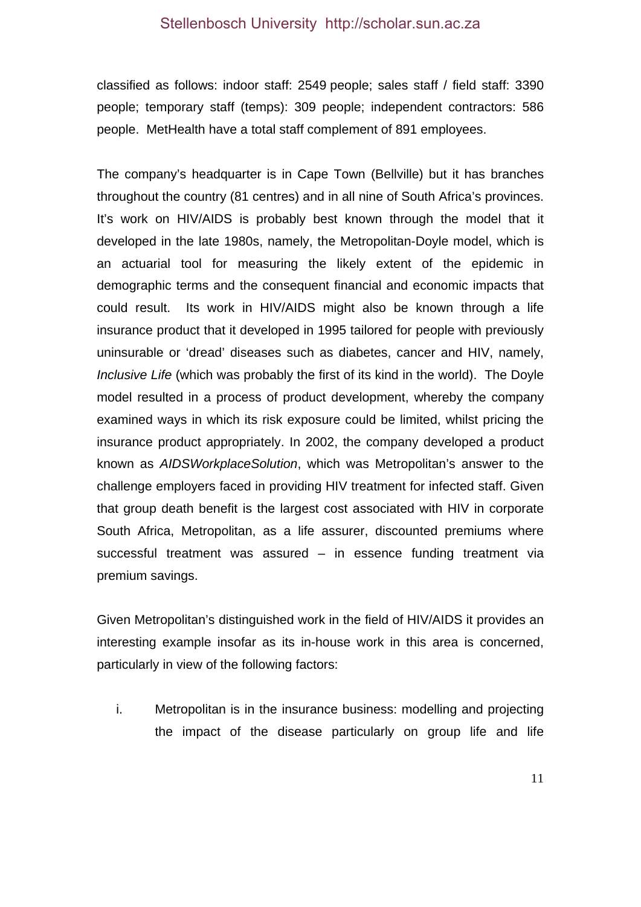classified as follows: indoor staff: 2549 people; sales staff / field staff: 3390 people; temporary staff (temps): 309 people; independent contractors: 586 people. MetHealth have a total staff complement of 891 employees.

The company's headquarter is in Cape Town (Bellville) but it has branches throughout the country (81 centres) and in all nine of South Africa's provinces. It's work on HIV/AIDS is probably best known through the model that it developed in the late 1980s, namely, the Metropolitan-Doyle model, which is an actuarial tool for measuring the likely extent of the epidemic in demographic terms and the consequent financial and economic impacts that could result. Its work in HIV/AIDS might also be known through a life insurance product that it developed in 1995 tailored for people with previously uninsurable or 'dread' diseases such as diabetes, cancer and HIV, namely, *Inclusive Life* (which was probably the first of its kind in the world). The Doyle model resulted in a process of product development, whereby the company examined ways in which its risk exposure could be limited, whilst pricing the insurance product appropriately. In 2002, the company developed a product known as *AIDSWorkplaceSolution*, which was Metropolitan's answer to the challenge employers faced in providing HIV treatment for infected staff. Given that group death benefit is the largest cost associated with HIV in corporate South Africa, Metropolitan, as a life assurer, discounted premiums where successful treatment was assured – in essence funding treatment via premium savings.

Given Metropolitan's distinguished work in the field of HIV/AIDS it provides an interesting example insofar as its in-house work in this area is concerned, particularly in view of the following factors:

i. Metropolitan is in the insurance business: modelling and projecting the impact of the disease particularly on group life and life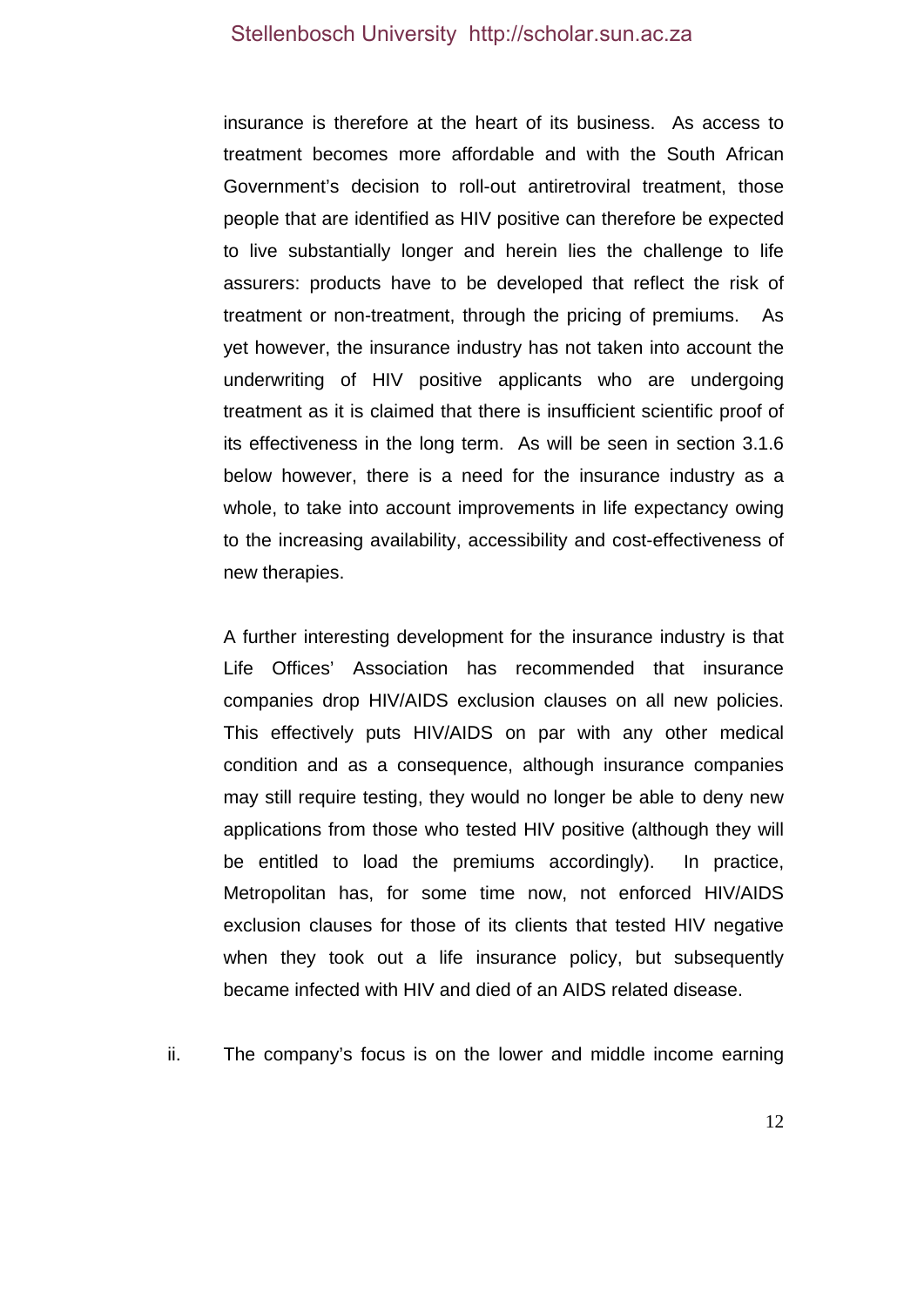insurance is therefore at the heart of its business. As access to treatment becomes more affordable and with the South African Government's decision to roll-out antiretroviral treatment, those people that are identified as HIV positive can therefore be expected to live substantially longer and herein lies the challenge to life assurers: products have to be developed that reflect the risk of treatment or non-treatment, through the pricing of premiums. As yet however, the insurance industry has not taken into account the underwriting of HIV positive applicants who are undergoing treatment as it is claimed that there is insufficient scientific proof of its effectiveness in the long term. As will be seen in section 3.1.6 below however, there is a need for the insurance industry as a whole, to take into account improvements in life expectancy owing to the increasing availability, accessibility and cost-effectiveness of new therapies.

A further interesting development for the insurance industry is that Life Offices' Association has recommended that insurance companies drop HIV/AIDS exclusion clauses on all new policies. This effectively puts HIV/AIDS on par with any other medical condition and as a consequence, although insurance companies may still require testing, they would no longer be able to deny new applications from those who tested HIV positive (although they will be entitled to load the premiums accordingly). In practice, Metropolitan has, for some time now, not enforced HIV/AIDS exclusion clauses for those of its clients that tested HIV negative when they took out a life insurance policy, but subsequently became infected with HIV and died of an AIDS related disease.

ii. The company's focus is on the lower and middle income earning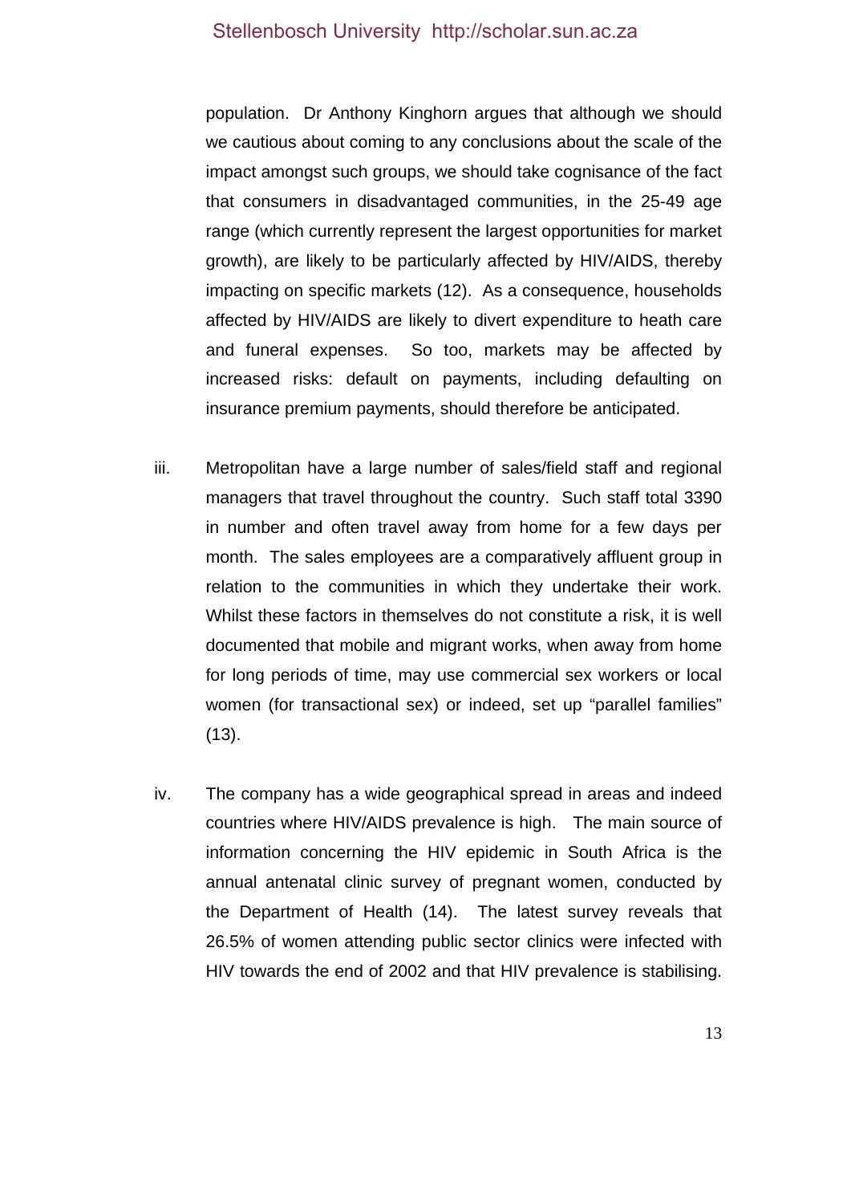population. Dr Anthony Kinghorn argues that although we should we cautious about coming to any conclusions about the scale of the impact amongst such groups, we should take cognisance of the fact that consumers in disadvantaged communities, in the 25-49 age range (which currently represent the largest opportunities for market growth), are likely to be particularly affected by HIV/AIDS, thereby impacting on specific markets (12). As a consequence, households affected by HIV/AIDS are likely to divert expenditure to heath care and funeral expenses. So too, markets may be affected by increased risks: default on payments, including defaulting on insurance premium payments, should therefore be anticipated.

iii. Metropolitan have a large number of sales/field staff and regional managers that travel throughout the country. Such staff total 3390 in number and often travel away from home for a few days per month. The sales employees are a comparatively affluent group in relation to the communities in which they undertake their work. Whilst these factors in themselves do not constitute a risk, it is well documented that mobile and migrant works, when away from home for long periods of time, may use commercial sex workers or local women (for transactional sex) or indeed, set up "parallel families" (13).

iv. The company has a wide geographical spread in areas and indeed countries where HIV/AIDS prevalence is high. The main source of information concerning the HIV epidemic in South Africa is the annual antenatal clinic survey of pregnant women, conducted by the Department of Health (14). The latest survey reveals that 26.5% of women attending public sector clinics were infected with HIV towards the end of 2002 and that HIV prevalence is stabilising.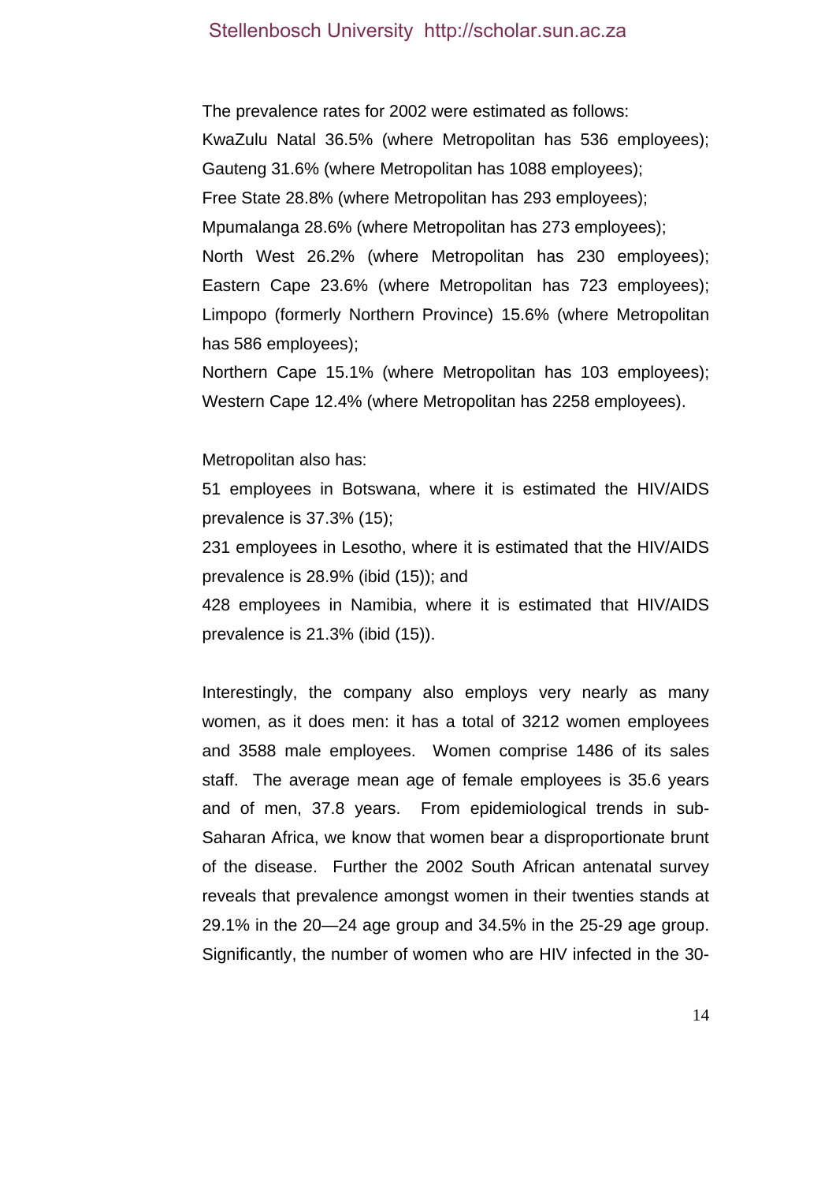The prevalence rates for 2002 were estimated as follows:
KwaZulu Natal 36.5% (where Metropolitan has 536 employees);
Gauteng 31.6% (where Metropolitan has 1088 employees);
Free State 28.8% (where Metropolitan has 293 employees);
Mpumalanga 28.6% (where Metropolitan has 273 employees);
North West 26.2% (where Metropolitan has 230 employees);
Eastern Cape 23.6% (where Metropolitan has 723 employees);
Limpopo (formerly Northern Province) 15.6% (where Metropolitan has 586 employees);
Northern Cape 15.1% (where Metropolitan has 103 employees);
Western Cape 12.4% (where Metropolitan has 2258 employees).

Metropolitan also has:
51 employees in Botswana, where it is estimated the HIV/AIDS prevalence is 37.3% (15);
231 employees in Lesotho, where it is estimated that the HIV/AIDS prevalence is 28.9% (ibid (15)); and
428 employees in Namibia, where it is estimated that HIV/AIDS prevalence is 21.3% (ibid (15)).

Interestingly, the company also employs very nearly as many women, as it does men: it has a total of 3212 women employees and 3588 male employees. Women comprise 1486 of its sales staff. The average mean age of female employees is 35.6 years and of men, 37.8 years. From epidemiological trends in sub-Saharan Africa, we know that women bear a disproportionate brunt of the disease. Further the 2002 South African antenatal survey reveals that prevalence amongst women in their twenties stands at 29.1% in the 20—24 age group and 34.5% in the 25-29 age group. Significantly, the number of women who are HIV infected in the 30-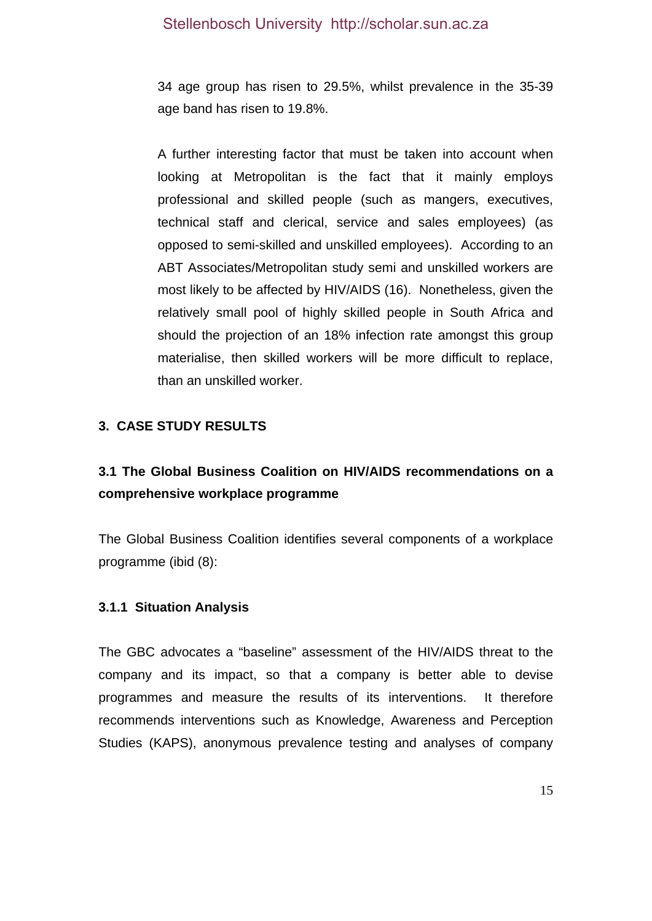34 age group has risen to 29.5%, whilst prevalence in the 35-39 age band has risen to 19.8%.

A further interesting factor that must be taken into account when looking at Metropolitan is the fact that it mainly employs professional and skilled people (such as mangers, executives, technical staff and clerical, service and sales employees) (as opposed to semi-skilled and unskilled employees). According to an ABT Associates/Metropolitan study semi and unskilled workers are most likely to be affected by HIV/AIDS (16). Nonetheless, given the relatively small pool of highly skilled people in South Africa and should the projection of an 18% infection rate amongst this group materialise, then skilled workers will be more difficult to replace, than an unskilled worker.

## 3. CASE STUDY RESULTS

### 3.1 The Global Business Coalition on HIV/AIDS recommendations on a comprehensive workplace programme

The Global Business Coalition identifies several components of a workplace programme (ibid (8):

#### 3.1.1 Situation Analysis

The GBC advocates a "baseline" assessment of the HIV/AIDS threat to the company and its impact, so that a company is better able to devise programmes and measure the results of its interventions. It therefore recommends interventions such as Knowledge, Awareness and Perception Studies (KAPS), anonymous prevalence testing and analyses of company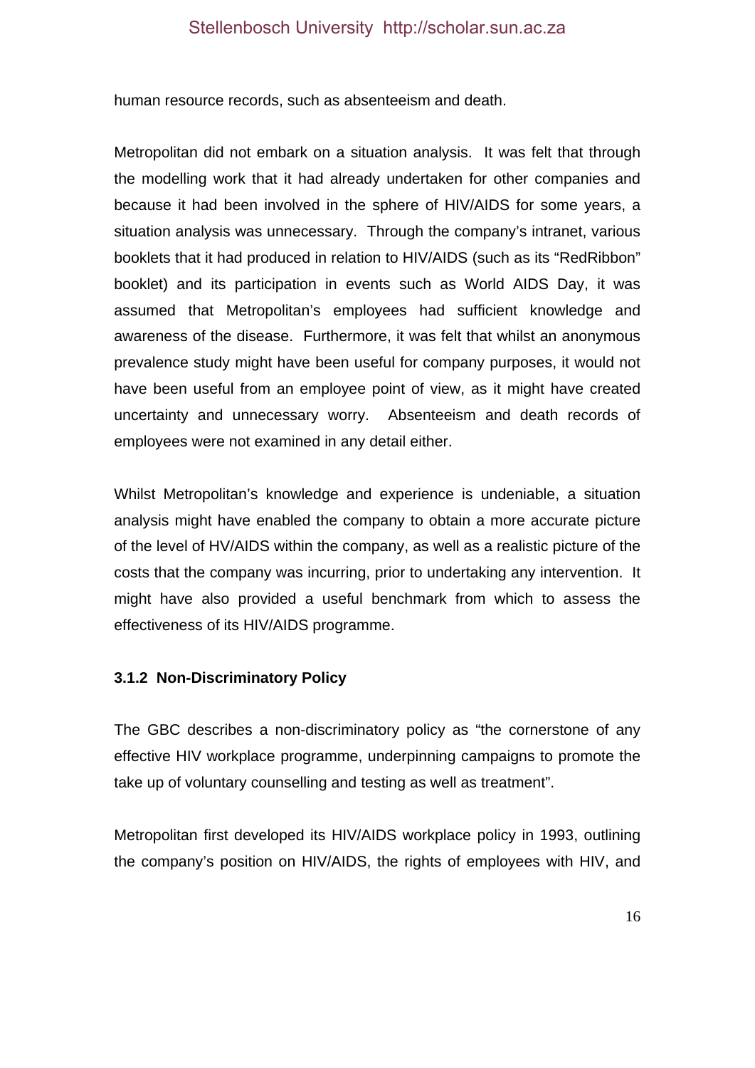human resource records, such as absenteeism and death.

Metropolitan did not embark on a situation analysis. It was felt that through the modelling work that it had already undertaken for other companies and because it had been involved in the sphere of HIV/AIDS for some years, a situation analysis was unnecessary. Through the company's intranet, various booklets that it had produced in relation to HIV/AIDS (such as its "RedRibbon" booklet) and its participation in events such as World AIDS Day, it was assumed that Metropolitan's employees had sufficient knowledge and awareness of the disease. Furthermore, it was felt that whilst an anonymous prevalence study might have been useful for company purposes, it would not have been useful from an employee point of view, as it might have created uncertainty and unnecessary worry. Absenteeism and death records of employees were not examined in any detail either.

Whilst Metropolitan's knowledge and experience is undeniable, a situation analysis might have enabled the company to obtain a more accurate picture of the level of HV/AIDS within the company, as well as a realistic picture of the costs that the company was incurring, prior to undertaking any intervention. It might have also provided a useful benchmark from which to assess the effectiveness of its HIV/AIDS programme.

### 3.1.2 Non-Discriminatory Policy

The GBC describes a non-discriminatory policy as "the cornerstone of any effective HIV workplace programme, underpinning campaigns to promote the take up of voluntary counselling and testing as well as treatment".

Metropolitan first developed its HIV/AIDS workplace policy in 1993, outlining the company's position on HIV/AIDS, the rights of employees with HIV, and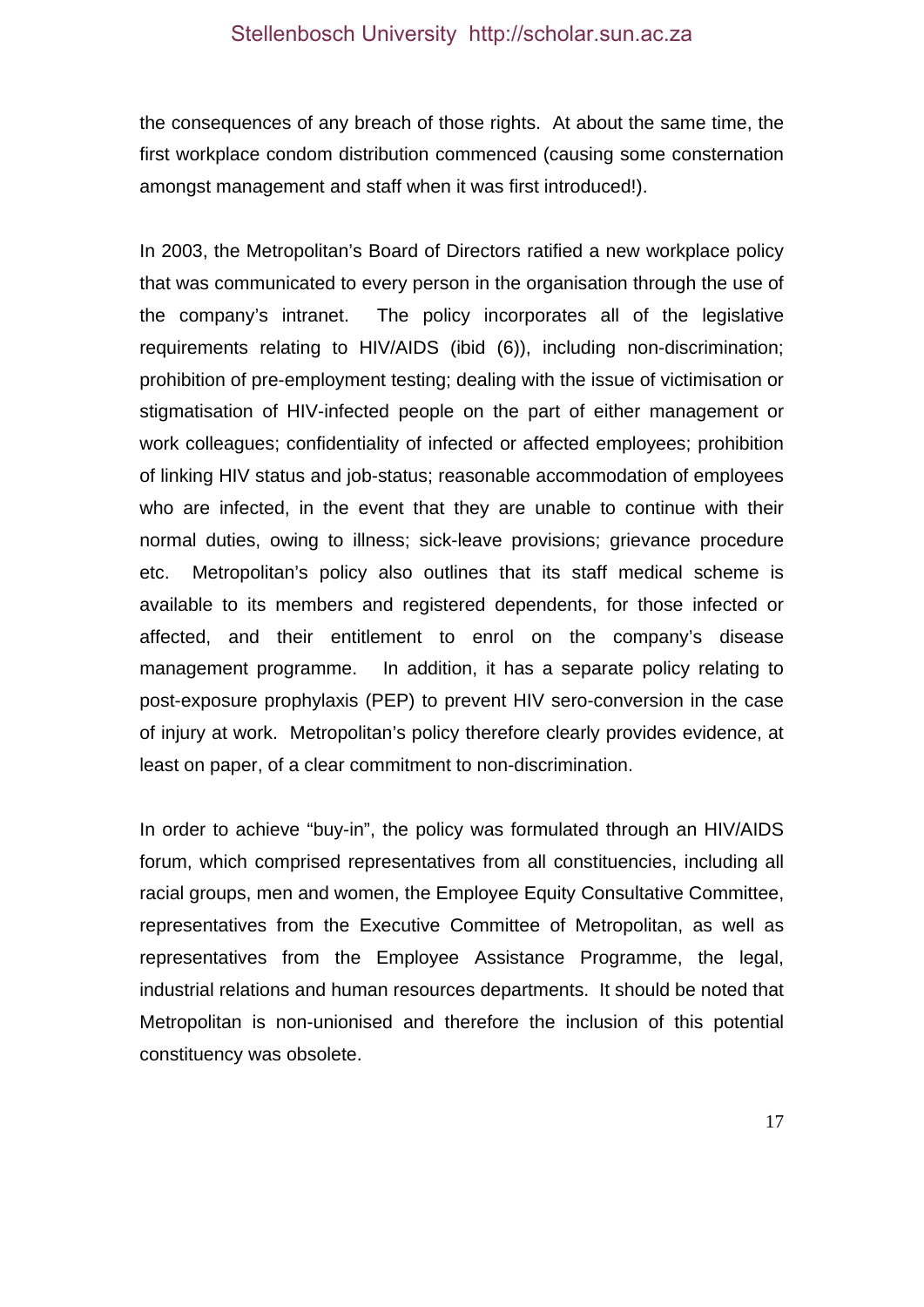the consequences of any breach of those rights. At about the same time, the first workplace condom distribution commenced (causing some consternation amongst management and staff when it was first introduced!).

In 2003, the Metropolitan's Board of Directors ratified a new workplace policy that was communicated to every person in the organisation through the use of the company's intranet. The policy incorporates all of the legislative requirements relating to HIV/AIDS (ibid (6)), including non-discrimination; prohibition of pre-employment testing; dealing with the issue of victimisation or stigmatisation of HIV-infected people on the part of either management or work colleagues; confidentiality of infected or affected employees; prohibition of linking HIV status and job-status; reasonable accommodation of employees who are infected, in the event that they are unable to continue with their normal duties, owing to illness; sick-leave provisions; grievance procedure etc. Metropolitan's policy also outlines that its staff medical scheme is available to its members and registered dependents, for those infected or affected, and their entitlement to enrol on the company's disease management programme. In addition, it has a separate policy relating to post-exposure prophylaxis (PEP) to prevent HIV sero-conversion in the case of injury at work. Metropolitan's policy therefore clearly provides evidence, at least on paper, of a clear commitment to non-discrimination.

In order to achieve "buy-in", the policy was formulated through an HIV/AIDS forum, which comprised representatives from all constituencies, including all racial groups, men and women, the Employee Equity Consultative Committee, representatives from the Executive Committee of Metropolitan, as well as representatives from the Employee Assistance Programme, the legal, industrial relations and human resources departments. It should be noted that Metropolitan is non-unionised and therefore the inclusion of this potential constituency was obsolete.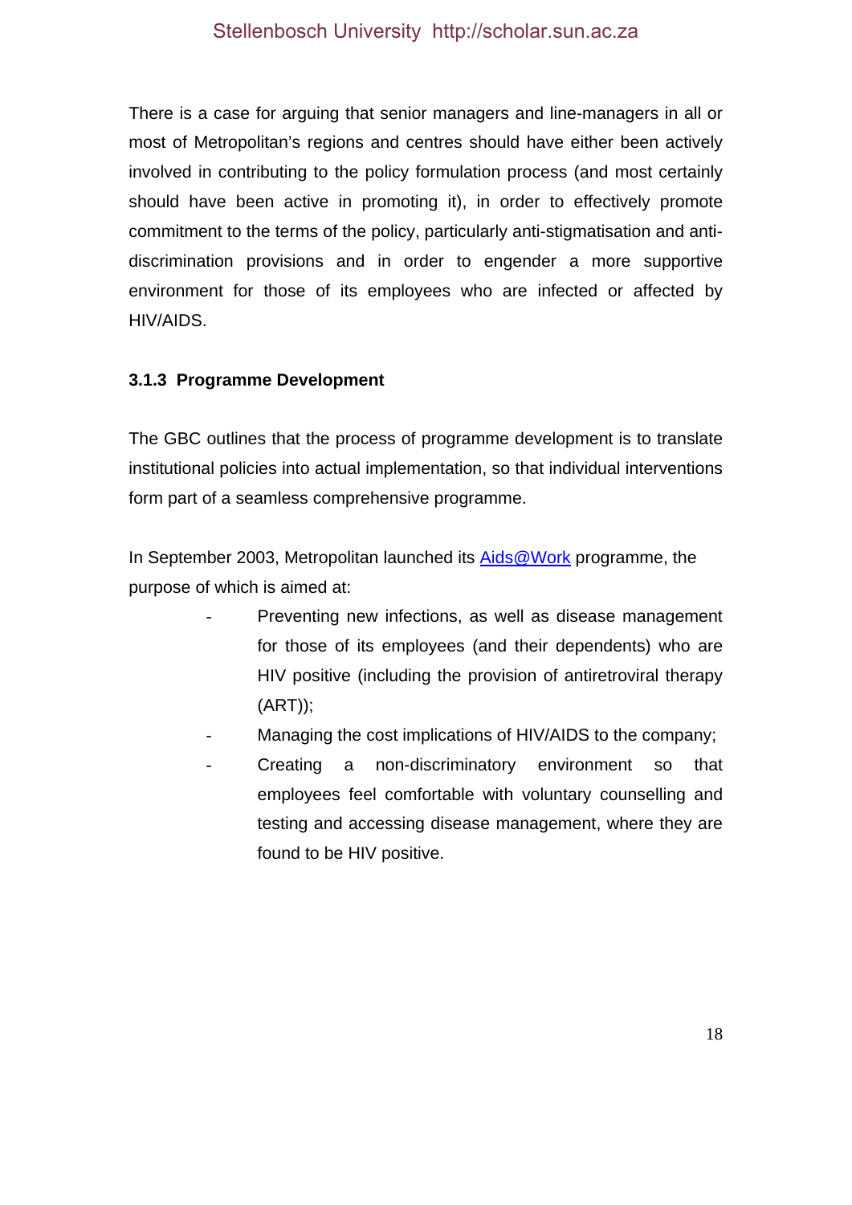There is a case for arguing that senior managers and line-managers in all or most of Metropolitan's regions and centres should have either been actively involved in contributing to the policy formulation process (and most certainly should have been active in promoting it), in order to effectively promote commitment to the terms of the policy, particularly anti-stigmatisation and anti-discrimination provisions and in order to engender a more supportive environment for those of its employees who are infected or affected by HIV/AIDS.

### 3.1.3 Programme Development

The GBC outlines that the process of programme development is to translate institutional policies into actual implementation, so that individual interventions form part of a seamless comprehensive programme.

In September 2003, Metropolitan launched its Aids@Work programme, the purpose of which is aimed at:

- Preventing new infections, as well as disease management for those of its employees (and their dependents) who are HIV positive (including the provision of antiretroviral therapy (ART));
- Managing the cost implications of HIV/AIDS to the company;
- Creating a non-discriminatory environment so that employees feel comfortable with voluntary counselling and testing and accessing disease management, where they are found to be HIV positive.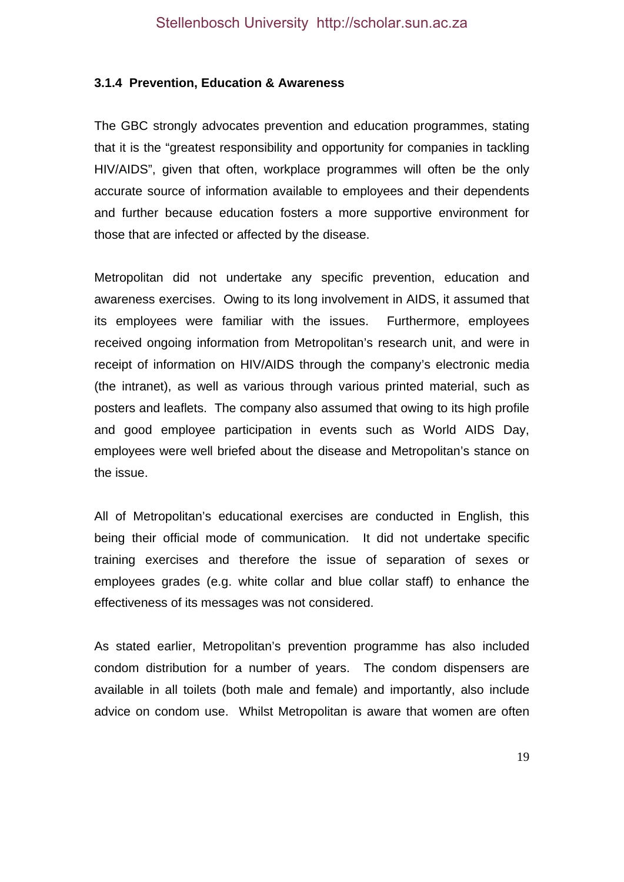### 3.1.4 Prevention, Education & Awareness

The GBC strongly advocates prevention and education programmes, stating that it is the "greatest responsibility and opportunity for companies in tackling HIV/AIDS", given that often, workplace programmes will often be the only accurate source of information available to employees and their dependents and further because education fosters a more supportive environment for those that are infected or affected by the disease.

Metropolitan did not undertake any specific prevention, education and awareness exercises. Owing to its long involvement in AIDS, it assumed that its employees were familiar with the issues. Furthermore, employees received ongoing information from Metropolitan's research unit, and were in receipt of information on HIV/AIDS through the company's electronic media (the intranet), as well as various through various printed material, such as posters and leaflets. The company also assumed that owing to its high profile and good employee participation in events such as World AIDS Day, employees were well briefed about the disease and Metropolitan's stance on the issue.

All of Metropolitan's educational exercises are conducted in English, this being their official mode of communication. It did not undertake specific training exercises and therefore the issue of separation of sexes or employees grades (e.g. white collar and blue collar staff) to enhance the effectiveness of its messages was not considered.

As stated earlier, Metropolitan's prevention programme has also included condom distribution for a number of years. The condom dispensers are available in all toilets (both male and female) and importantly, also include advice on condom use. Whilst Metropolitan is aware that women are often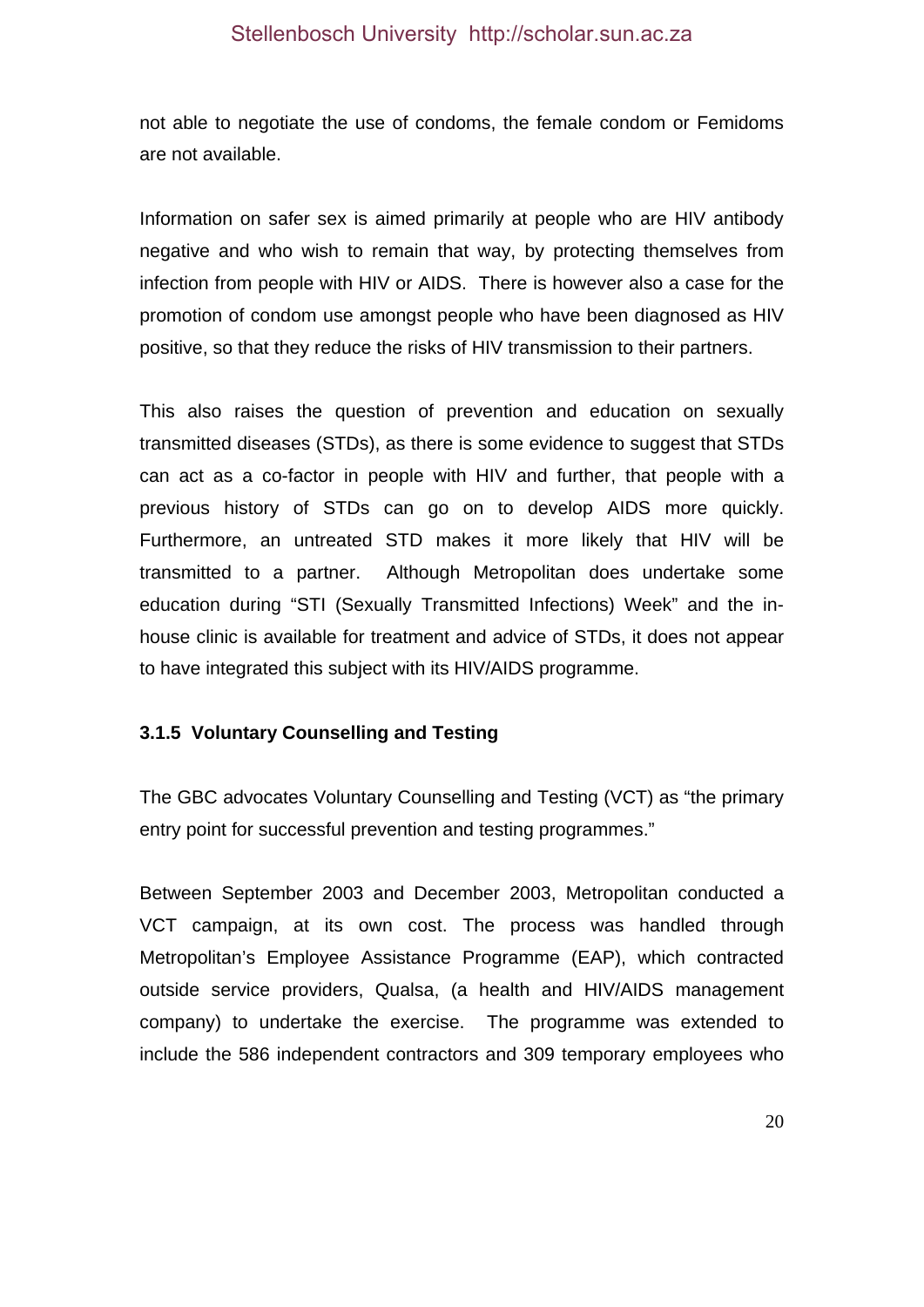not able to negotiate the use of condoms, the female condom or Femidoms are not available.

Information on safer sex is aimed primarily at people who are HIV antibody negative and who wish to remain that way, by protecting themselves from infection from people with HIV or AIDS. There is however also a case for the promotion of condom use amongst people who have been diagnosed as HIV positive, so that they reduce the risks of HIV transmission to their partners.

This also raises the question of prevention and education on sexually transmitted diseases (STDs), as there is some evidence to suggest that STDs can act as a co-factor in people with HIV and further, that people with a previous history of STDs can go on to develop AIDS more quickly. Furthermore, an untreated STD makes it more likely that HIV will be transmitted to a partner. Although Metropolitan does undertake some education during "STI (Sexually Transmitted Infections) Week" and the in-house clinic is available for treatment and advice of STDs, it does not appear to have integrated this subject with its HIV/AIDS programme.

### 3.1.5 Voluntary Counselling and Testing

The GBC advocates Voluntary Counselling and Testing (VCT) as "the primary entry point for successful prevention and testing programmes."

Between September 2003 and December 2003, Metropolitan conducted a VCT campaign, at its own cost. The process was handled through Metropolitan's Employee Assistance Programme (EAP), which contracted outside service providers, Qualsa, (a health and HIV/AIDS management company) to undertake the exercise. The programme was extended to include the 586 independent contractors and 309 temporary employees who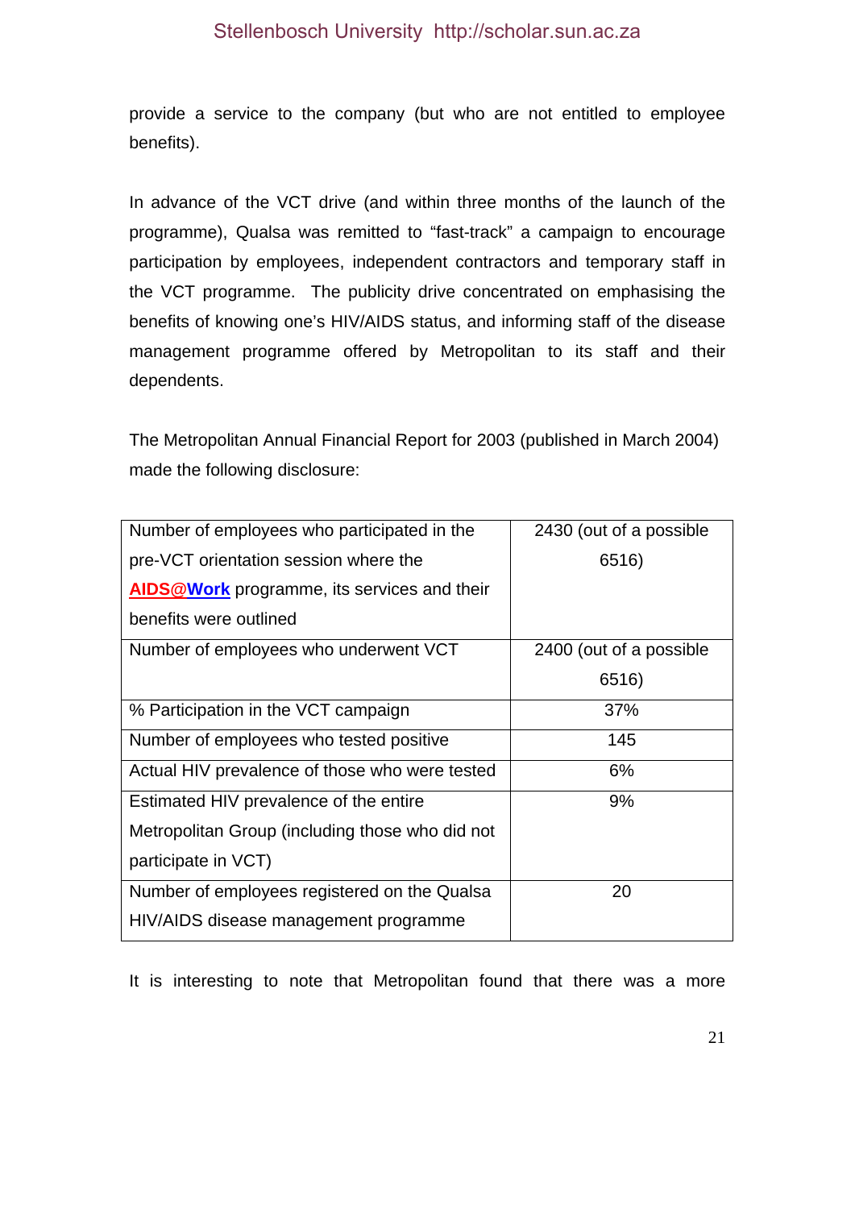provide a service to the company (but who are not entitled to employee benefits).

In advance of the VCT drive (and within three months of the launch of the programme), Qualsa was remitted to "fast-track" a campaign to encourage participation by employees, independent contractors and temporary staff in the VCT programme. The publicity drive concentrated on emphasising the benefits of knowing one's HIV/AIDS status, and informing staff of the disease management programme offered by Metropolitan to its staff and their dependents.

The Metropolitan Annual Financial Report for 2003 (published in March 2004) made the following disclosure:

| | |
|---|---|
| Number of employees who participated in the pre-VCT orientation session where the **AIDS@Work** programme, its services and their benefits were outlined | 2430 (out of a possible 6516) |
| Number of employees who underwent VCT | 2400 (out of a possible 6516) |
| % Participation in the VCT campaign | 37% |
| Number of employees who tested positive | 145 |
| Actual HIV prevalence of those who were tested | 6% |
| Estimated HIV prevalence of the entire Metropolitan Group (including those who did not participate in VCT) | 9% |
| Number of employees registered on the Qualsa HIV/AIDS disease management programme | 20 |

It is interesting to note that Metropolitan found that there was a more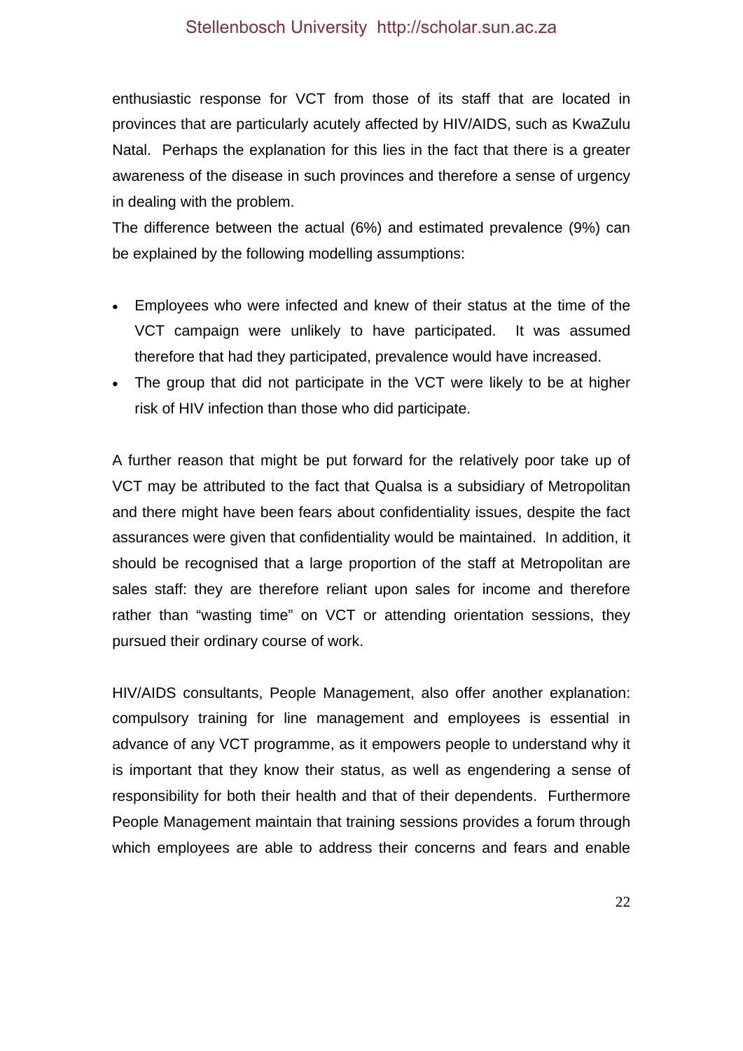enthusiastic response for VCT from those of its staff that are located in provinces that are particularly acutely affected by HIV/AIDS, such as KwaZulu Natal. Perhaps the explanation for this lies in the fact that there is a greater awareness of the disease in such provinces and therefore a sense of urgency in dealing with the problem.

The difference between the actual (6%) and estimated prevalence (9%) can be explained by the following modelling assumptions:

- Employees who were infected and knew of their status at the time of the VCT campaign were unlikely to have participated. It was assumed therefore that had they participated, prevalence would have increased.
- The group that did not participate in the VCT were likely to be at higher risk of HIV infection than those who did participate.

A further reason that might be put forward for the relatively poor take up of VCT may be attributed to the fact that Qualsa is a subsidiary of Metropolitan and there might have been fears about confidentiality issues, despite the fact assurances were given that confidentiality would be maintained. In addition, it should be recognised that a large proportion of the staff at Metropolitan are sales staff: they are therefore reliant upon sales for income and therefore rather than "wasting time" on VCT or attending orientation sessions, they pursued their ordinary course of work.

HIV/AIDS consultants, People Management, also offer another explanation: compulsory training for line management and employees is essential in advance of any VCT programme, as it empowers people to understand why it is important that they know their status, as well as engendering a sense of responsibility for both their health and that of their dependents. Furthermore People Management maintain that training sessions provides a forum through which employees are able to address their concerns and fears and enable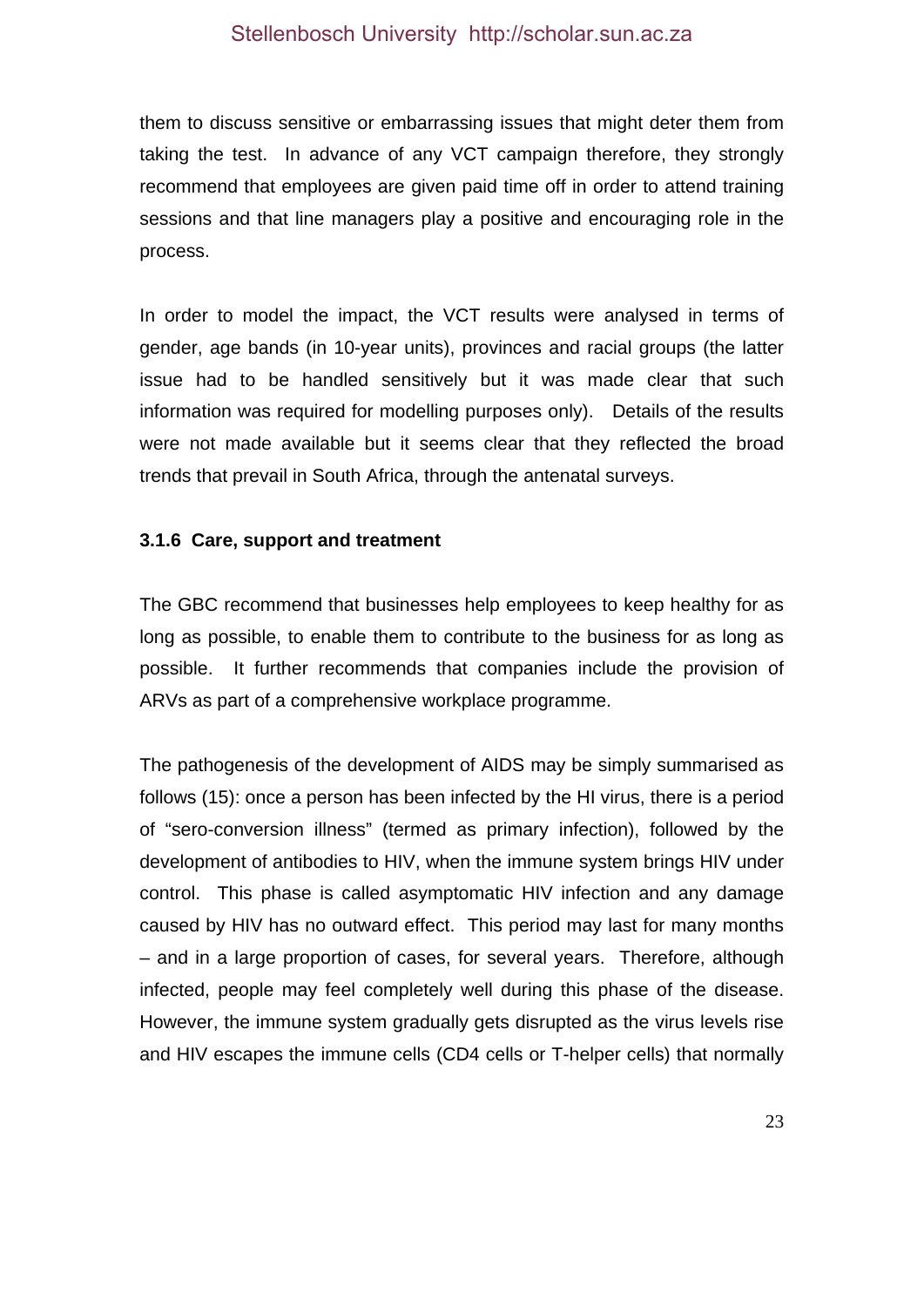them to discuss sensitive or embarrassing issues that might deter them from taking the test. In advance of any VCT campaign therefore, they strongly recommend that employees are given paid time off in order to attend training sessions and that line managers play a positive and encouraging role in the process.

In order to model the impact, the VCT results were analysed in terms of gender, age bands (in 10-year units), provinces and racial groups (the latter issue had to be handled sensitively but it was made clear that such information was required for modelling purposes only). Details of the results were not made available but it seems clear that they reflected the broad trends that prevail in South Africa, through the antenatal surveys.

### 3.1.6 Care, support and treatment

The GBC recommend that businesses help employees to keep healthy for as long as possible, to enable them to contribute to the business for as long as possible. It further recommends that companies include the provision of ARVs as part of a comprehensive workplace programme.

The pathogenesis of the development of AIDS may be simply summarised as follows (15): once a person has been infected by the HI virus, there is a period of "sero-conversion illness" (termed as primary infection), followed by the development of antibodies to HIV, when the immune system brings HIV under control. This phase is called asymptomatic HIV infection and any damage caused by HIV has no outward effect. This period may last for many months – and in a large proportion of cases, for several years. Therefore, although infected, people may feel completely well during this phase of the disease. However, the immune system gradually gets disrupted as the virus levels rise and HIV escapes the immune cells (CD4 cells or T-helper cells) that normally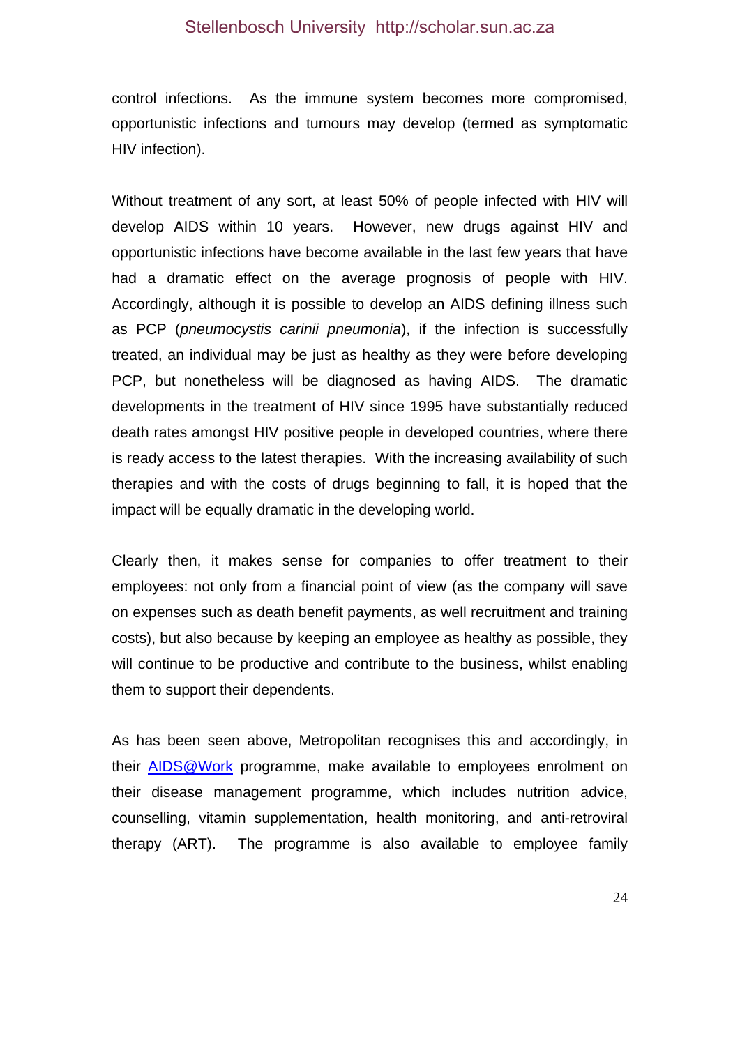control infections. As the immune system becomes more compromised, opportunistic infections and tumours may develop (termed as symptomatic HIV infection).

Without treatment of any sort, at least 50% of people infected with HIV will develop AIDS within 10 years. However, new drugs against HIV and opportunistic infections have become available in the last few years that have had a dramatic effect on the average prognosis of people with HIV. Accordingly, although it is possible to develop an AIDS defining illness such as PCP (*pneumocystis carinii pneumonia*), if the infection is successfully treated, an individual may be just as healthy as they were before developing PCP, but nonetheless will be diagnosed as having AIDS. The dramatic developments in the treatment of HIV since 1995 have substantially reduced death rates amongst HIV positive people in developed countries, where there is ready access to the latest therapies. With the increasing availability of such therapies and with the costs of drugs beginning to fall, it is hoped that the impact will be equally dramatic in the developing world.

Clearly then, it makes sense for companies to offer treatment to their employees: not only from a financial point of view (as the company will save on expenses such as death benefit payments, as well recruitment and training costs), but also because by keeping an employee as healthy as possible, they will continue to be productive and contribute to the business, whilst enabling them to support their dependents.

As has been seen above, Metropolitan recognises this and accordingly, in their AIDS@Work programme, make available to employees enrolment on their disease management programme, which includes nutrition advice, counselling, vitamin supplementation, health monitoring, and anti-retroviral therapy (ART). The programme is also available to employee family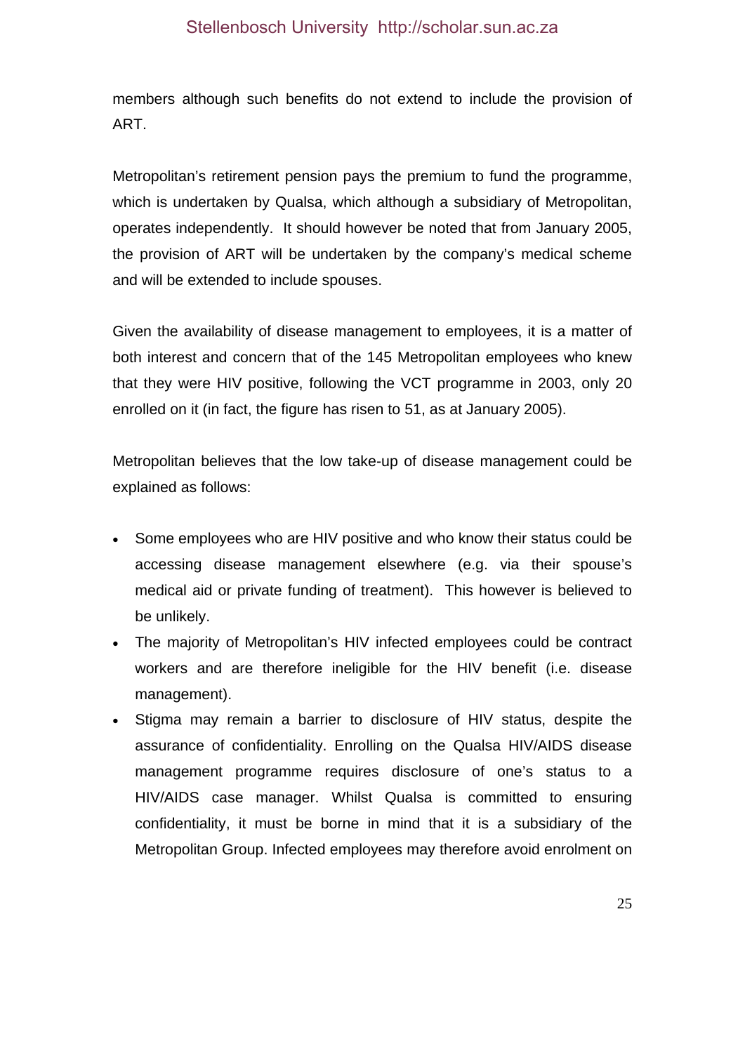members although such benefits do not extend to include the provision of ART.

Metropolitan's retirement pension pays the premium to fund the programme, which is undertaken by Qualsa, which although a subsidiary of Metropolitan, operates independently. It should however be noted that from January 2005, the provision of ART will be undertaken by the company's medical scheme and will be extended to include spouses.

Given the availability of disease management to employees, it is a matter of both interest and concern that of the 145 Metropolitan employees who knew that they were HIV positive, following the VCT programme in 2003, only 20 enrolled on it (in fact, the figure has risen to 51, as at January 2005).

Metropolitan believes that the low take-up of disease management could be explained as follows:

- Some employees who are HIV positive and who know their status could be accessing disease management elsewhere (e.g. via their spouse's medical aid or private funding of treatment). This however is believed to be unlikely.
- The majority of Metropolitan's HIV infected employees could be contract workers and are therefore ineligible for the HIV benefit (i.e. disease management).
- Stigma may remain a barrier to disclosure of HIV status, despite the assurance of confidentiality. Enrolling on the Qualsa HIV/AIDS disease management programme requires disclosure of one's status to a HIV/AIDS case manager. Whilst Qualsa is committed to ensuring confidentiality, it must be borne in mind that it is a subsidiary of the Metropolitan Group. Infected employees may therefore avoid enrolment on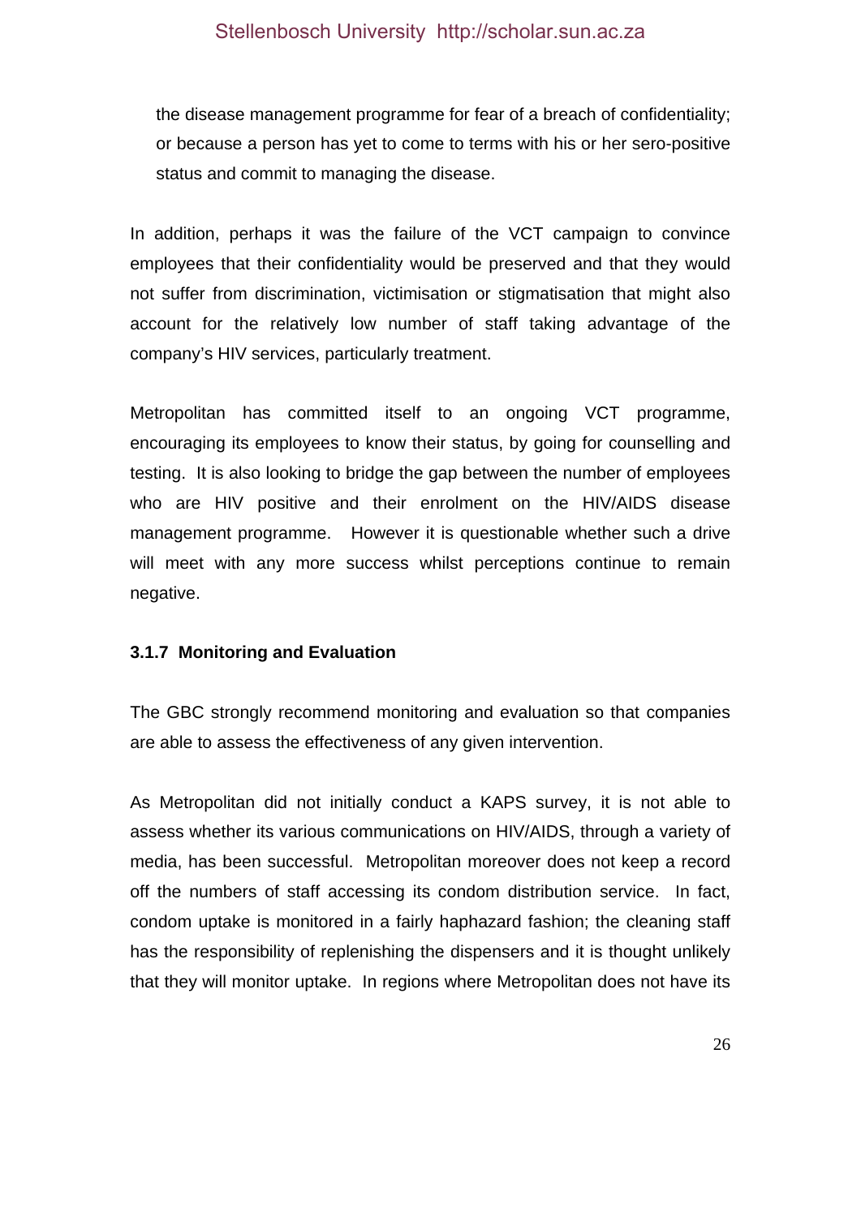the disease management programme for fear of a breach of confidentiality; or because a person has yet to come to terms with his or her sero-positive status and commit to managing the disease.

In addition, perhaps it was the failure of the VCT campaign to convince employees that their confidentiality would be preserved and that they would not suffer from discrimination, victimisation or stigmatisation that might also account for the relatively low number of staff taking advantage of the company's HIV services, particularly treatment.

Metropolitan has committed itself to an ongoing VCT programme, encouraging its employees to know their status, by going for counselling and testing. It is also looking to bridge the gap between the number of employees who are HIV positive and their enrolment on the HIV/AIDS disease management programme. However it is questionable whether such a drive will meet with any more success whilst perceptions continue to remain negative.

### 3.1.7 Monitoring and Evaluation

The GBC strongly recommend monitoring and evaluation so that companies are able to assess the effectiveness of any given intervention.

As Metropolitan did not initially conduct a KAPS survey, it is not able to assess whether its various communications on HIV/AIDS, through a variety of media, has been successful. Metropolitan moreover does not keep a record off the numbers of staff accessing its condom distribution service. In fact, condom uptake is monitored in a fairly haphazard fashion; the cleaning staff has the responsibility of replenishing the dispensers and it is thought unlikely that they will monitor uptake. In regions where Metropolitan does not have its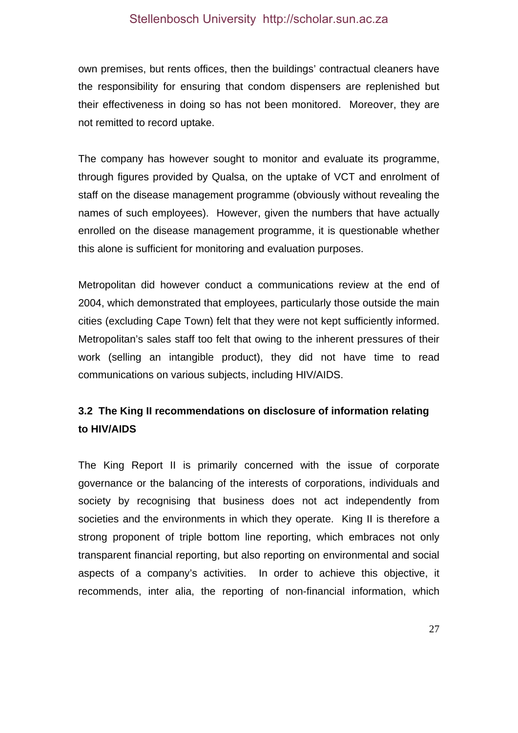own premises, but rents offices, then the buildings' contractual cleaners have the responsibility for ensuring that condom dispensers are replenished but their effectiveness in doing so has not been monitored. Moreover, they are not remitted to record uptake.

The company has however sought to monitor and evaluate its programme, through figures provided by Qualsa, on the uptake of VCT and enrolment of staff on the disease management programme (obviously without revealing the names of such employees). However, given the numbers that have actually enrolled on the disease management programme, it is questionable whether this alone is sufficient for monitoring and evaluation purposes.

Metropolitan did however conduct a communications review at the end of 2004, which demonstrated that employees, particularly those outside the main cities (excluding Cape Town) felt that they were not kept sufficiently informed. Metropolitan's sales staff too felt that owing to the inherent pressures of their work (selling an intangible product), they did not have time to read communications on various subjects, including HIV/AIDS.

### 3.2 The King II recommendations on disclosure of information relating to HIV/AIDS

The King Report II is primarily concerned with the issue of corporate governance or the balancing of the interests of corporations, individuals and society by recognising that business does not act independently from societies and the environments in which they operate. King II is therefore a strong proponent of triple bottom line reporting, which embraces not only transparent financial reporting, but also reporting on environmental and social aspects of a company's activities. In order to achieve this objective, it recommends, inter alia, the reporting of non-financial information, which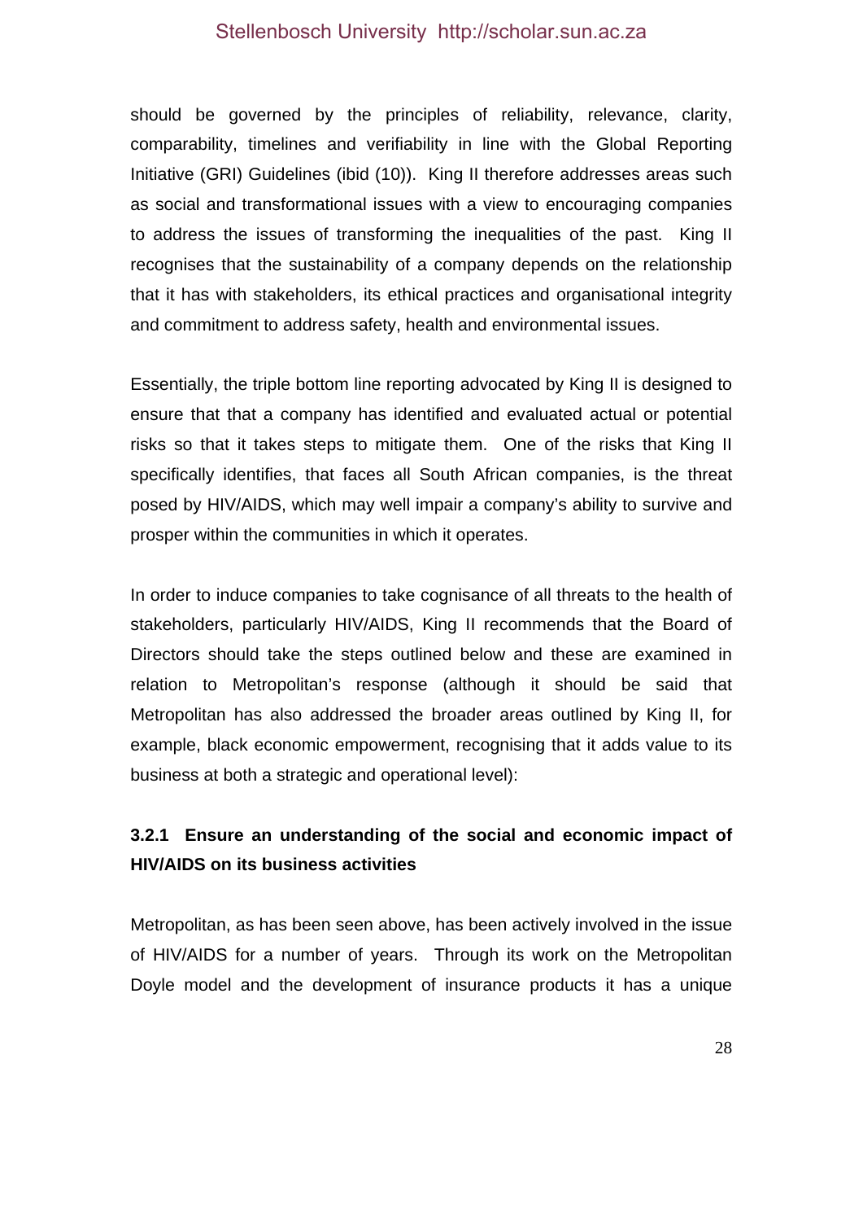should be governed by the principles of reliability, relevance, clarity, comparability, timelines and verifiability in line with the Global Reporting Initiative (GRI) Guidelines (ibid (10)). King II therefore addresses areas such as social and transformational issues with a view to encouraging companies to address the issues of transforming the inequalities of the past. King II recognises that the sustainability of a company depends on the relationship that it has with stakeholders, its ethical practices and organisational integrity and commitment to address safety, health and environmental issues.

Essentially, the triple bottom line reporting advocated by King II is designed to ensure that that a company has identified and evaluated actual or potential risks so that it takes steps to mitigate them. One of the risks that King II specifically identifies, that faces all South African companies, is the threat posed by HIV/AIDS, which may well impair a company's ability to survive and prosper within the communities in which it operates.

In order to induce companies to take cognisance of all threats to the health of stakeholders, particularly HIV/AIDS, King II recommends that the Board of Directors should take the steps outlined below and these are examined in relation to Metropolitan's response (although it should be said that Metropolitan has also addressed the broader areas outlined by King II, for example, black economic empowerment, recognising that it adds value to its business at both a strategic and operational level):

### 3.2.1 Ensure an understanding of the social and economic impact of HIV/AIDS on its business activities

Metropolitan, as has been seen above, has been actively involved in the issue of HIV/AIDS for a number of years. Through its work on the Metropolitan Doyle model and the development of insurance products it has a unique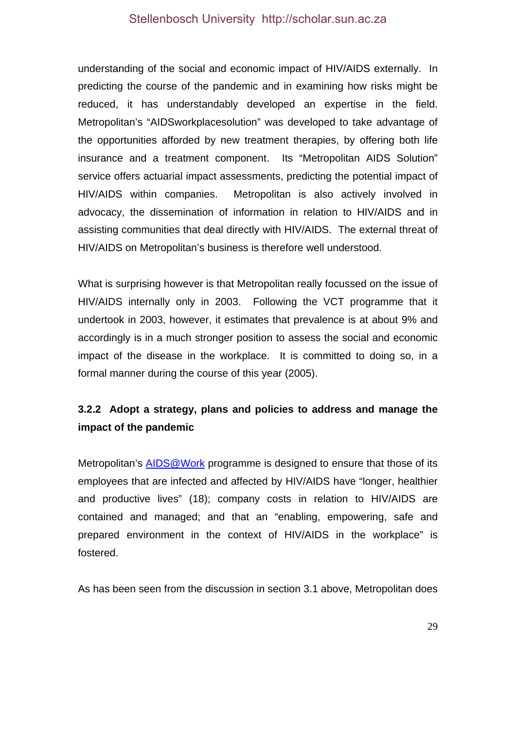understanding of the social and economic impact of HIV/AIDS externally. In predicting the course of the pandemic and in examining how risks might be reduced, it has understandably developed an expertise in the field. Metropolitan's "AIDSworkplacesolution" was developed to take advantage of the opportunities afforded by new treatment therapies, by offering both life insurance and a treatment component. Its "Metropolitan AIDS Solution" service offers actuarial impact assessments, predicting the potential impact of HIV/AIDS within companies. Metropolitan is also actively involved in advocacy, the dissemination of information in relation to HIV/AIDS and in assisting communities that deal directly with HIV/AIDS. The external threat of HIV/AIDS on Metropolitan's business is therefore well understood.

What is surprising however is that Metropolitan really focussed on the issue of HIV/AIDS internally only in 2003. Following the VCT programme that it undertook in 2003, however, it estimates that prevalence is at about 9% and accordingly is in a much stronger position to assess the social and economic impact of the disease in the workplace. It is committed to doing so, in a formal manner during the course of this year (2005).

### 3.2.2 Adopt a strategy, plans and policies to address and manage the impact of the pandemic

Metropolitan's AIDS@Work programme is designed to ensure that those of its employees that are infected and affected by HIV/AIDS have "longer, healthier and productive lives" (18); company costs in relation to HIV/AIDS are contained and managed; and that an "enabling, empowering, safe and prepared environment in the context of HIV/AIDS in the workplace" is fostered.

As has been seen from the discussion in section 3.1 above, Metropolitan does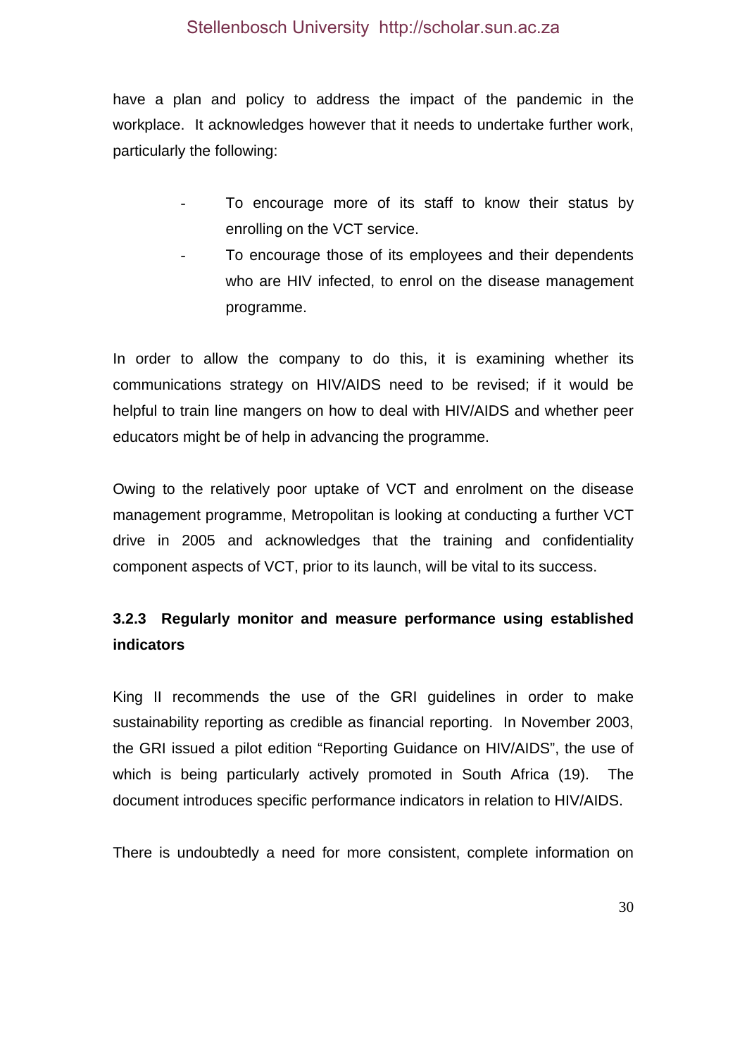have a plan and policy to address the impact of the pandemic in the workplace. It acknowledges however that it needs to undertake further work, particularly the following:

- To encourage more of its staff to know their status by enrolling on the VCT service.
- To encourage those of its employees and their dependents who are HIV infected, to enrol on the disease management programme.

In order to allow the company to do this, it is examining whether its communications strategy on HIV/AIDS need to be revised; if it would be helpful to train line mangers on how to deal with HIV/AIDS and whether peer educators might be of help in advancing the programme.

Owing to the relatively poor uptake of VCT and enrolment on the disease management programme, Metropolitan is looking at conducting a further VCT drive in 2005 and acknowledges that the training and confidentiality component aspects of VCT, prior to its launch, will be vital to its success.

### 3.2.3 Regularly monitor and measure performance using established indicators

King II recommends the use of the GRI guidelines in order to make sustainability reporting as credible as financial reporting. In November 2003, the GRI issued a pilot edition "Reporting Guidance on HIV/AIDS", the use of which is being particularly actively promoted in South Africa (19). The document introduces specific performance indicators in relation to HIV/AIDS.

There is undoubtedly a need for more consistent, complete information on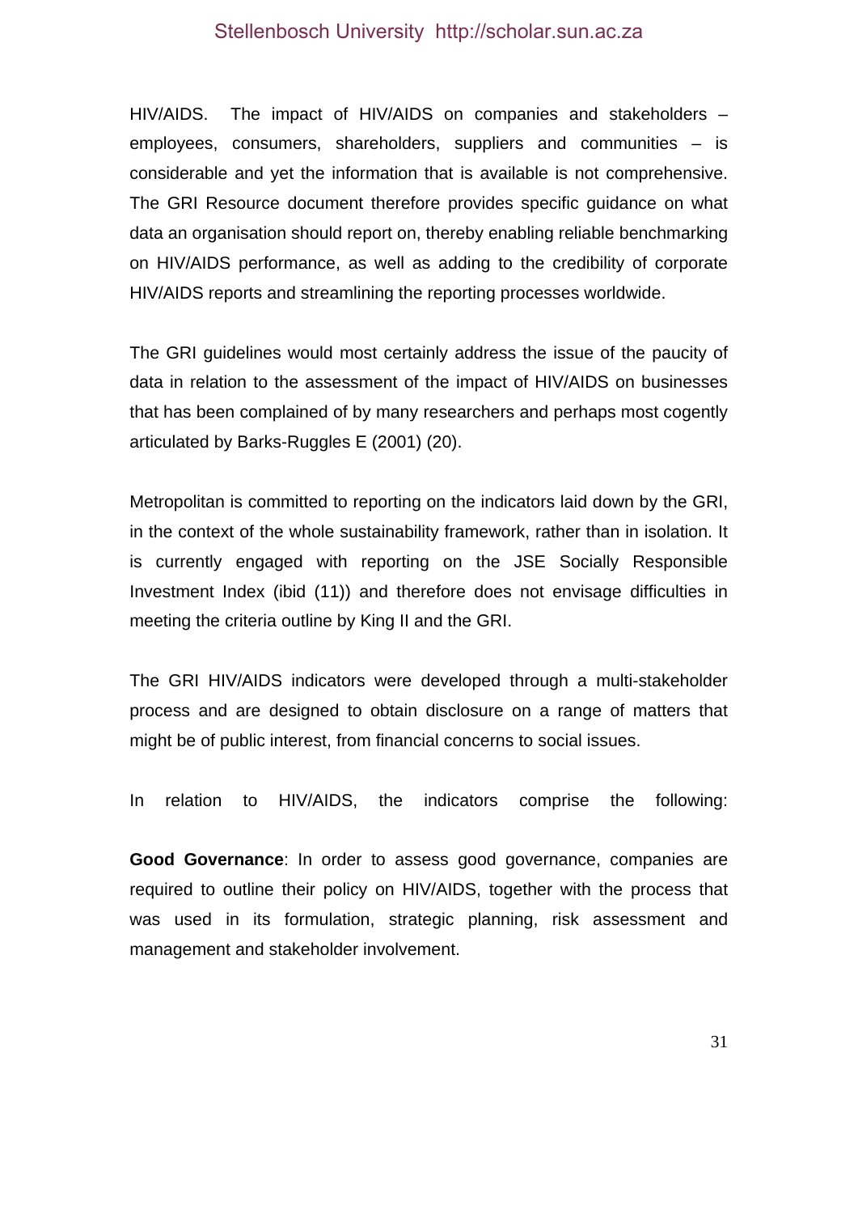HIV/AIDS. The impact of HIV/AIDS on companies and stakeholders – employees, consumers, shareholders, suppliers and communities – is considerable and yet the information that is available is not comprehensive. The GRI Resource document therefore provides specific guidance on what data an organisation should report on, thereby enabling reliable benchmarking on HIV/AIDS performance, as well as adding to the credibility of corporate HIV/AIDS reports and streamlining the reporting processes worldwide.

The GRI guidelines would most certainly address the issue of the paucity of data in relation to the assessment of the impact of HIV/AIDS on businesses that has been complained of by many researchers and perhaps most cogently articulated by Barks-Ruggles E (2001) (20).

Metropolitan is committed to reporting on the indicators laid down by the GRI, in the context of the whole sustainability framework, rather than in isolation. It is currently engaged with reporting on the JSE Socially Responsible Investment Index (ibid (11)) and therefore does not envisage difficulties in meeting the criteria outline by King II and the GRI.

The GRI HIV/AIDS indicators were developed through a multi-stakeholder process and are designed to obtain disclosure on a range of matters that might be of public interest, from financial concerns to social issues.

In relation to HIV/AIDS, the indicators comprise the following:

**Good Governance**: In order to assess good governance, companies are required to outline their policy on HIV/AIDS, together with the process that was used in its formulation, strategic planning, risk assessment and management and stakeholder involvement.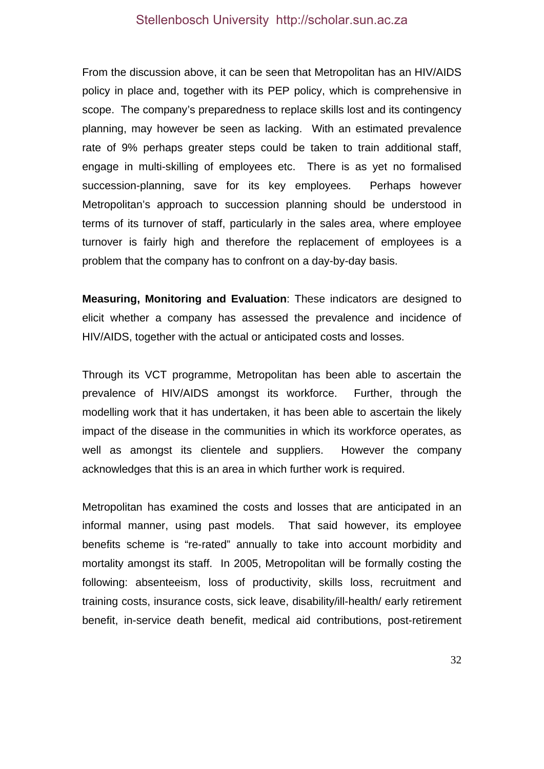From the discussion above, it can be seen that Metropolitan has an HIV/AIDS policy in place and, together with its PEP policy, which is comprehensive in scope. The company's preparedness to replace skills lost and its contingency planning, may however be seen as lacking. With an estimated prevalence rate of 9% perhaps greater steps could be taken to train additional staff, engage in multi-skilling of employees etc. There is as yet no formalised succession-planning, save for its key employees. Perhaps however Metropolitan's approach to succession planning should be understood in terms of its turnover of staff, particularly in the sales area, where employee turnover is fairly high and therefore the replacement of employees is a problem that the company has to confront on a day-by-day basis.

**Measuring, Monitoring and Evaluation**: These indicators are designed to elicit whether a company has assessed the prevalence and incidence of HIV/AIDS, together with the actual or anticipated costs and losses.

Through its VCT programme, Metropolitan has been able to ascertain the prevalence of HIV/AIDS amongst its workforce. Further, through the modelling work that it has undertaken, it has been able to ascertain the likely impact of the disease in the communities in which its workforce operates, as well as amongst its clientele and suppliers. However the company acknowledges that this is an area in which further work is required.

Metropolitan has examined the costs and losses that are anticipated in an informal manner, using past models. That said however, its employee benefits scheme is "re-rated" annually to take into account morbidity and mortality amongst its staff. In 2005, Metropolitan will be formally costing the following: absenteeism, loss of productivity, skills loss, recruitment and training costs, insurance costs, sick leave, disability/ill-health/ early retirement benefit, in-service death benefit, medical aid contributions, post-retirement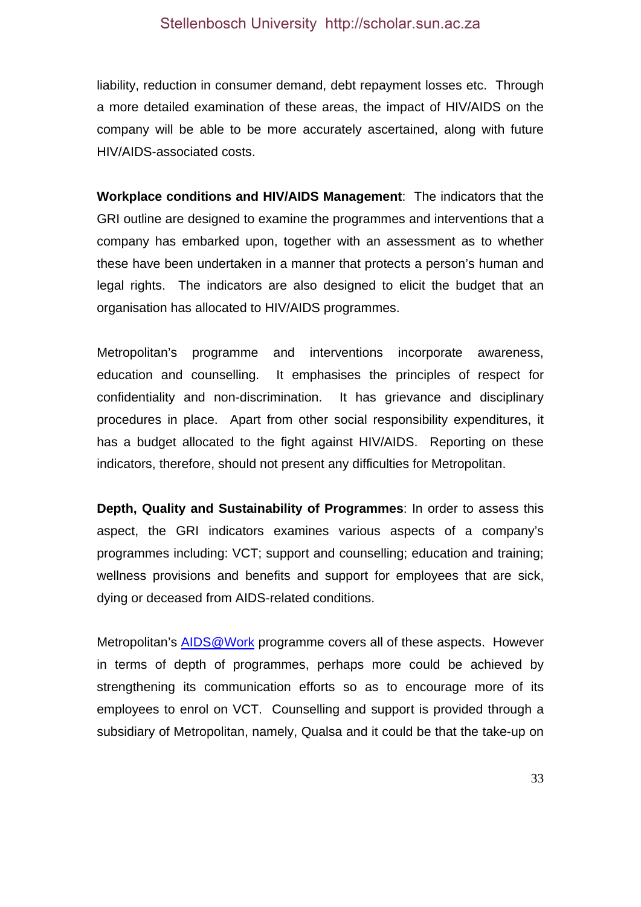liability, reduction in consumer demand, debt repayment losses etc. Through a more detailed examination of these areas, the impact of HIV/AIDS on the company will be able to be more accurately ascertained, along with future HIV/AIDS-associated costs.

**Workplace conditions and HIV/AIDS Management**: The indicators that the GRI outline are designed to examine the programmes and interventions that a company has embarked upon, together with an assessment as to whether these have been undertaken in a manner that protects a person's human and legal rights. The indicators are also designed to elicit the budget that an organisation has allocated to HIV/AIDS programmes.

Metropolitan's programme and interventions incorporate awareness, education and counselling. It emphasises the principles of respect for confidentiality and non-discrimination. It has grievance and disciplinary procedures in place. Apart from other social responsibility expenditures, it has a budget allocated to the fight against HIV/AIDS. Reporting on these indicators, therefore, should not present any difficulties for Metropolitan.

**Depth, Quality and Sustainability of Programmes**: In order to assess this aspect, the GRI indicators examines various aspects of a company's programmes including: VCT; support and counselling; education and training; wellness provisions and benefits and support for employees that are sick, dying or deceased from AIDS-related conditions.

Metropolitan's AIDS@Work programme covers all of these aspects. However in terms of depth of programmes, perhaps more could be achieved by strengthening its communication efforts so as to encourage more of its employees to enrol on VCT. Counselling and support is provided through a subsidiary of Metropolitan, namely, Qualsa and it could be that the take-up on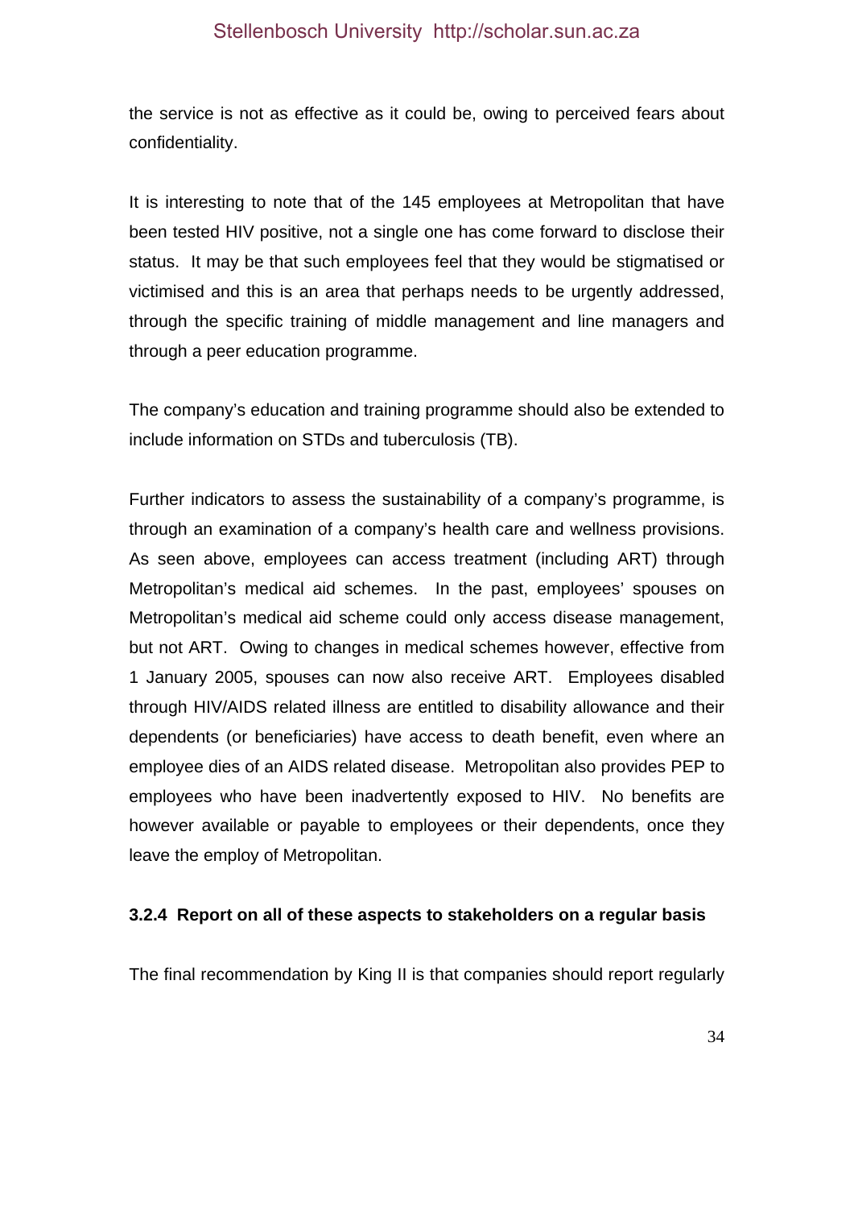the service is not as effective as it could be, owing to perceived fears about confidentiality.

It is interesting to note that of the 145 employees at Metropolitan that have been tested HIV positive, not a single one has come forward to disclose their status. It may be that such employees feel that they would be stigmatised or victimised and this is an area that perhaps needs to be urgently addressed, through the specific training of middle management and line managers and through a peer education programme.

The company's education and training programme should also be extended to include information on STDs and tuberculosis (TB).

Further indicators to assess the sustainability of a company's programme, is through an examination of a company's health care and wellness provisions. As seen above, employees can access treatment (including ART) through Metropolitan's medical aid schemes. In the past, employees' spouses on Metropolitan's medical aid scheme could only access disease management, but not ART. Owing to changes in medical schemes however, effective from 1 January 2005, spouses can now also receive ART. Employees disabled through HIV/AIDS related illness are entitled to disability allowance and their dependents (or beneficiaries) have access to death benefit, even where an employee dies of an AIDS related disease. Metropolitan also provides PEP to employees who have been inadvertently exposed to HIV. No benefits are however available or payable to employees or their dependents, once they leave the employ of Metropolitan.

### 3.2.4 Report on all of these aspects to stakeholders on a regular basis

The final recommendation by King II is that companies should report regularly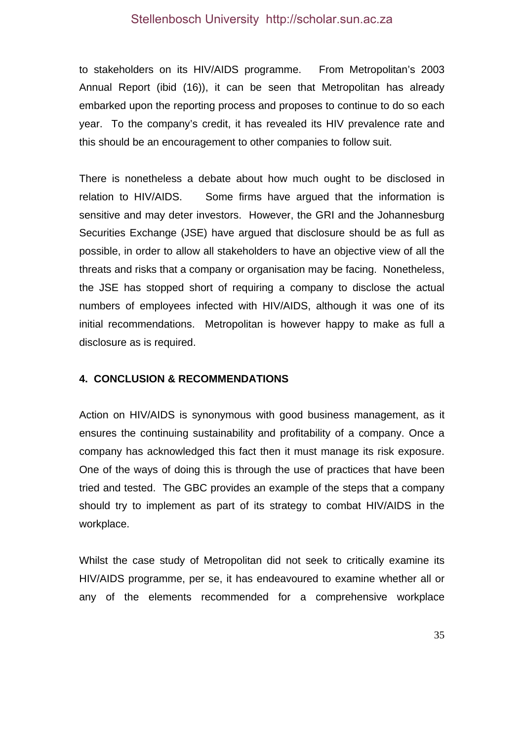to stakeholders on its HIV/AIDS programme. From Metropolitan's 2003 Annual Report (ibid (16)), it can be seen that Metropolitan has already embarked upon the reporting process and proposes to continue to do so each year. To the company's credit, it has revealed its HIV prevalence rate and this should be an encouragement to other companies to follow suit.

There is nonetheless a debate about how much ought to be disclosed in relation to HIV/AIDS. Some firms have argued that the information is sensitive and may deter investors. However, the GRI and the Johannesburg Securities Exchange (JSE) have argued that disclosure should be as full as possible, in order to allow all stakeholders to have an objective view of all the threats and risks that a company or organisation may be facing. Nonetheless, the JSE has stopped short of requiring a company to disclose the actual numbers of employees infected with HIV/AIDS, although it was one of its initial recommendations. Metropolitan is however happy to make as full a disclosure as is required.

## 4. CONCLUSION & RECOMMENDATIONS

Action on HIV/AIDS is synonymous with good business management, as it ensures the continuing sustainability and profitability of a company. Once a company has acknowledged this fact then it must manage its risk exposure. One of the ways of doing this is through the use of practices that have been tried and tested. The GBC provides an example of the steps that a company should try to implement as part of its strategy to combat HIV/AIDS in the workplace.

Whilst the case study of Metropolitan did not seek to critically examine its HIV/AIDS programme, per se, it has endeavoured to examine whether all or any of the elements recommended for a comprehensive workplace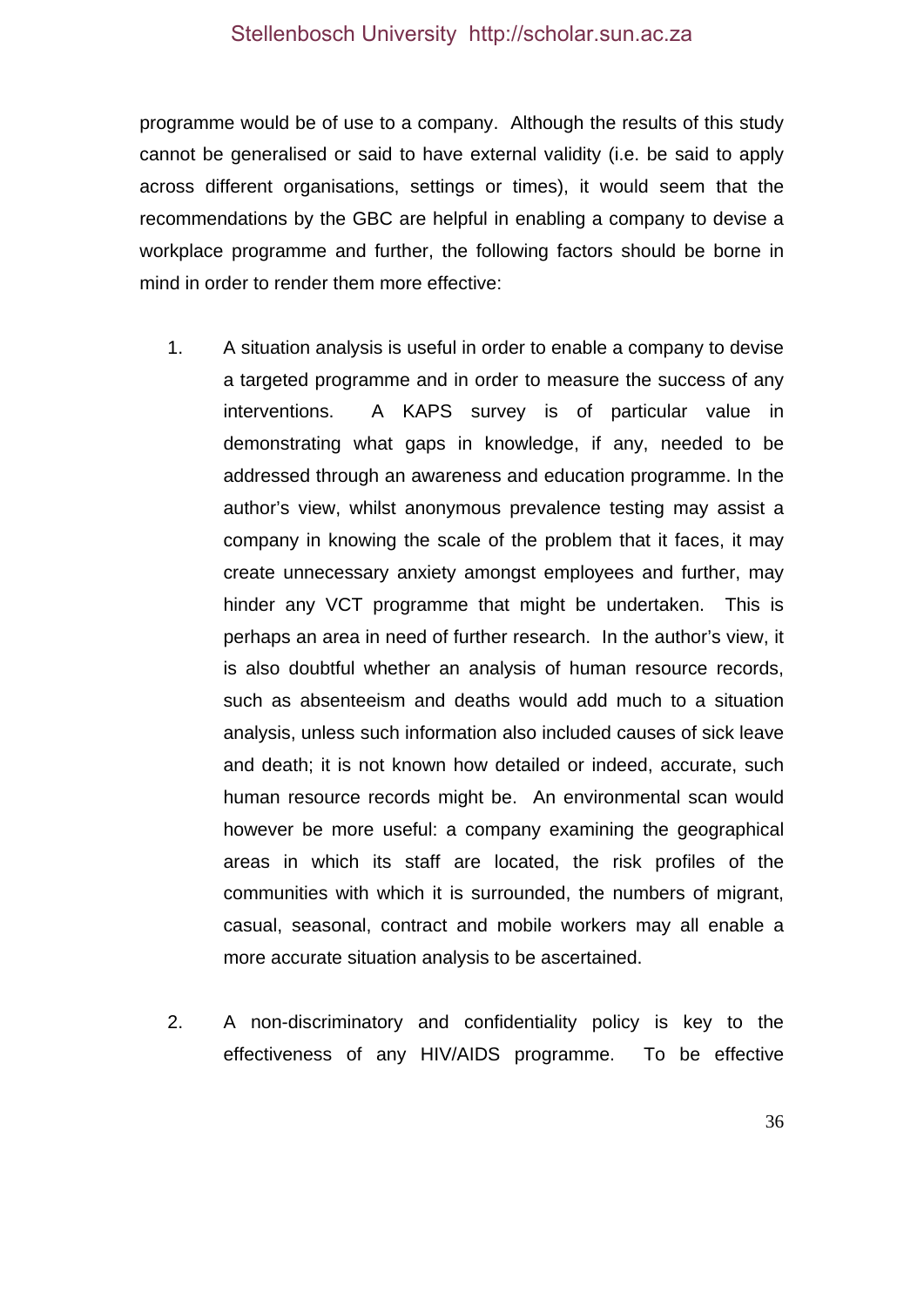programme would be of use to a company. Although the results of this study cannot be generalised or said to have external validity (i.e. be said to apply across different organisations, settings or times), it would seem that the recommendations by the GBC are helpful in enabling a company to devise a workplace programme and further, the following factors should be borne in mind in order to render them more effective:

1. A situation analysis is useful in order to enable a company to devise a targeted programme and in order to measure the success of any interventions. A KAPS survey is of particular value in demonstrating what gaps in knowledge, if any, needed to be addressed through an awareness and education programme. In the author's view, whilst anonymous prevalence testing may assist a company in knowing the scale of the problem that it faces, it may create unnecessary anxiety amongst employees and further, may hinder any VCT programme that might be undertaken. This is perhaps an area in need of further research. In the author's view, it is also doubtful whether an analysis of human resource records, such as absenteeism and deaths would add much to a situation analysis, unless such information also included causes of sick leave and death; it is not known how detailed or indeed, accurate, such human resource records might be. An environmental scan would however be more useful: a company examining the geographical areas in which its staff are located, the risk profiles of the communities with which it is surrounded, the numbers of migrant, casual, seasonal, contract and mobile workers may all enable a more accurate situation analysis to be ascertained.

2. A non-discriminatory and confidentiality policy is key to the effectiveness of any HIV/AIDS programme. To be effective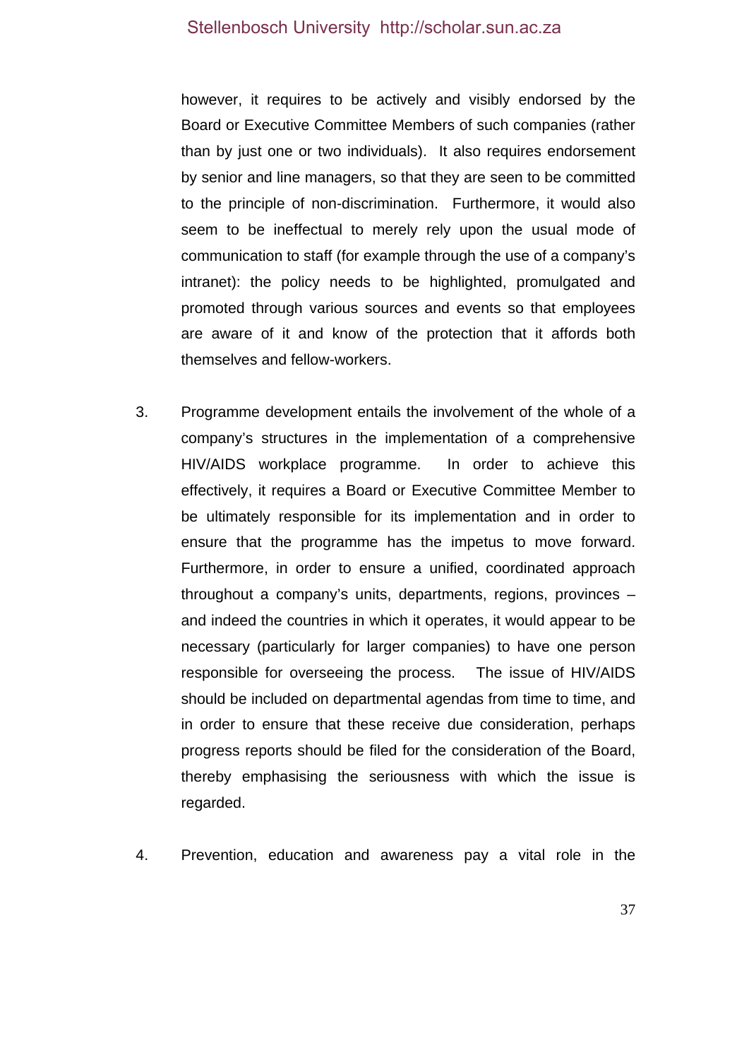however, it requires to be actively and visibly endorsed by the Board or Executive Committee Members of such companies (rather than by just one or two individuals). It also requires endorsement by senior and line managers, so that they are seen to be committed to the principle of non-discrimination. Furthermore, it would also seem to be ineffectual to merely rely upon the usual mode of communication to staff (for example through the use of a company's intranet): the policy needs to be highlighted, promulgated and promoted through various sources and events so that employees are aware of it and know of the protection that it affords both themselves and fellow-workers.

3. Programme development entails the involvement of the whole of a company's structures in the implementation of a comprehensive HIV/AIDS workplace programme. In order to achieve this effectively, it requires a Board or Executive Committee Member to be ultimately responsible for its implementation and in order to ensure that the programme has the impetus to move forward. Furthermore, in order to ensure a unified, coordinated approach throughout a company's units, departments, regions, provinces – and indeed the countries in which it operates, it would appear to be necessary (particularly for larger companies) to have one person responsible for overseeing the process. The issue of HIV/AIDS should be included on departmental agendas from time to time, and in order to ensure that these receive due consideration, perhaps progress reports should be filed for the consideration of the Board, thereby emphasising the seriousness with which the issue is regarded.

4. Prevention, education and awareness pay a vital role in the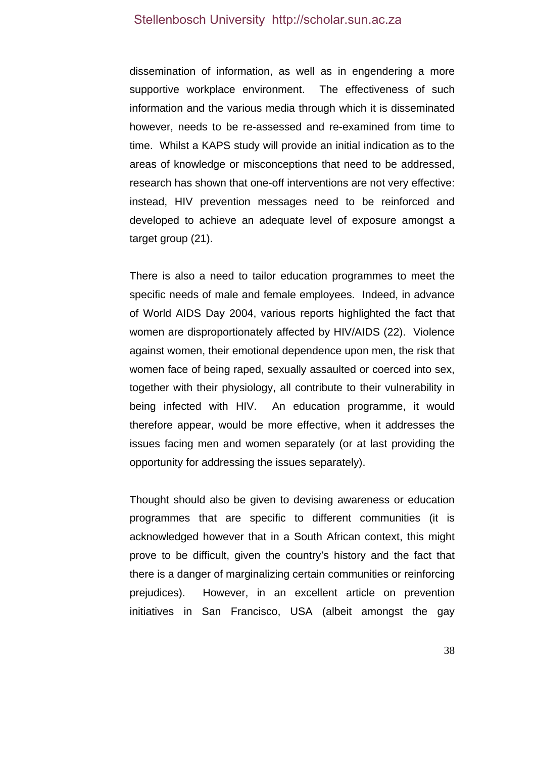dissemination of information, as well as in engendering a more supportive workplace environment. The effectiveness of such information and the various media through which it is disseminated however, needs to be re-assessed and re-examined from time to time. Whilst a KAPS study will provide an initial indication as to the areas of knowledge or misconceptions that need to be addressed, research has shown that one-off interventions are not very effective: instead, HIV prevention messages need to be reinforced and developed to achieve an adequate level of exposure amongst a target group (21).

There is also a need to tailor education programmes to meet the specific needs of male and female employees. Indeed, in advance of World AIDS Day 2004, various reports highlighted the fact that women are disproportionately affected by HIV/AIDS (22). Violence against women, their emotional dependence upon men, the risk that women face of being raped, sexually assaulted or coerced into sex, together with their physiology, all contribute to their vulnerability in being infected with HIV. An education programme, it would therefore appear, would be more effective, when it addresses the issues facing men and women separately (or at last providing the opportunity for addressing the issues separately).

Thought should also be given to devising awareness or education programmes that are specific to different communities (it is acknowledged however that in a South African context, this might prove to be difficult, given the country's history and the fact that there is a danger of marginalizing certain communities or reinforcing prejudices). However, in an excellent article on prevention initiatives in San Francisco, USA (albeit amongst the gay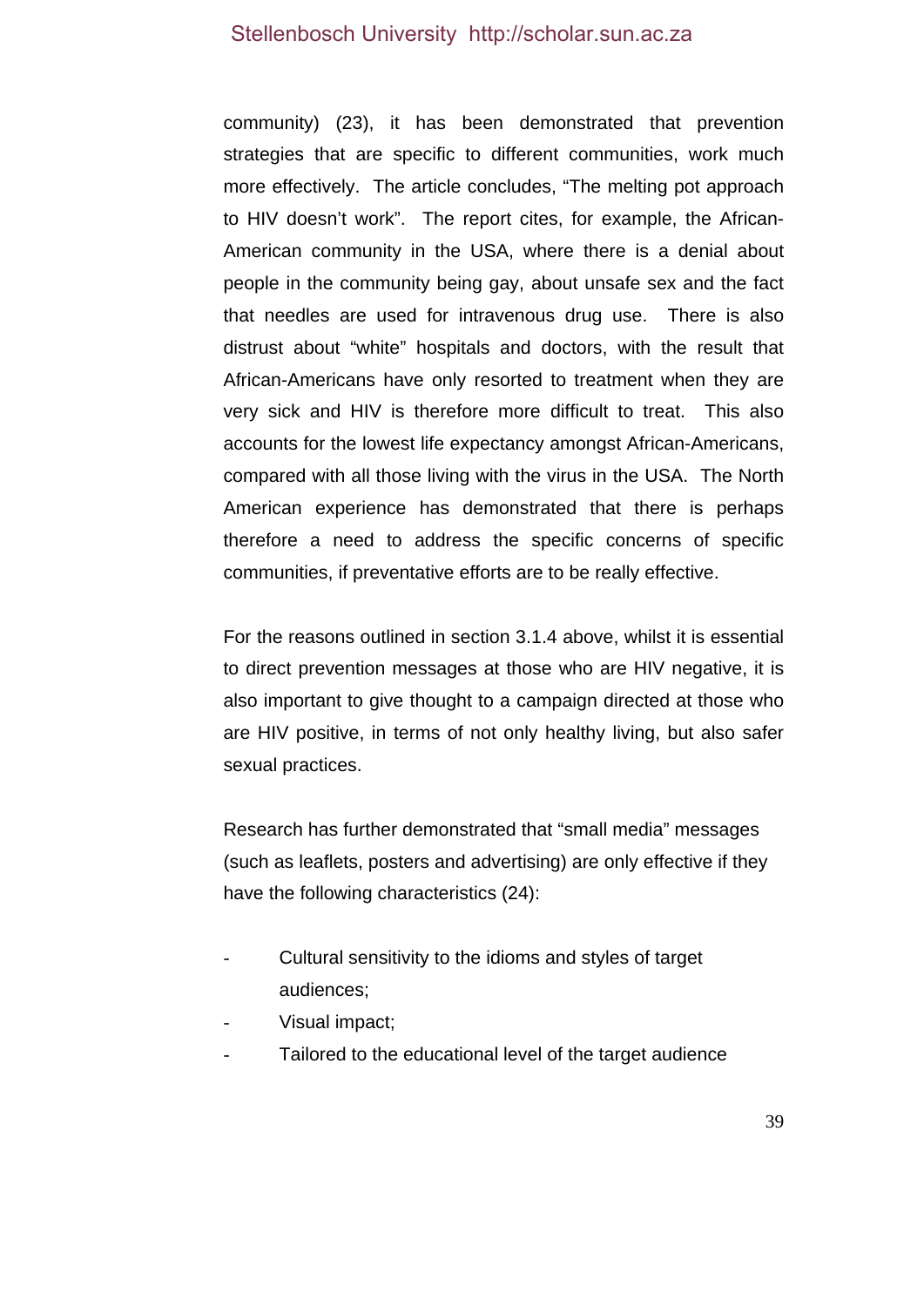community) (23), it has been demonstrated that prevention strategies that are specific to different communities, work much more effectively. The article concludes, "The melting pot approach to HIV doesn't work". The report cites, for example, the African-American community in the USA, where there is a denial about people in the community being gay, about unsafe sex and the fact that needles are used for intravenous drug use. There is also distrust about "white" hospitals and doctors, with the result that African-Americans have only resorted to treatment when they are very sick and HIV is therefore more difficult to treat. This also accounts for the lowest life expectancy amongst African-Americans, compared with all those living with the virus in the USA. The North American experience has demonstrated that there is perhaps therefore a need to address the specific concerns of specific communities, if preventative efforts are to be really effective.

For the reasons outlined in section 3.1.4 above, whilst it is essential to direct prevention messages at those who are HIV negative, it is also important to give thought to a campaign directed at those who are HIV positive, in terms of not only healthy living, but also safer sexual practices.

Research has further demonstrated that "small media" messages (such as leaflets, posters and advertising) are only effective if they have the following characteristics (24):

- Cultural sensitivity to the idioms and styles of target audiences;
- Visual impact;
- Tailored to the educational level of the target audience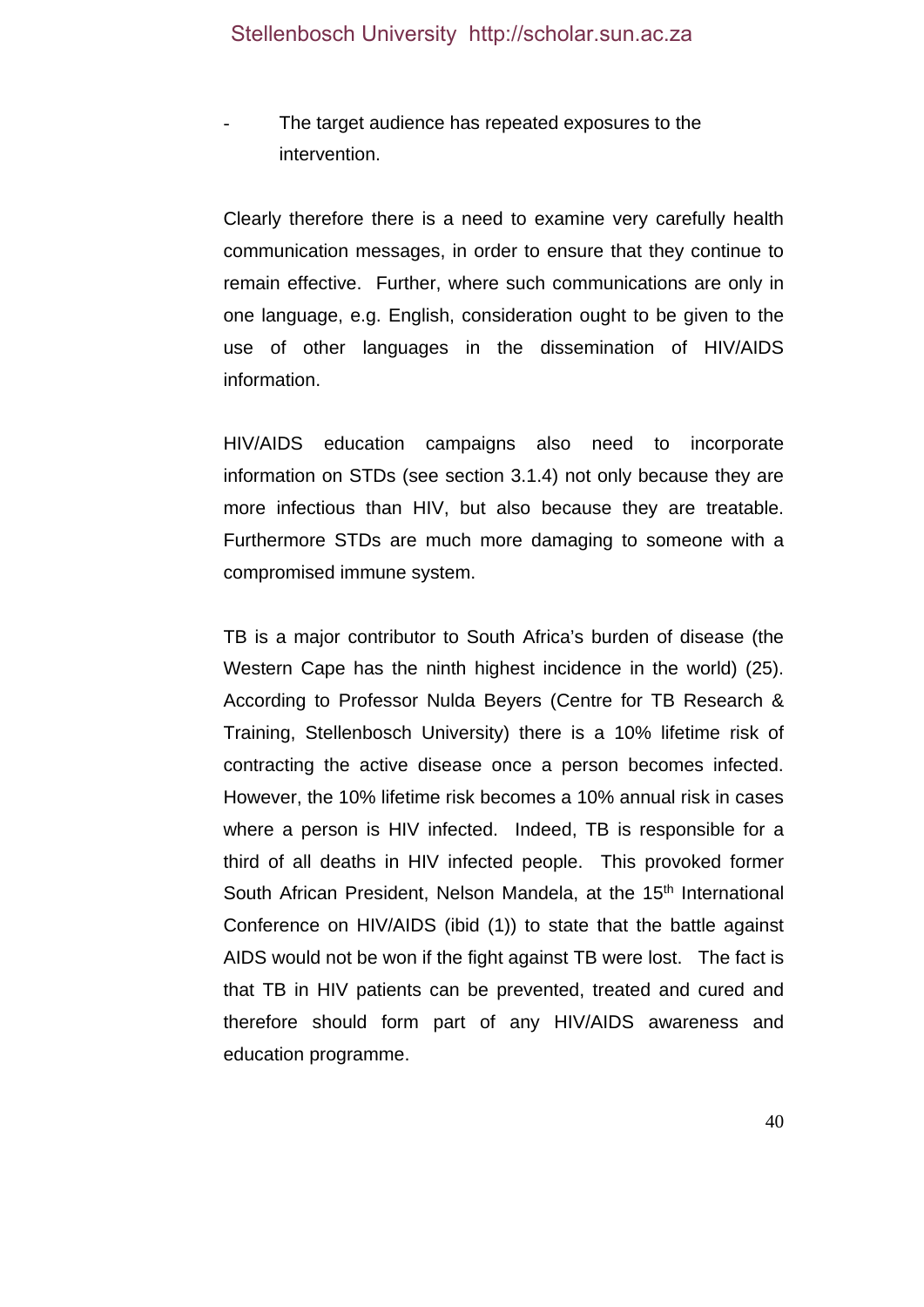- The target audience has repeated exposures to the intervention.

Clearly therefore there is a need to examine very carefully health communication messages, in order to ensure that they continue to remain effective. Further, where such communications are only in one language, e.g. English, consideration ought to be given to the use of other languages in the dissemination of HIV/AIDS information.

HIV/AIDS education campaigns also need to incorporate information on STDs (see section 3.1.4) not only because they are more infectious than HIV, but also because they are treatable. Furthermore STDs are much more damaging to someone with a compromised immune system.

TB is a major contributor to South Africa's burden of disease (the Western Cape has the ninth highest incidence in the world) (25). According to Professor Nulda Beyers (Centre for TB Research & Training, Stellenbosch University) there is a 10% lifetime risk of contracting the active disease once a person becomes infected. However, the 10% lifetime risk becomes a 10% annual risk in cases where a person is HIV infected. Indeed, TB is responsible for a third of all deaths in HIV infected people. This provoked former South African President, Nelson Mandela, at the 15th International Conference on HIV/AIDS (ibid (1)) to state that the battle against AIDS would not be won if the fight against TB were lost. The fact is that TB in HIV patients can be prevented, treated and cured and therefore should form part of any HIV/AIDS awareness and education programme.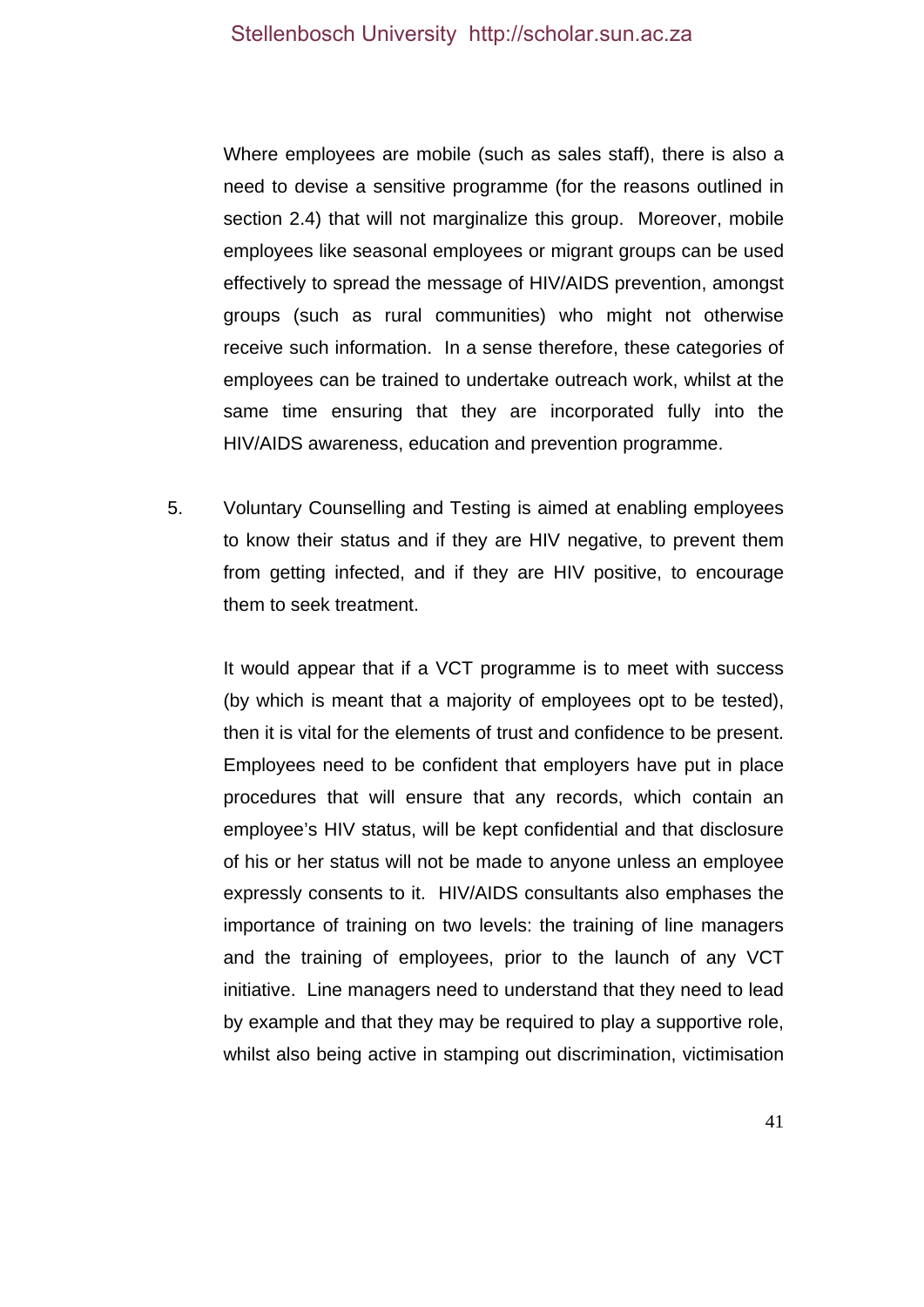Where employees are mobile (such as sales staff), there is also a need to devise a sensitive programme (for the reasons outlined in section 2.4) that will not marginalize this group. Moreover, mobile employees like seasonal employees or migrant groups can be used effectively to spread the message of HIV/AIDS prevention, amongst groups (such as rural communities) who might not otherwise receive such information. In a sense therefore, these categories of employees can be trained to undertake outreach work, whilst at the same time ensuring that they are incorporated fully into the HIV/AIDS awareness, education and prevention programme.

5. Voluntary Counselling and Testing is aimed at enabling employees to know their status and if they are HIV negative, to prevent them from getting infected, and if they are HIV positive, to encourage them to seek treatment.

   It would appear that if a VCT programme is to meet with success (by which is meant that a majority of employees opt to be tested), then it is vital for the elements of trust and confidence to be present. Employees need to be confident that employers have put in place procedures that will ensure that any records, which contain an employee's HIV status, will be kept confidential and that disclosure of his or her status will not be made to anyone unless an employee expressly consents to it. HIV/AIDS consultants also emphases the importance of training on two levels: the training of line managers and the training of employees, prior to the launch of any VCT initiative. Line managers need to understand that they need to lead by example and that they may be required to play a supportive role, whilst also being active in stamping out discrimination, victimisation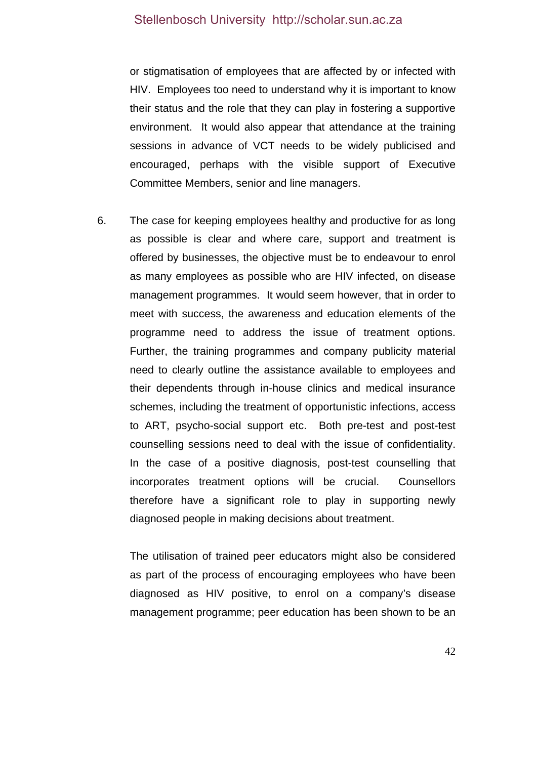or stigmatisation of employees that are affected by or infected with HIV. Employees too need to understand why it is important to know their status and the role that they can play in fostering a supportive environment. It would also appear that attendance at the training sessions in advance of VCT needs to be widely publicised and encouraged, perhaps with the visible support of Executive Committee Members, senior and line managers.

6. The case for keeping employees healthy and productive for as long as possible is clear and where care, support and treatment is offered by businesses, the objective must be to endeavour to enrol as many employees as possible who are HIV infected, on disease management programmes. It would seem however, that in order to meet with success, the awareness and education elements of the programme need to address the issue of treatment options. Further, the training programmes and company publicity material need to clearly outline the assistance available to employees and their dependents through in-house clinics and medical insurance schemes, including the treatment of opportunistic infections, access to ART, psycho-social support etc. Both pre-test and post-test counselling sessions need to deal with the issue of confidentiality. In the case of a positive diagnosis, post-test counselling that incorporates treatment options will be crucial. Counsellors therefore have a significant role to play in supporting newly diagnosed people in making decisions about treatment.

   The utilisation of trained peer educators might also be considered as part of the process of encouraging employees who have been diagnosed as HIV positive, to enrol on a company's disease management programme; peer education has been shown to be an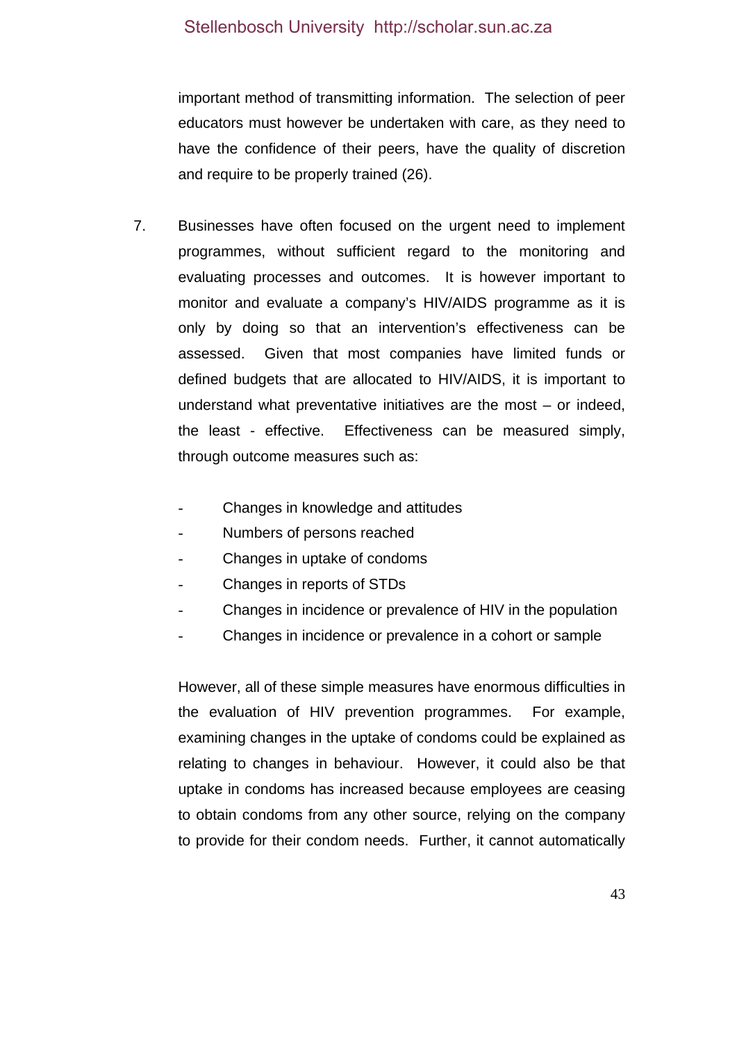important method of transmitting information. The selection of peer educators must however be undertaken with care, as they need to have the confidence of their peers, have the quality of discretion and require to be properly trained (26).

7. Businesses have often focused on the urgent need to implement programmes, without sufficient regard to the monitoring and evaluating processes and outcomes. It is however important to monitor and evaluate a company's HIV/AIDS programme as it is only by doing so that an intervention's effectiveness can be assessed. Given that most companies have limited funds or defined budgets that are allocated to HIV/AIDS, it is important to understand what preventative initiatives are the most – or indeed, the least - effective. Effectiveness can be measured simply, through outcome measures such as:

   - Changes in knowledge and attitudes
   - Numbers of persons reached
   - Changes in uptake of condoms
   - Changes in reports of STDs
   - Changes in incidence or prevalence of HIV in the population
   - Changes in incidence or prevalence in a cohort or sample

   However, all of these simple measures have enormous difficulties in the evaluation of HIV prevention programmes. For example, examining changes in the uptake of condoms could be explained as relating to changes in behaviour. However, it could also be that uptake in condoms has increased because employees are ceasing to obtain condoms from any other source, relying on the company to provide for their condom needs. Further, it cannot automatically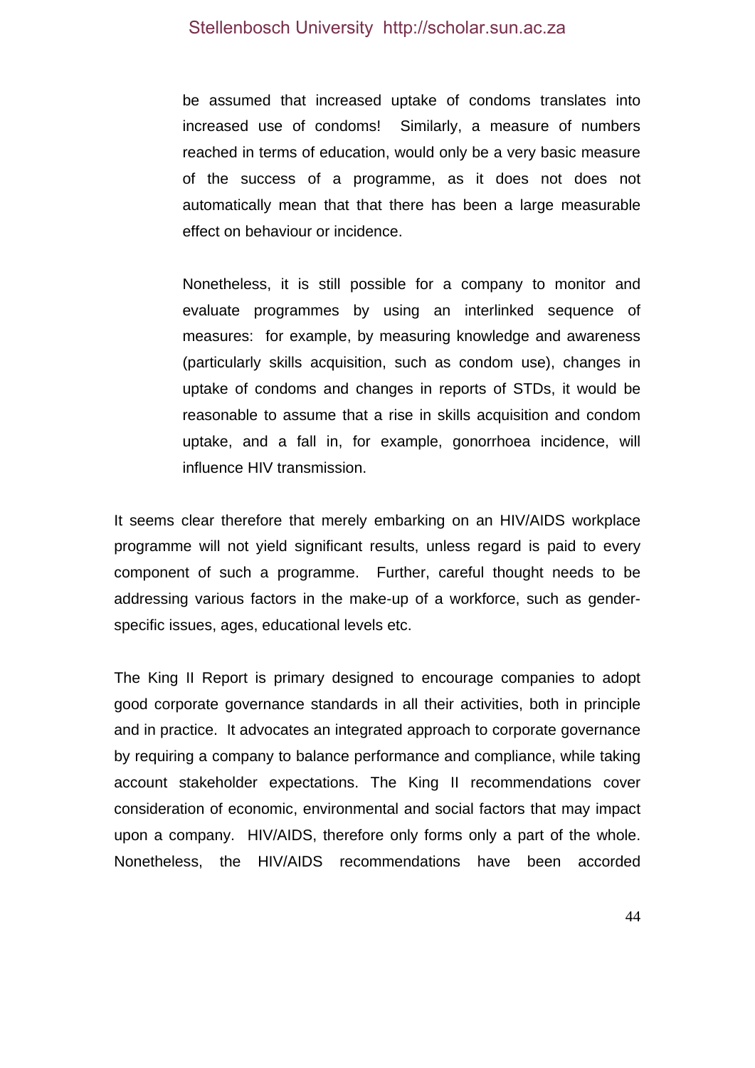be assumed that increased uptake of condoms translates into increased use of condoms! Similarly, a measure of numbers reached in terms of education, would only be a very basic measure of the success of a programme, as it does not does not automatically mean that that there has been a large measurable effect on behaviour or incidence.

> Nonetheless, it is still possible for a company to monitor and evaluate programmes by using an interlinked sequence of measures: for example, by measuring knowledge and awareness (particularly skills acquisition, such as condom use), changes in uptake of condoms and changes in reports of STDs, it would be reasonable to assume that a rise in skills acquisition and condom uptake, and a fall in, for example, gonorrhoea incidence, will influence HIV transmission.

It seems clear therefore that merely embarking on an HIV/AIDS workplace programme will not yield significant results, unless regard is paid to every component of such a programme. Further, careful thought needs to be addressing various factors in the make-up of a workforce, such as gender-specific issues, ages, educational levels etc.

The King II Report is primary designed to encourage companies to adopt good corporate governance standards in all their activities, both in principle and in practice. It advocates an integrated approach to corporate governance by requiring a company to balance performance and compliance, while taking account stakeholder expectations. The King II recommendations cover consideration of economic, environmental and social factors that may impact upon a company. HIV/AIDS, therefore only forms only a part of the whole. Nonetheless, the HIV/AIDS recommendations have been accorded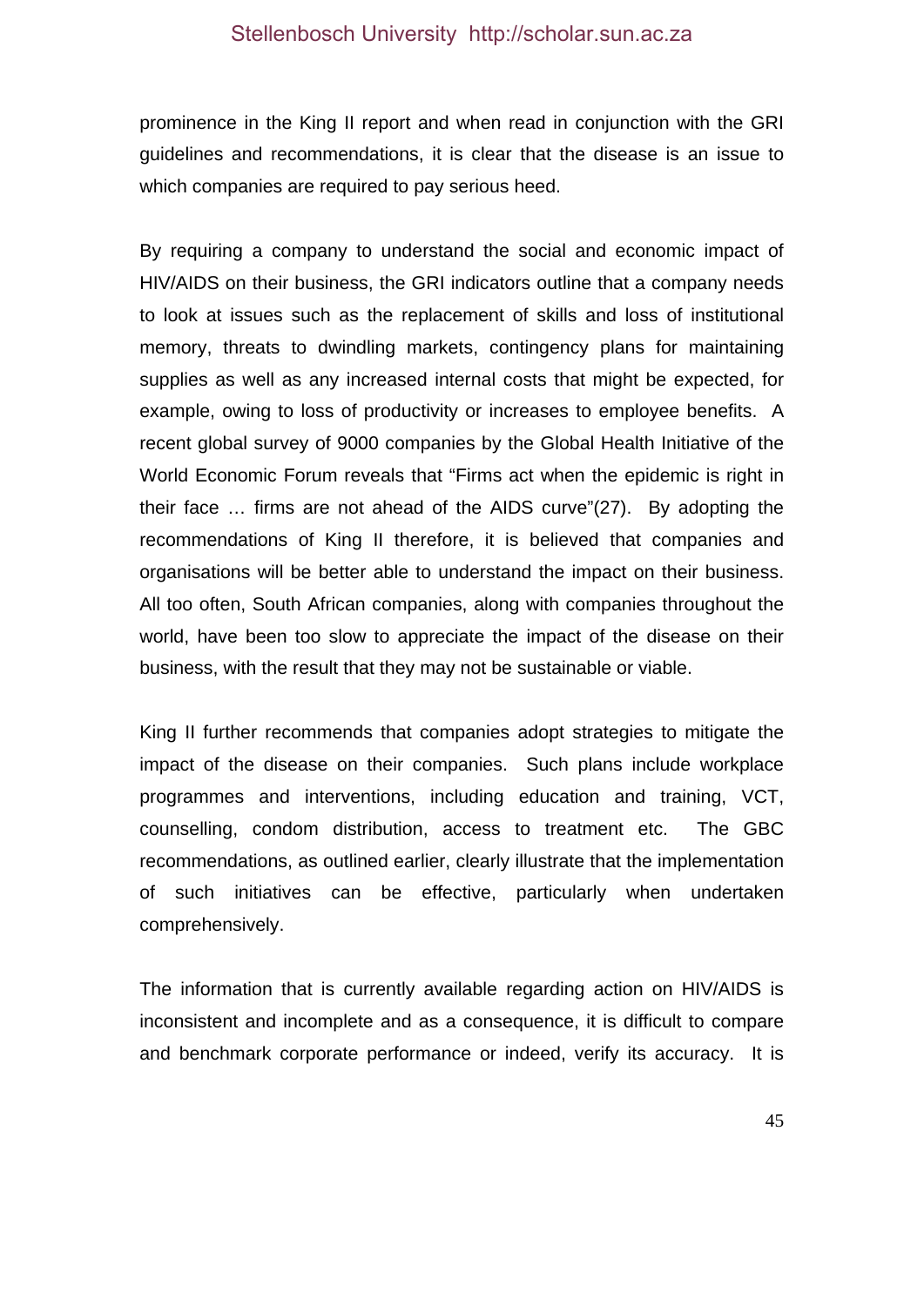prominence in the King II report and when read in conjunction with the GRI guidelines and recommendations, it is clear that the disease is an issue to which companies are required to pay serious heed.

By requiring a company to understand the social and economic impact of HIV/AIDS on their business, the GRI indicators outline that a company needs to look at issues such as the replacement of skills and loss of institutional memory, threats to dwindling markets, contingency plans for maintaining supplies as well as any increased internal costs that might be expected, for example, owing to loss of productivity or increases to employee benefits. A recent global survey of 9000 companies by the Global Health Initiative of the World Economic Forum reveals that "Firms act when the epidemic is right in their face … firms are not ahead of the AIDS curve"(27). By adopting the recommendations of King II therefore, it is believed that companies and organisations will be better able to understand the impact on their business. All too often, South African companies, along with companies throughout the world, have been too slow to appreciate the impact of the disease on their business, with the result that they may not be sustainable or viable.

King II further recommends that companies adopt strategies to mitigate the impact of the disease on their companies. Such plans include workplace programmes and interventions, including education and training, VCT, counselling, condom distribution, access to treatment etc. The GBC recommendations, as outlined earlier, clearly illustrate that the implementation of such initiatives can be effective, particularly when undertaken comprehensively.

The information that is currently available regarding action on HIV/AIDS is inconsistent and incomplete and as a consequence, it is difficult to compare and benchmark corporate performance or indeed, verify its accuracy. It is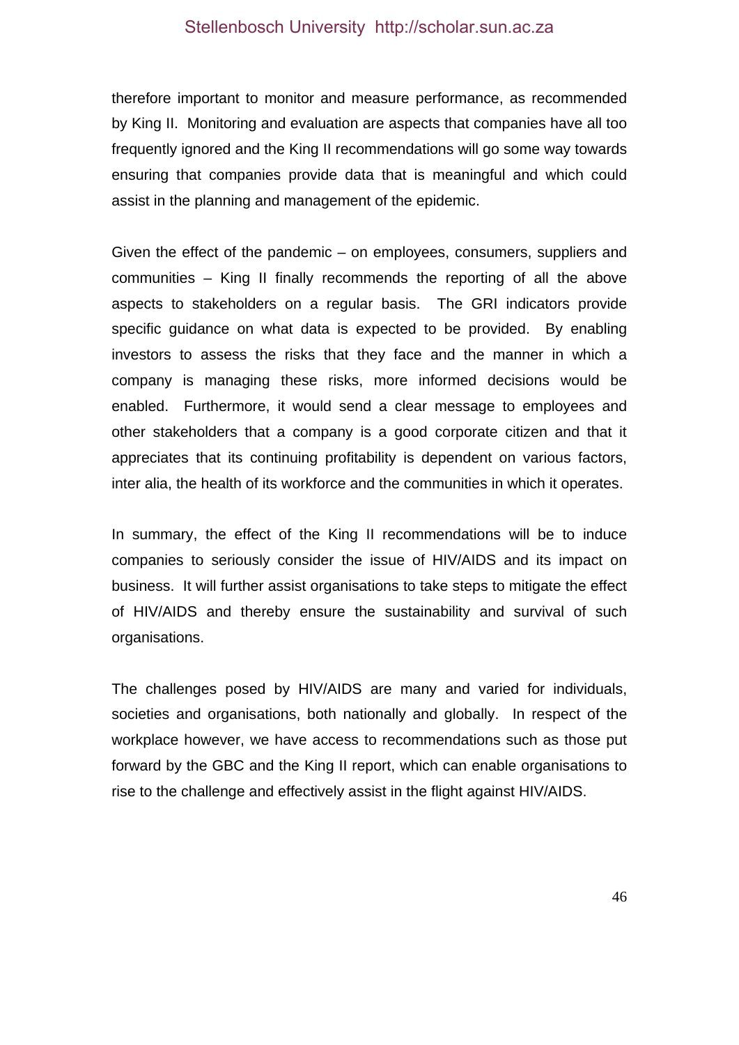therefore important to monitor and measure performance, as recommended by King II. Monitoring and evaluation are aspects that companies have all too frequently ignored and the King II recommendations will go some way towards ensuring that companies provide data that is meaningful and which could assist in the planning and management of the epidemic.

Given the effect of the pandemic – on employees, consumers, suppliers and communities – King II finally recommends the reporting of all the above aspects to stakeholders on a regular basis. The GRI indicators provide specific guidance on what data is expected to be provided. By enabling investors to assess the risks that they face and the manner in which a company is managing these risks, more informed decisions would be enabled. Furthermore, it would send a clear message to employees and other stakeholders that a company is a good corporate citizen and that it appreciates that its continuing profitability is dependent on various factors, inter alia, the health of its workforce and the communities in which it operates.

In summary, the effect of the King II recommendations will be to induce companies to seriously consider the issue of HIV/AIDS and its impact on business. It will further assist organisations to take steps to mitigate the effect of HIV/AIDS and thereby ensure the sustainability and survival of such organisations.

The challenges posed by HIV/AIDS are many and varied for individuals, societies and organisations, both nationally and globally. In respect of the workplace however, we have access to recommendations such as those put forward by the GBC and the King II report, which can enable organisations to rise to the challenge and effectively assist in the flight against HIV/AIDS.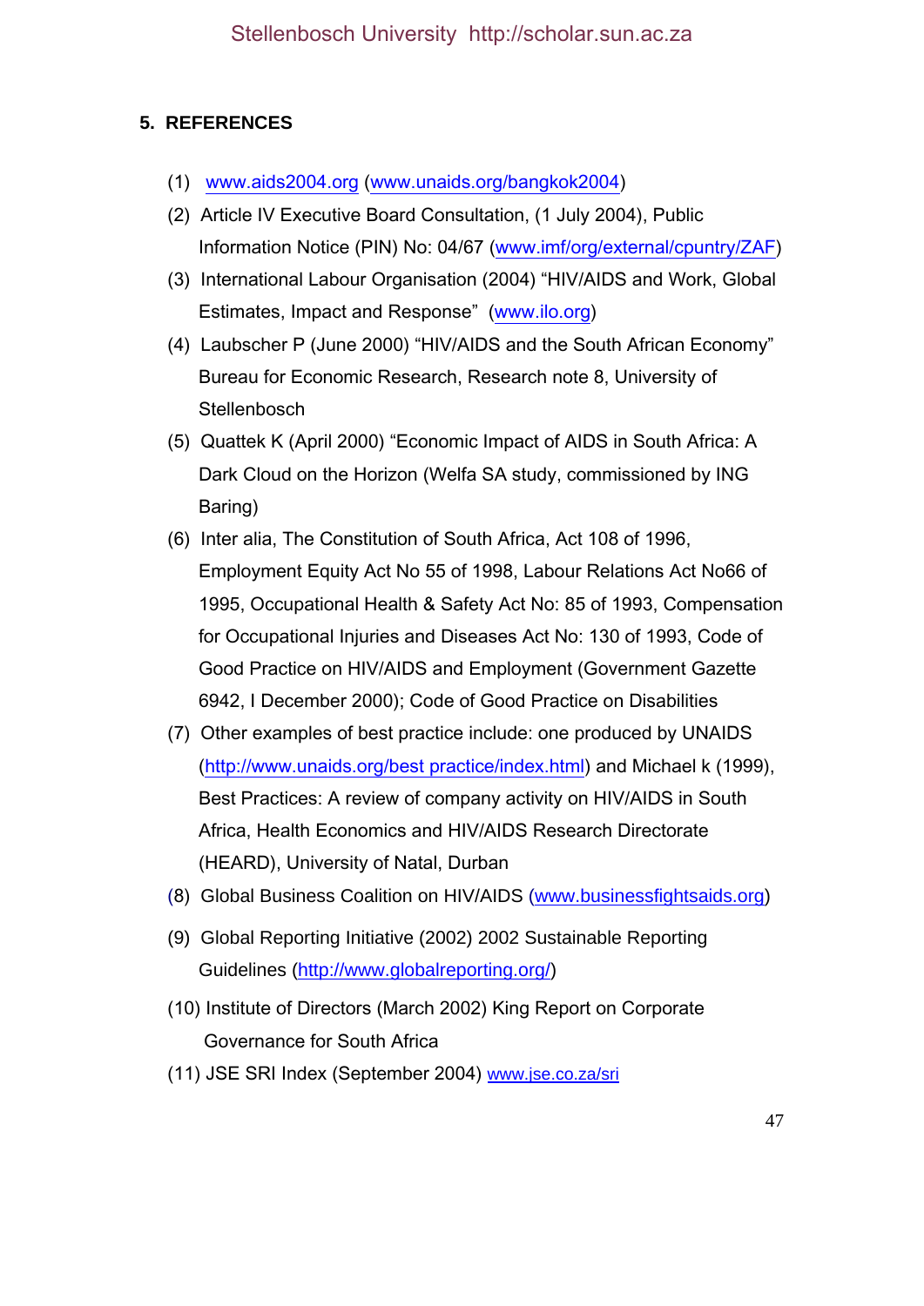## 5. REFERENCES

(1) www.aids2004.org (www.unaids.org/bangkok2004)

(2) Article IV Executive Board Consultation, (1 July 2004), Public Information Notice (PIN) No: 04/67 (www.imf/org/external/cpuntry/ZAF)

(3) International Labour Organisation (2004) "HIV/AIDS and Work, Global Estimates, Impact and Response" (www.ilo.org)

(4) Laubscher P (June 2000) "HIV/AIDS and the South African Economy" Bureau for Economic Research, Research note 8, University of Stellenbosch

(5) Quattek K (April 2000) "Economic Impact of AIDS in South Africa: A Dark Cloud on the Horizon (Welfa SA study, commissioned by ING Baring)

(6) Inter alia, The Constitution of South Africa, Act 108 of 1996, Employment Equity Act No 55 of 1998, Labour Relations Act No66 of 1995, Occupational Health & Safety Act No: 85 of 1993, Compensation for Occupational Injuries and Diseases Act No: 130 of 1993, Code of Good Practice on HIV/AIDS and Employment (Government Gazette 6942, I December 2000); Code of Good Practice on Disabilities

(7) Other examples of best practice include: one produced by UNAIDS (http://www.unaids.org/best practice/index.html) and Michael k (1999), Best Practices: A review of company activity on HIV/AIDS in South Africa, Health Economics and HIV/AIDS Research Directorate (HEARD), University of Natal, Durban

(8) Global Business Coalition on HIV/AIDS (www.businessfightsaids.org)

(9) Global Reporting Initiative (2002) 2002 Sustainable Reporting Guidelines (http://www.globalreporting.org/)

(10) Institute of Directors (March 2002) King Report on Corporate Governance for South Africa

(11) JSE SRI Index (September 2004) www.jse.co.za/sri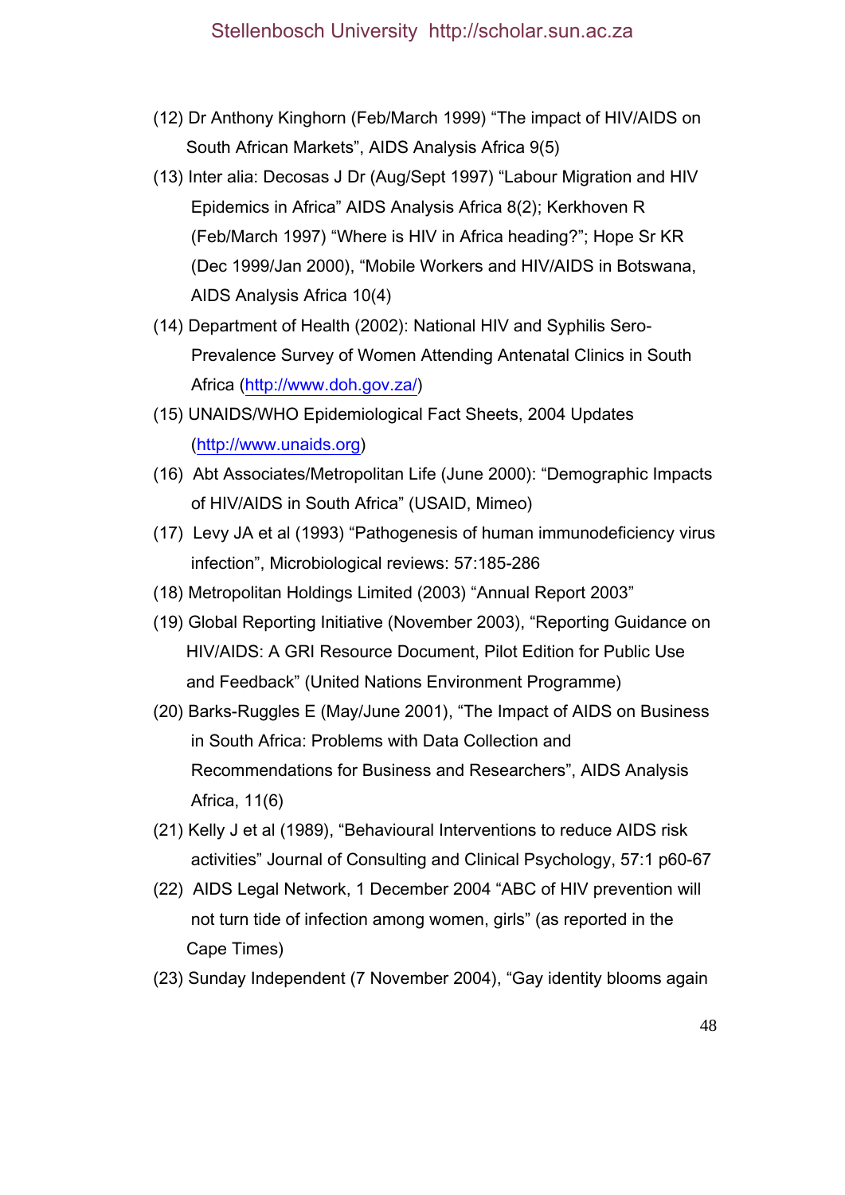(12) Dr Anthony Kinghorn (Feb/March 1999) "The impact of HIV/AIDS on South African Markets", AIDS Analysis Africa 9(5)

(13) Inter alia: Decosas J Dr (Aug/Sept 1997) "Labour Migration and HIV Epidemics in Africa" AIDS Analysis Africa 8(2); Kerkhoven R (Feb/March 1997) "Where is HIV in Africa heading?"; Hope Sr KR (Dec 1999/Jan 2000), "Mobile Workers and HIV/AIDS in Botswana, AIDS Analysis Africa 10(4)

(14) Department of Health (2002): National HIV and Syphilis Sero-Prevalence Survey of Women Attending Antenatal Clinics in South Africa (http://www.doh.gov.za/)

(15) UNAIDS/WHO Epidemiological Fact Sheets, 2004 Updates (http://www.unaids.org)

(16) Abt Associates/Metropolitan Life (June 2000): "Demographic Impacts of HIV/AIDS in South Africa" (USAID, Mimeo)

(17) Levy JA et al (1993) "Pathogenesis of human immunodeficiency virus infection", Microbiological reviews: 57:185-286

(18) Metropolitan Holdings Limited (2003) "Annual Report 2003"

(19) Global Reporting Initiative (November 2003), "Reporting Guidance on HIV/AIDS: A GRI Resource Document, Pilot Edition for Public Use and Feedback" (United Nations Environment Programme)

(20) Barks-Ruggles E (May/June 2001), "The Impact of AIDS on Business in South Africa: Problems with Data Collection and Recommendations for Business and Researchers", AIDS Analysis Africa, 11(6)

(21) Kelly J et al (1989), "Behavioural Interventions to reduce AIDS risk activities" Journal of Consulting and Clinical Psychology, 57:1 p60-67

(22) AIDS Legal Network, 1 December 2004 "ABC of HIV prevention will not turn tide of infection among women, girls" (as reported in the Cape Times)

(23) Sunday Independent (7 November 2004), "Gay identity blooms again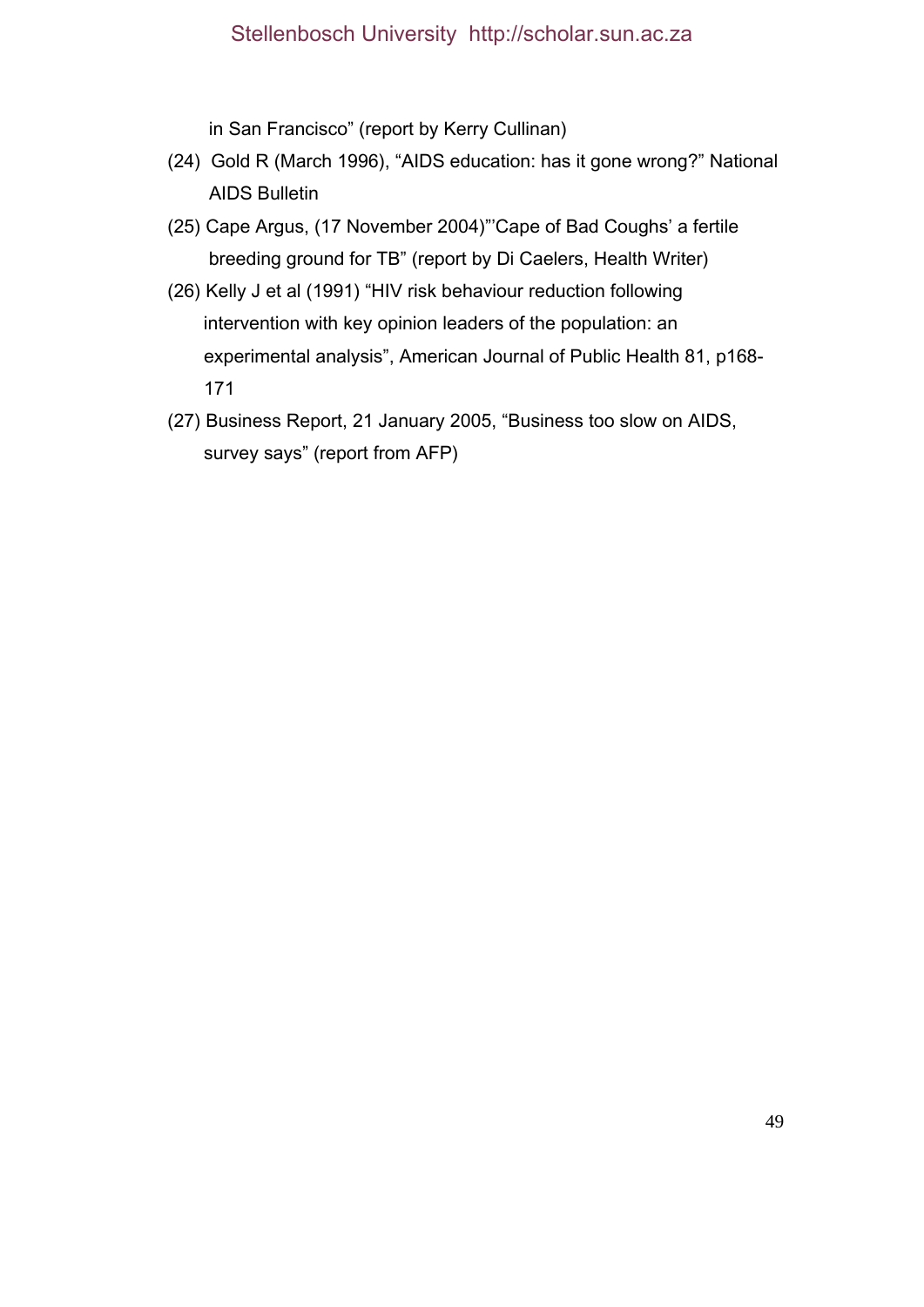in San Francisco" (report by Kerry Cullinan)

(24) Gold R (March 1996), "AIDS education: has it gone wrong?" National AIDS Bulletin

(25) Cape Argus, (17 November 2004)"'Cape of Bad Coughs' a fertile breeding ground for TB" (report by Di Caelers, Health Writer)

(26) Kelly J et al (1991) "HIV risk behaviour reduction following intervention with key opinion leaders of the population: an experimental analysis", American Journal of Public Health 81, p168-171

(27) Business Report, 21 January 2005, "Business too slow on AIDS, survey says" (report from AFP)